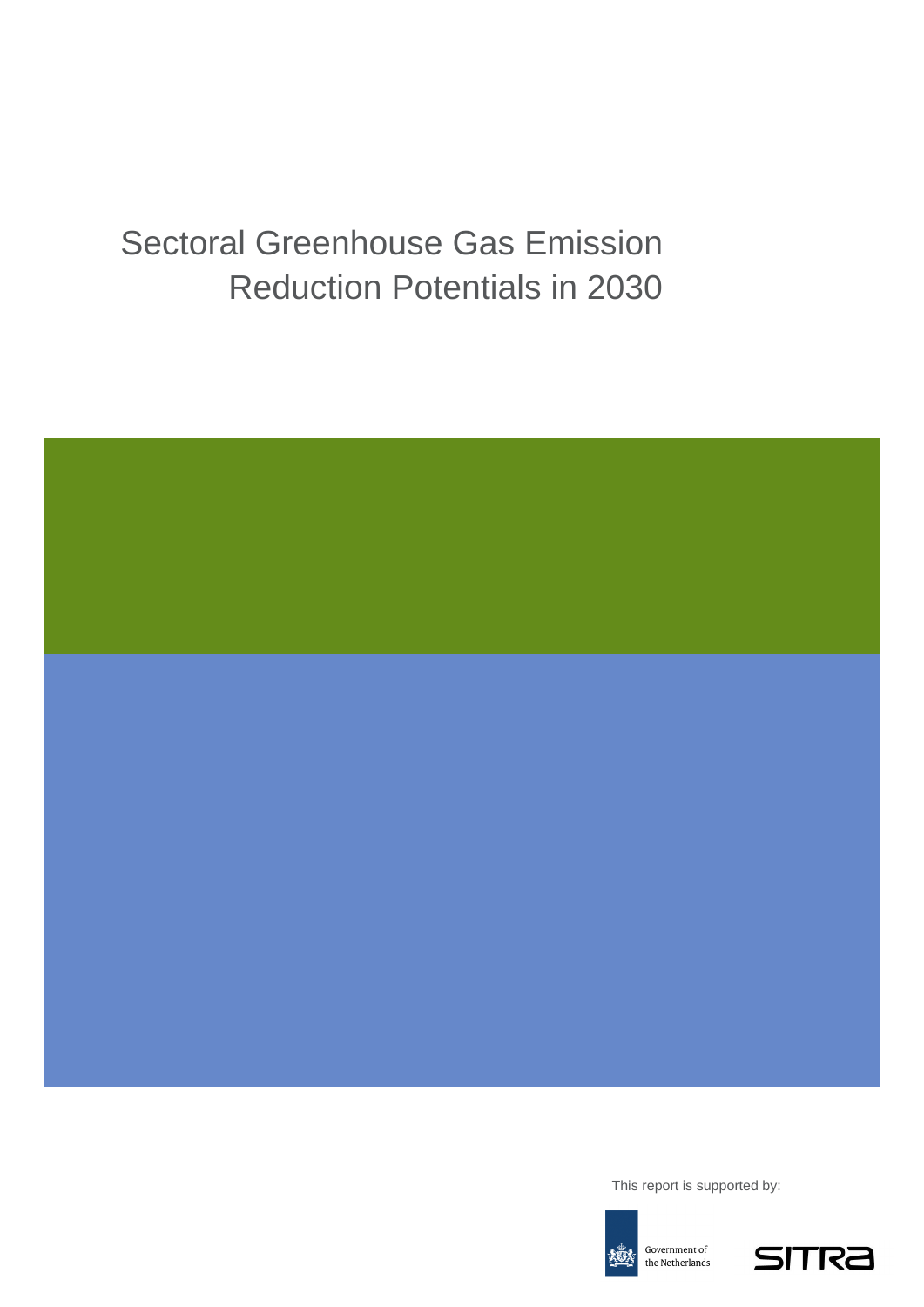# Sectoral Greenhouse Gas Emission Reduction Potentials in 2030

This report is supported by:

Government of the Netherlands

SITRA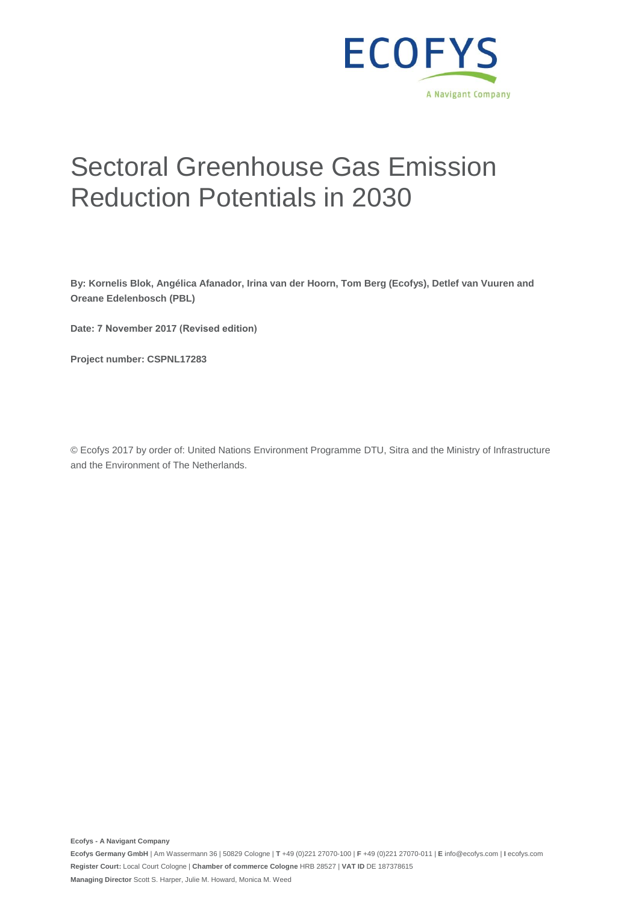# Sectoral Greenhouse Gas Emission Reduction Potentials in 2030

**By: Kornelis Blok, Angélica Afanador, Irina van der Hoorn, Tom Berg (Ecofys), Detlef van Vuuren and Oreane Edelenbosch (PBL)**

**Date: 7 November 2017 (Revised edition)**

**Project number: CSPNL17283**

© Ecofys 2017 by order of: United Nations Environment Programme DTU, Sitra and the Ministry of Infrastructure and the Environment of The Netherlands.

**Ecofys - A Navigant Company**

**Ecofys Germany GmbH** | Am Wassermann 36 | 50829 Cologne | **T** +49 (0)221 27070-100 | **F** +49 (0)221 27070-011 | **E** info@ecofys.com | **I** ecofys.com

**Register Court:** Local Court Cologne | **Chamber of commerce Cologne** HRB 28527 | **VAT ID** DE 187378615

**Managing Director** Scott S. Harper, Julie M. Howard, Monica M. Weed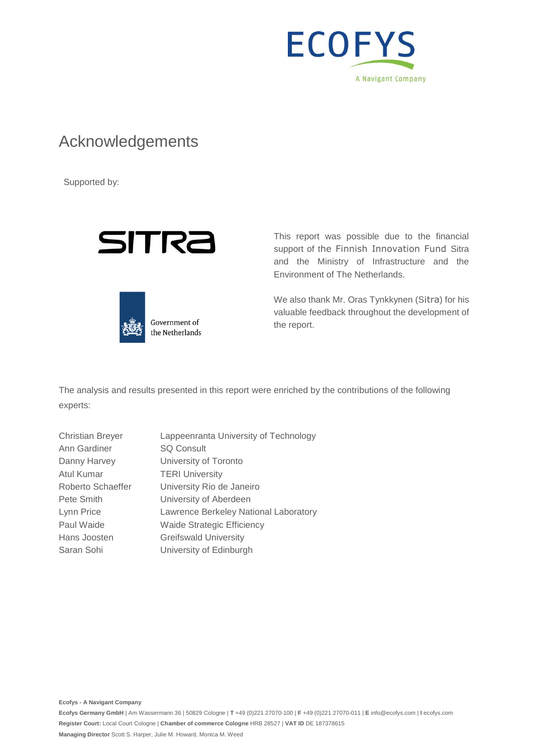# Acknowledgements

Supported by:

This report was possible due to the financial support of the Finnish Innovation Fund Sitra and the Ministry of Infrastructure and the Environment of The Netherlands.

We also thank Mr. Oras Tynkkynen (Sitra) for his valuable feedback throughout the development of the report.

The analysis and results presented in this report were enriched by the contributions of the following experts:

| | |
|---|---|
| Christian Breyer | Lappeenranta University of Technology |
| Ann Gardiner | SQ Consult |
| Danny Harvey | University of Toronto |
| Atul Kumar | TERI University |
| Roberto Schaeffer | University Rio de Janeiro |
| Pete Smith | University of Aberdeen |
| Lynn Price | Lawrence Berkeley National Laboratory |
| Paul Waide | Waide Strategic Efficiency |
| Hans Joosten | Greifswald University |
| Saran Sohi | University of Edinburgh |

**Ecofys - A Navigant Company**

**Ecofys Germany GmbH** | Am Wassermann 36 | 50829 Cologne | **T** +49 (0)221 27070-100 | **F** +49 (0)221 27070-011 | **E** info@ecofys.com | **I** ecofys.com

**Register Court:** Local Court Cologne | **Chamber of commerce Cologne** HRB 28527 | **VAT ID** DE 187378615

**Managing Director** Scott S. Harper, Julie M. Howard, Monica M. Weed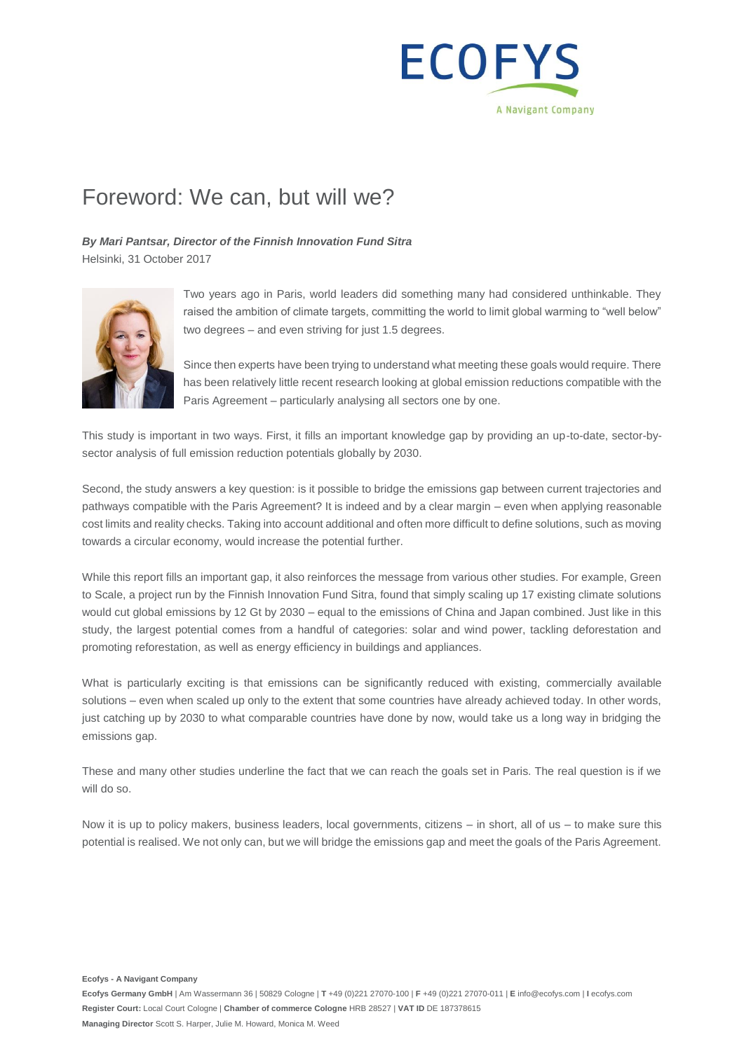# Foreword: We can, but will we?

***By Mari Pantsar, Director of the Finnish Innovation Fund Sitra***
Helsinki, 31 October 2017

Two years ago in Paris, world leaders did something many had considered unthinkable. They raised the ambition of climate targets, committing the world to limit global warming to "well below" two degrees – and even striving for just 1.5 degrees.

Since then experts have been trying to understand what meeting these goals would require. There has been relatively little recent research looking at global emission reductions compatible with the Paris Agreement – particularly analysing all sectors one by one.

This study is important in two ways. First, it fills an important knowledge gap by providing an up-to-date, sector-by-sector analysis of full emission reduction potentials globally by 2030.

Second, the study answers a key question: is it possible to bridge the emissions gap between current trajectories and pathways compatible with the Paris Agreement? It is indeed and by a clear margin – even when applying reasonable cost limits and reality checks. Taking into account additional and often more difficult to define solutions, such as moving towards a circular economy, would increase the potential further.

While this report fills an important gap, it also reinforces the message from various other studies. For example, Green to Scale, a project run by the Finnish Innovation Fund Sitra, found that simply scaling up 17 existing climate solutions would cut global emissions by 12 Gt by 2030 – equal to the emissions of China and Japan combined. Just like in this study, the largest potential comes from a handful of categories: solar and wind power, tackling deforestation and promoting reforestation, as well as energy efficiency in buildings and appliances.

What is particularly exciting is that emissions can be significantly reduced with existing, commercially available solutions – even when scaled up only to the extent that some countries have already achieved today. In other words, just catching up by 2030 to what comparable countries have done by now, would take us a long way in bridging the emissions gap.

These and many other studies underline the fact that we can reach the goals set in Paris. The real question is if we will do so.

Now it is up to policy makers, business leaders, local governments, citizens – in short, all of us – to make sure this potential is realised. We not only can, but we will bridge the emissions gap and meet the goals of the Paris Agreement.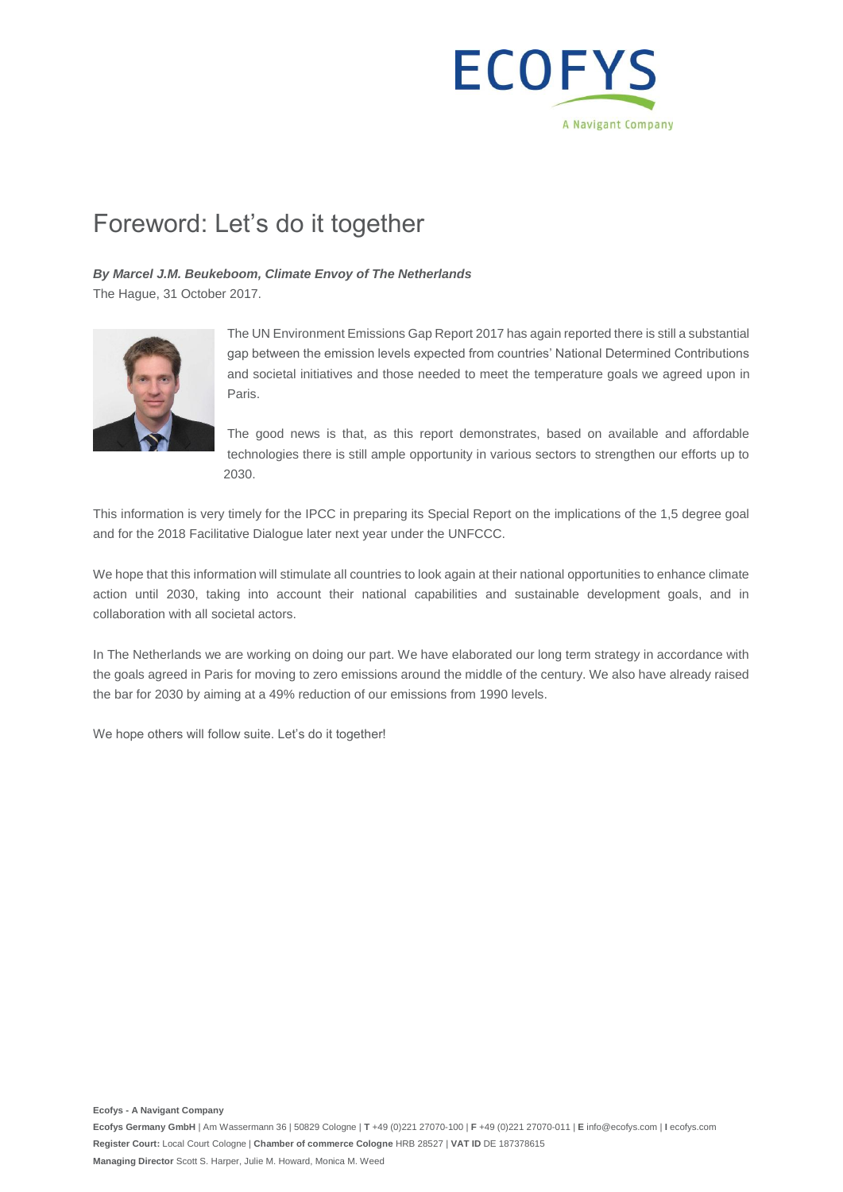# Foreword: Let's do it together

***By Marcel J.M. Beukeboom, Climate Envoy of The Netherlands***
The Hague, 31 October 2017.

The UN Environment Emissions Gap Report 2017 has again reported there is still a substantial gap between the emission levels expected from countries' National Determined Contributions and societal initiatives and those needed to meet the temperature goals we agreed upon in Paris.

The good news is that, as this report demonstrates, based on available and affordable technologies there is still ample opportunity in various sectors to strengthen our efforts up to 2030.

This information is very timely for the IPCC in preparing its Special Report on the implications of the 1,5 degree goal and for the 2018 Facilitative Dialogue later next year under the UNFCCC.

We hope that this information will stimulate all countries to look again at their national opportunities to enhance climate action until 2030, taking into account their national capabilities and sustainable development goals, and in collaboration with all societal actors.

In The Netherlands we are working on doing our part. We have elaborated our long term strategy in accordance with the goals agreed in Paris for moving to zero emissions around the middle of the century. We also have already raised the bar for 2030 by aiming at a 49% reduction of our emissions from 1990 levels.

We hope others will follow suite. Let's do it together!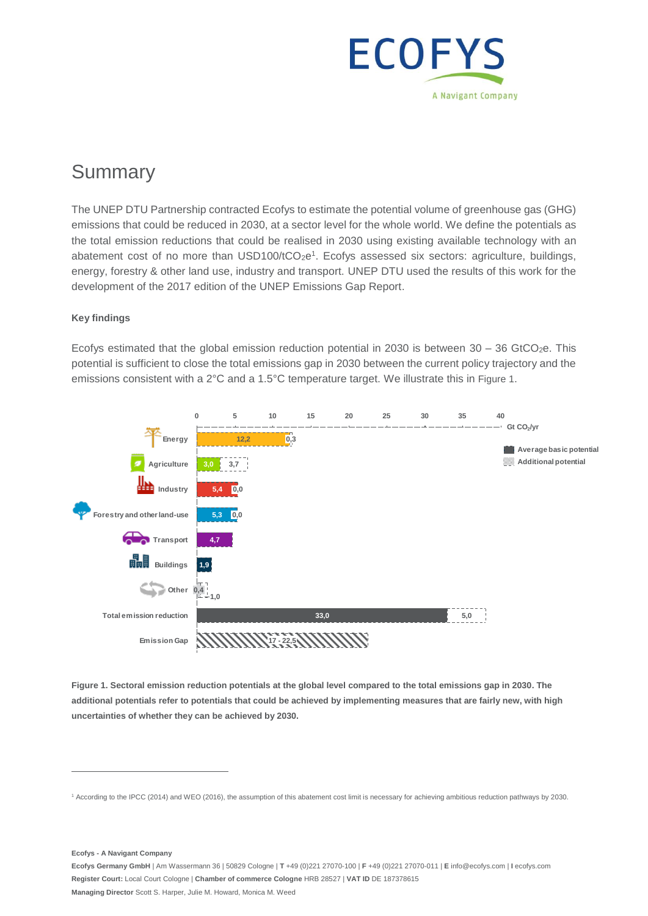# Summary

The UNEP DTU Partnership contracted Ecofys to estimate the potential volume of greenhouse gas (GHG) emissions that could be reduced in 2030, at a sector level for the whole world. We define the potentials as the total emission reductions that could be realised in 2030 using existing available technology with an abatement cost of no more than USD100/t$CO_2$e[1]. Ecofys assessed six sectors: agriculture, buildings, energy, forestry & other land use, industry and transport. UNEP DTU used the results of this work for the development of the 2017 edition of the UNEP Emissions Gap Report.

**Key findings**

Ecofys estimated that the global emission reduction potential in 2030 is between 30 – 36 Gt$CO_2$e. This potential is sufficient to close the total emissions gap in 2030 between the current policy trajectory and the emissions consistent with a 2°C and a 1.5°C temperature target. We illustrate this in Figure 1.

| Sector | Average basic potential (Gt $CO_2$/yr) | Additional potential (Gt $CO_2$/yr) |
|---|---|---|
| Energy | 12,2 | 0,3 |
| Agriculture | 3,0 | 3,7 |
| Industry | 5,4 | 0,0 |
| Forestry and other land-use | 5,3 | 0,0 |
| Transport | 4,7 | |
| Buildings | 1,9 | |
| Other | 0,4 | 1,0 |
| Total emission reduction | 33,0 | 5,0 |
| Emission Gap | 17 - 22,5 | |

**Figure 1. Sectoral emission reduction potentials at the global level compared to the total emissions gap in 2030. The additional potentials refer to potentials that could be achieved by implementing measures that are fairly new, with high uncertainties of whether they can be achieved by 2030.**

[1] According to the IPCC (2014) and WEO (2016), the assumption of this abatement cost limit is necessary for achieving ambitious reduction pathways by 2030.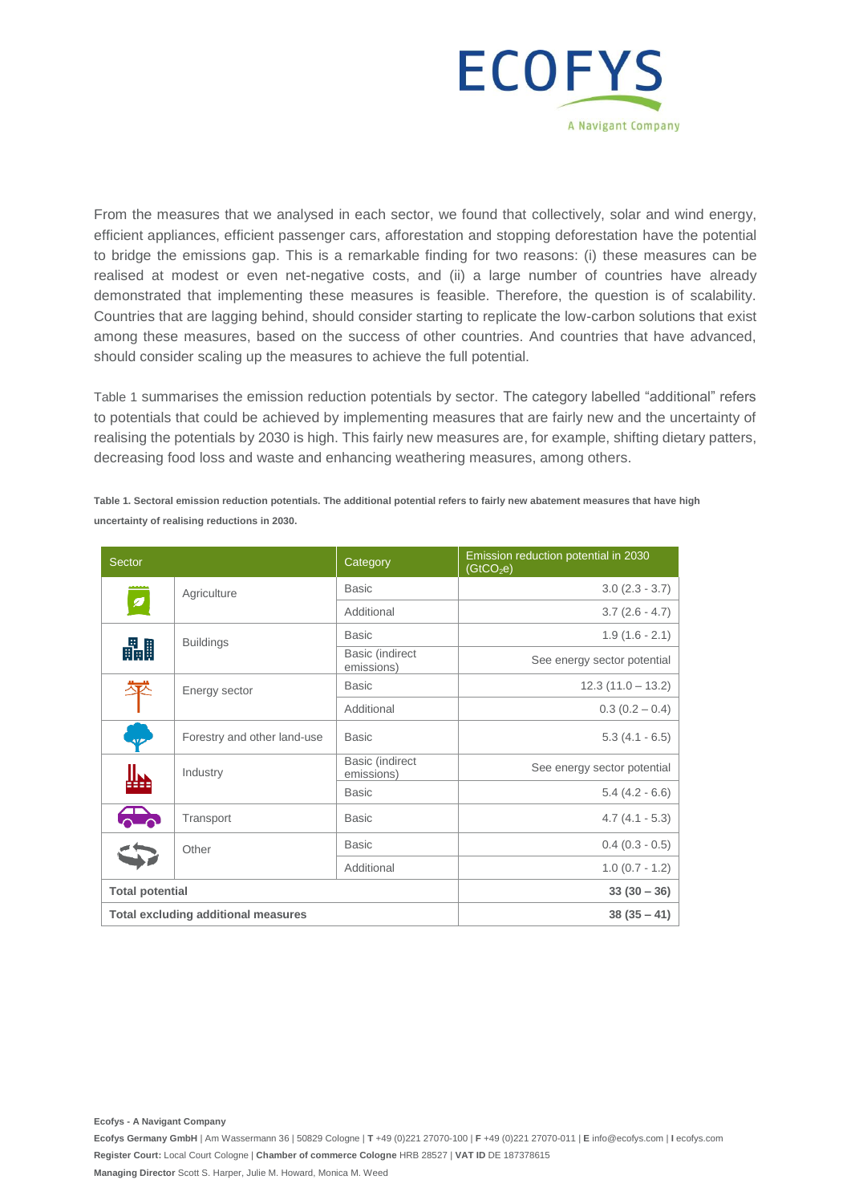From the measures that we analysed in each sector, we found that collectively, solar and wind energy, efficient appliances, efficient passenger cars, afforestation and stopping deforestation have the potential to bridge the emissions gap. This is a remarkable finding for two reasons: (i) these measures can be realised at modest or even net-negative costs, and (ii) a large number of countries have already demonstrated that implementing these measures is feasible. Therefore, the question is of scalability. Countries that are lagging behind, should consider starting to replicate the low-carbon solutions that exist among these measures, based on the success of other countries. And countries that have advanced, should consider scaling up the measures to achieve the full potential.

Table 1 summarises the emission reduction potentials by sector. The category labelled "additional" refers to potentials that could be achieved by implementing measures that are fairly new and the uncertainty of realising the potentials by 2030 is high. This fairly new measures are, for example, shifting dietary patters, decreasing food loss and waste and enhancing weathering measures, among others.

**Table 1. Sectoral emission reduction potentials. The additional potential refers to fairly new abatement measures that have high uncertainty of realising reductions in 2030.**

| Sector | Category | Emission reduction potential in 2030 ($GtCO_2e$) |
|---|---|---|
| Agriculture | Basic | 3.0 (2.3 - 3.7) |
| | Additional | 3.7 (2.6 - 4.7) |
| Buildings | Basic | 1.9 (1.6 - 2.1) |
| | Basic (indirect emissions) | See energy sector potential |
| Energy sector | Basic | 12.3 (11.0 – 13.2) |
| | Additional | 0.3 (0.2 – 0.4) |
| Forestry and other land-use | Basic | 5.3 (4.1 - 6.5) |
| Industry | Basic (indirect emissions) | See energy sector potential |
| | Basic | 5.4 (4.2 - 6.6) |
| Transport | Basic | 4.7 (4.1 - 5.3) |
| Other | Basic | 0.4 (0.3 - 0.5) |
| | Additional | 1.0 (0.7 - 1.2) |
| **Total potential** | | **33 (30 – 36)** |
| **Total excluding additional measures** | | **38 (35 – 41)** |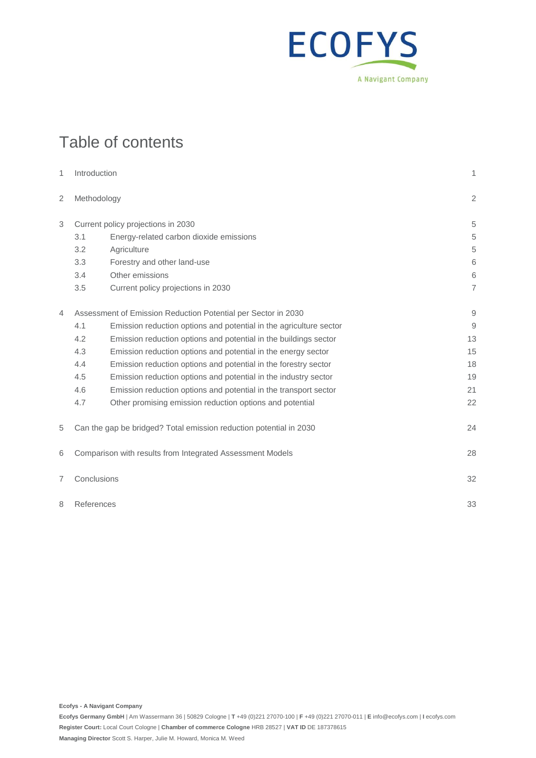# Table of contents

| | | |
|---|---|---|
| 1 | Introduction | 1 |
| 2 | Methodology | 2 |
| 3 | Current policy projections in 2030 | 5 |
| 3.1 | Energy-related carbon dioxide emissions | 5 |
| 3.2 | Agriculture | 5 |
| 3.3 | Forestry and other land-use | 6 |
| 3.4 | Other emissions | 6 |
| 3.5 | Current policy projections in 2030 | 7 |
| 4 | Assessment of Emission Reduction Potential per Sector in 2030 | 9 |
| 4.1 | Emission reduction options and potential in the agriculture sector | 9 |
| 4.2 | Emission reduction options and potential in the buildings sector | 13 |
| 4.3 | Emission reduction options and potential in the energy sector | 15 |
| 4.4 | Emission reduction options and potential in the forestry sector | 18 |
| 4.5 | Emission reduction options and potential in the industry sector | 19 |
| 4.6 | Emission reduction options and potential in the transport sector | 21 |
| 4.7 | Other promising emission reduction options and potential | 22 |
| 5 | Can the gap be bridged? Total emission reduction potential in 2030 | 24 |
| 6 | Comparison with results from Integrated Assessment Models | 28 |
| 7 | Conclusions | 32 |
| 8 | References | 33 |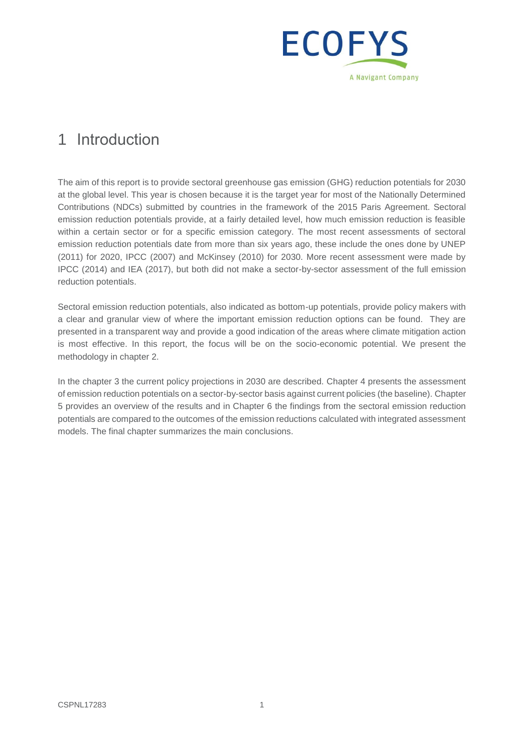# 1 Introduction

The aim of this report is to provide sectoral greenhouse gas emission (GHG) reduction potentials for 2030 at the global level. This year is chosen because it is the target year for most of the Nationally Determined Contributions (NDCs) submitted by countries in the framework of the 2015 Paris Agreement. Sectoral emission reduction potentials provide, at a fairly detailed level, how much emission reduction is feasible within a certain sector or for a specific emission category. The most recent assessments of sectoral emission reduction potentials date from more than six years ago, these include the ones done by UNEP (2011) for 2020, IPCC (2007) and McKinsey (2010) for 2030. More recent assessment were made by IPCC (2014) and IEA (2017), but both did not make a sector-by-sector assessment of the full emission reduction potentials.

Sectoral emission reduction potentials, also indicated as bottom-up potentials, provide policy makers with a clear and granular view of where the important emission reduction options can be found. They are presented in a transparent way and provide a good indication of the areas where climate mitigation action is most effective. In this report, the focus will be on the socio-economic potential. We present the methodology in chapter 2.

In the chapter 3 the current policy projections in 2030 are described. Chapter 4 presents the assessment of emission reduction potentials on a sector-by-sector basis against current policies (the baseline). Chapter 5 provides an overview of the results and in Chapter 6 the findings from the sectoral emission reduction potentials are compared to the outcomes of the emission reductions calculated with integrated assessment models. The final chapter summarizes the main conclusions.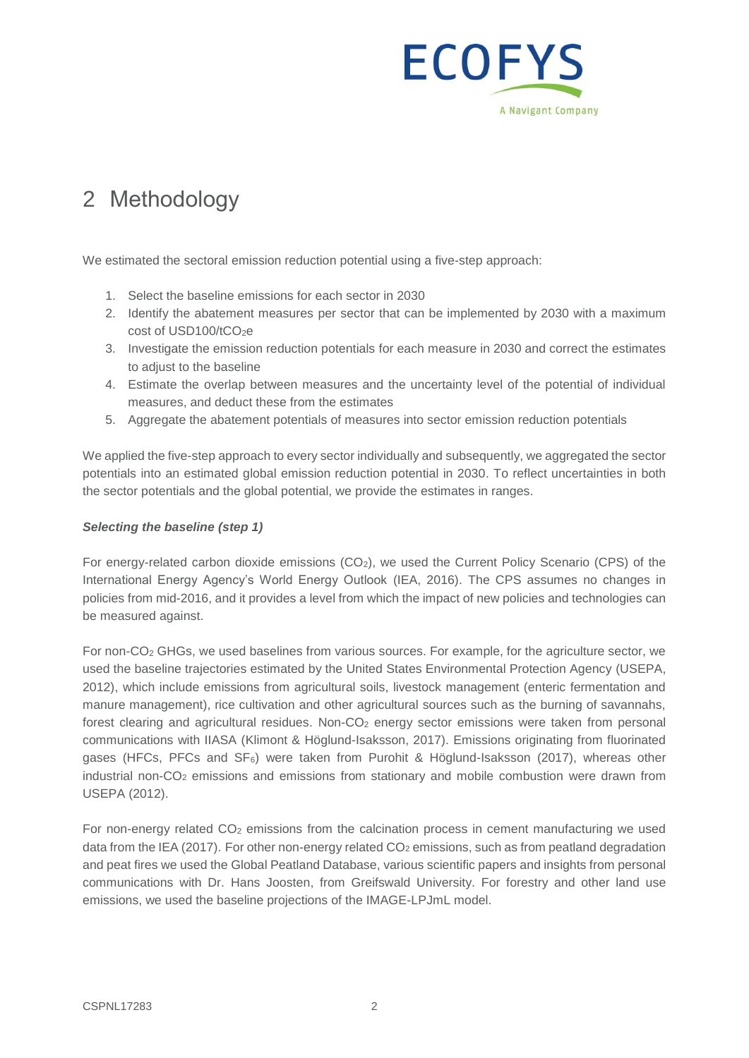# 2 Methodology

We estimated the sectoral emission reduction potential using a five-step approach:

1. Select the baseline emissions for each sector in 2030
2. Identify the abatement measures per sector that can be implemented by 2030 with a maximum cost of USD100/t$CO_2$e
3. Investigate the emission reduction potentials for each measure in 2030 and correct the estimates to adjust to the baseline
4. Estimate the overlap between measures and the uncertainty level of the potential of individual measures, and deduct these from the estimates
5. Aggregate the abatement potentials of measures into sector emission reduction potentials

We applied the five-step approach to every sector individually and subsequently, we aggregated the sector potentials into an estimated global emission reduction potential in 2030. To reflect uncertainties in both the sector potentials and the global potential, we provide the estimates in ranges.

***Selecting the baseline (step 1)***

For energy-related carbon dioxide emissions ($CO_2$), we used the Current Policy Scenario (CPS) of the International Energy Agency's World Energy Outlook (IEA, 2016). The CPS assumes no changes in policies from mid-2016, and it provides a level from which the impact of new policies and technologies can be measured against.

For non-$CO_2$ GHGs, we used baselines from various sources. For example, for the agriculture sector, we used the baseline trajectories estimated by the United States Environmental Protection Agency (USEPA, 2012), which include emissions from agricultural soils, livestock management (enteric fermentation and manure management), rice cultivation and other agricultural sources such as the burning of savannahs, forest clearing and agricultural residues. Non-$CO_2$ energy sector emissions were taken from personal communications with IIASA (Klimont & Höglund-Isaksson, 2017). Emissions originating from fluorinated gases (HFCs, PFCs and $SF_6$) were taken from Purohit & Höglund-Isaksson (2017), whereas other industrial non-$CO_2$ emissions and emissions from stationary and mobile combustion were drawn from USEPA (2012).

For non-energy related $CO_2$ emissions from the calcination process in cement manufacturing we used data from the IEA (2017). For other non-energy related $CO_2$ emissions, such as from peatland degradation and peat fires we used the Global Peatland Database, various scientific papers and insights from personal communications with Dr. Hans Joosten, from Greifswald University. For forestry and other land use emissions, we used the baseline projections of the IMAGE-LPJmL model.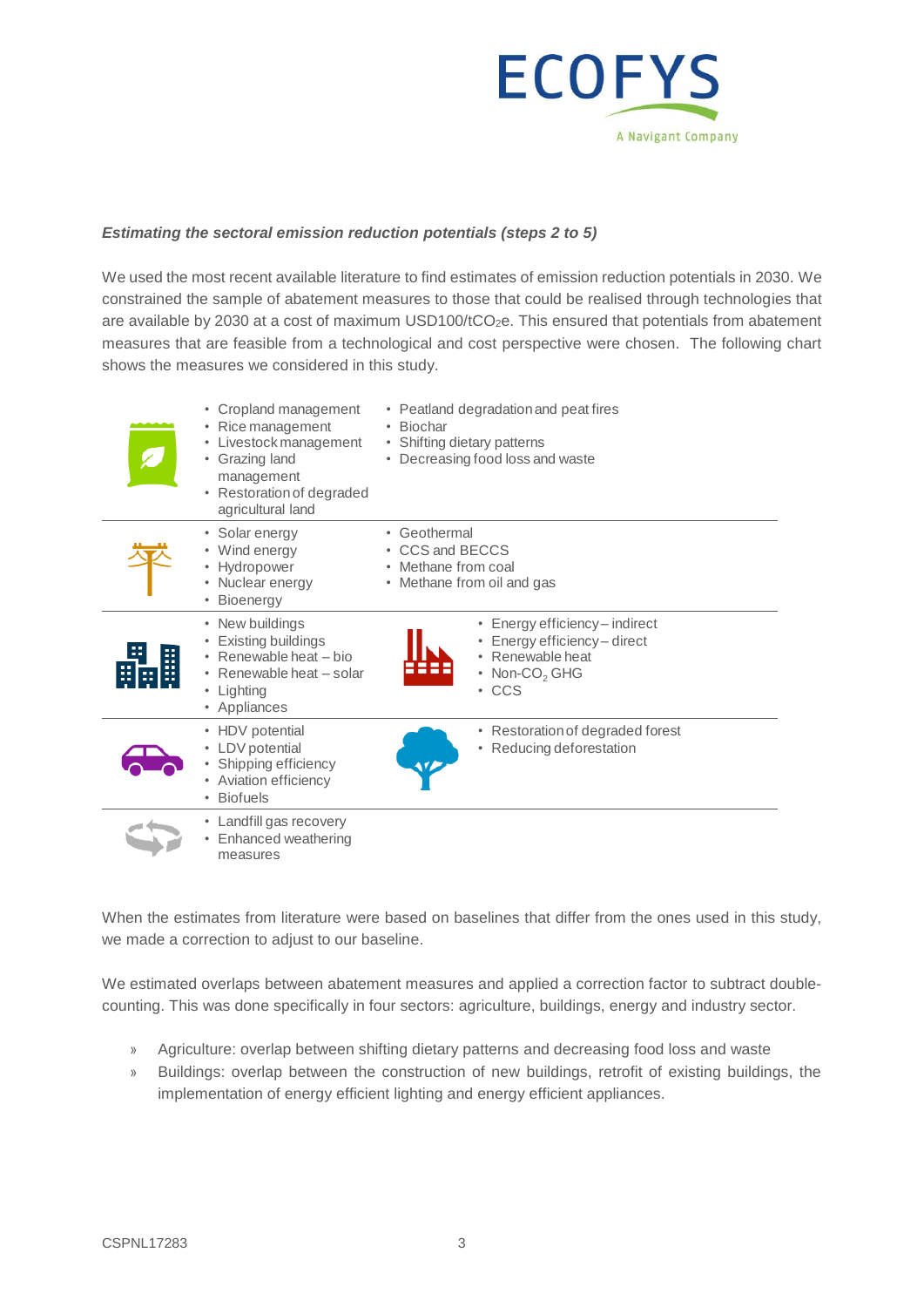*__Estimating the sectoral emission reduction potentials (steps 2 to 5)__*

We used the most recent available literature to find estimates of emission reduction potentials in 2030. We constrained the sample of abatement measures to those that could be realised through technologies that are available by 2030 at a cost of maximum USD100/t$CO_2$e. This ensured that potentials from abatement measures that are feasible from a technological and cost perspective were chosen. The following chart shows the measures we considered in this study.

- Cropland management
- Rice management
- Livestock management
- Grazing land management
- Restoration of degraded agricultural land
- Peatland degradation and peat fires
- Biochar
- Shifting dietary patterns
- Decreasing food loss and waste

---

- Solar energy
- Wind energy
- Hydropower
- Nuclear energy
- Bioenergy
- Geothermal
- CCS and BECCS
- Methane from coal
- Methane from oil and gas

---

- New buildings
- Existing buildings
- Renewable heat – bio
- Renewable heat – solar
- Lighting
- Appliances

- Energy efficiency – indirect
- Energy efficiency – direct
- Renewable heat
- Non-$CO_2$ GHG
- CCS

---

- HDV potential
- LDV potential
- Shipping efficiency
- Aviation efficiency
- Biofuels

- Restoration of degraded forest
- Reducing deforestation

---

- Landfill gas recovery
- Enhanced weathering measures

When the estimates from literature were based on baselines that differ from the ones used in this study, we made a correction to adjust to our baseline.

We estimated overlaps between abatement measures and applied a correction factor to subtract double-counting. This was done specifically in four sectors: agriculture, buildings, energy and industry sector.

- Agriculture: overlap between shifting dietary patterns and decreasing food loss and waste
- Buildings: overlap between the construction of new buildings, retrofit of existing buildings, the implementation of energy efficient lighting and energy efficient appliances.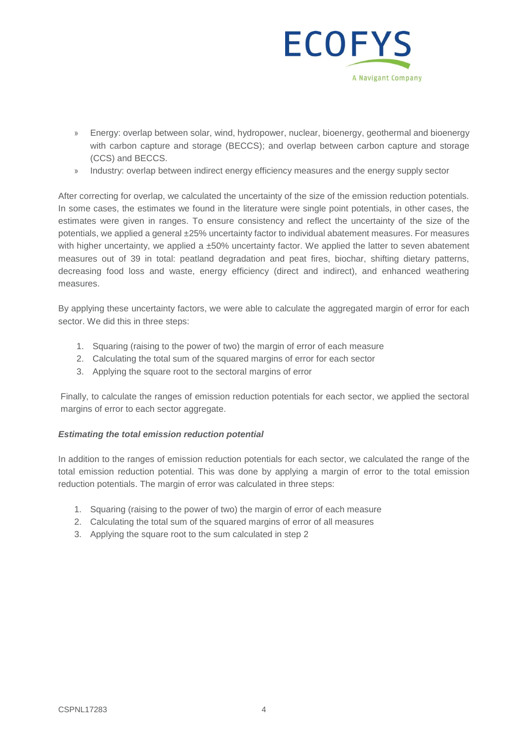- Energy: overlap between solar, wind, hydropower, nuclear, bioenergy, geothermal and bioenergy with carbon capture and storage (BECCS); and overlap between carbon capture and storage (CCS) and BECCS.
- Industry: overlap between indirect energy efficiency measures and the energy supply sector

After correcting for overlap, we calculated the uncertainty of the size of the emission reduction potentials. In some cases, the estimates we found in the literature were single point potentials, in other cases, the estimates were given in ranges. To ensure consistency and reflect the uncertainty of the size of the potentials, we applied a general ±25% uncertainty factor to individual abatement measures. For measures with higher uncertainty, we applied a ±50% uncertainty factor. We applied the latter to seven abatement measures out of 39 in total: peatland degradation and peat fires, biochar, shifting dietary patterns, decreasing food loss and waste, energy efficiency (direct and indirect), and enhanced weathering measures.

By applying these uncertainty factors, we were able to calculate the aggregated margin of error for each sector. We did this in three steps:

1. Squaring (raising to the power of two) the margin of error of each measure
2. Calculating the total sum of the squared margins of error for each sector
3. Applying the square root to the sectoral margins of error

Finally, to calculate the ranges of emission reduction potentials for each sector, we applied the sectoral margins of error to each sector aggregate.

***Estimating the total emission reduction potential***

In addition to the ranges of emission reduction potentials for each sector, we calculated the range of the total emission reduction potential. This was done by applying a margin of error to the total emission reduction potentials. The margin of error was calculated in three steps:

1. Squaring (raising to the power of two) the margin of error of each measure
2. Calculating the total sum of the squared margins of error of all measures
3. Applying the square root to the sum calculated in step 2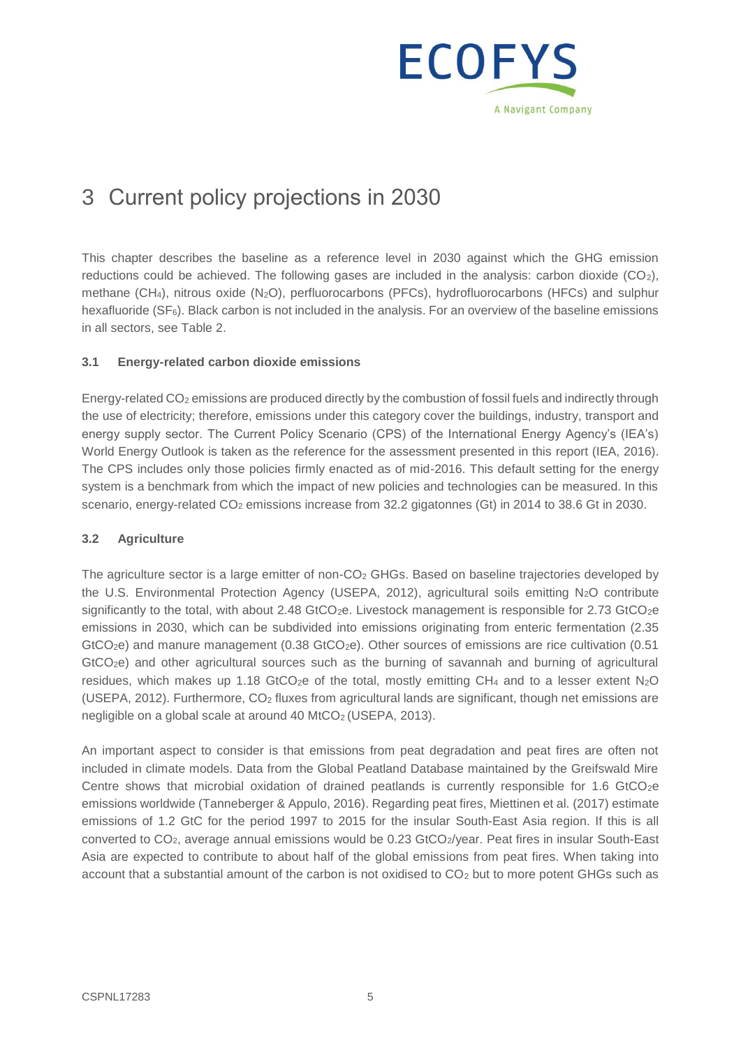# 3 Current policy projections in 2030

This chapter describes the baseline as a reference level in 2030 against which the GHG emission reductions could be achieved. The following gases are included in the analysis: carbon dioxide ($CO_2$), methane ($CH_4$), nitrous oxide ($N_2O$), perfluorocarbons (PFCs), hydrofluorocarbons (HFCs) and sulphur hexafluoride ($SF_6$). Black carbon is not included in the analysis. For an overview of the baseline emissions in all sectors, see Table 2.

### 3.1 Energy-related carbon dioxide emissions

Energy-related $CO_2$ emissions are produced directly by the combustion of fossil fuels and indirectly through the use of electricity; therefore, emissions under this category cover the buildings, industry, transport and energy supply sector. The Current Policy Scenario (CPS) of the International Energy Agency's (IEA's) World Energy Outlook is taken as the reference for the assessment presented in this report (IEA, 2016). The CPS includes only those policies firmly enacted as of mid-2016. This default setting for the energy system is a benchmark from which the impact of new policies and technologies can be measured. In this scenario, energy-related $CO_2$ emissions increase from 32.2 gigatonnes (Gt) in 2014 to 38.6 Gt in 2030.

### 3.2 Agriculture

The agriculture sector is a large emitter of non-$CO_2$ GHGs. Based on baseline trajectories developed by the U.S. Environmental Protection Agency (USEPA, 2012), agricultural soils emitting $N_2O$ contribute significantly to the total, with about 2.48 $GtCO_2e$. Livestock management is responsible for 2.73 $GtCO_2e$ emissions in 2030, which can be subdivided into emissions originating from enteric fermentation (2.35 $GtCO_2e$) and manure management (0.38 $GtCO_2e$). Other sources of emissions are rice cultivation (0.51 $GtCO_2e$) and other agricultural sources such as the burning of savannah and burning of agricultural residues, which makes up 1.18 $GtCO_2e$ of the total, mostly emitting $CH_4$ and to a lesser extent $N_2O$ (USEPA, 2012). Furthermore, $CO_2$ fluxes from agricultural lands are significant, though net emissions are negligible on a global scale at around 40 $MtCO_2$ (USEPA, 2013).

An important aspect to consider is that emissions from peat degradation and peat fires are often not included in climate models. Data from the Global Peatland Database maintained by the Greifswald Mire Centre shows that microbial oxidation of drained peatlands is currently responsible for 1.6 $GtCO_2e$ emissions worldwide (Tanneberger & Appulo, 2016). Regarding peat fires, Miettinen et al. (2017) estimate emissions of 1.2 GtC for the period 1997 to 2015 for the insular South-East Asia region. If this is all converted to $CO_2$, average annual emissions would be 0.23 $GtCO_2$/year. Peat fires in insular South-East Asia are expected to contribute to about half of the global emissions from peat fires. When taking into account that a substantial amount of the carbon is not oxidised to $CO_2$ but to more potent GHGs such as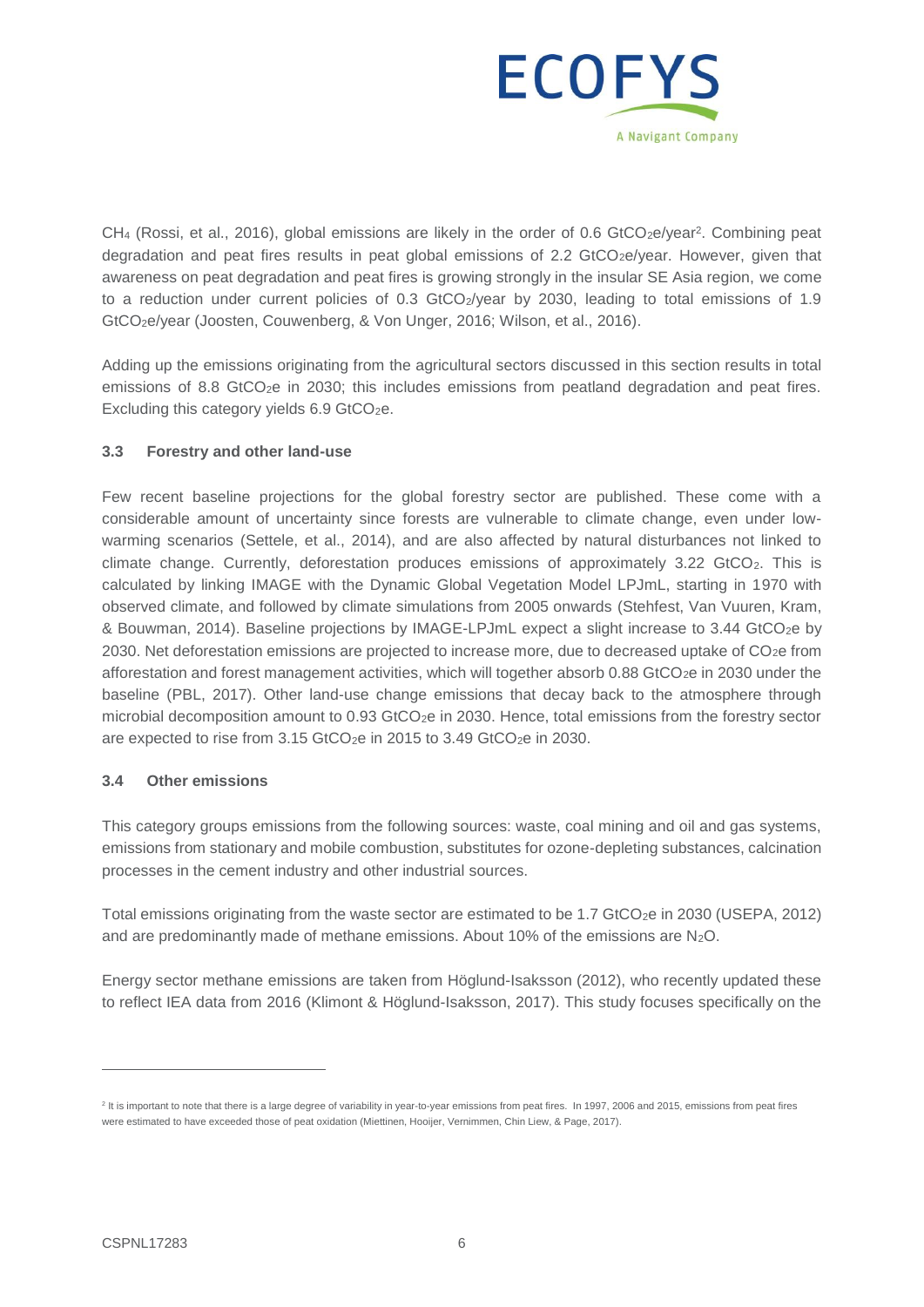$CH_4$ (Rossi, et al., 2016), global emissions are likely in the order of 0.6 $GtCO_2e$/year[2]. Combining peat degradation and peat fires results in peat global emissions of 2.2 $GtCO_2e$/year. However, given that awareness on peat degradation and peat fires is growing strongly in the insular SE Asia region, we come to a reduction under current policies of 0.3 $GtCO_2$/year by 2030, leading to total emissions of 1.9 $GtCO_2e$/year (Joosten, Couwenberg, & Von Unger, 2016; Wilson, et al., 2016).

Adding up the emissions originating from the agricultural sectors discussed in this section results in total emissions of 8.8 $GtCO_2e$ in 2030; this includes emissions from peatland degradation and peat fires. Excluding this category yields 6.9 $GtCO_2e$.

### 3.3 Forestry and other land-use

Few recent baseline projections for the global forestry sector are published. These come with a considerable amount of uncertainty since forests are vulnerable to climate change, even under low-warming scenarios (Settele, et al., 2014), and are also affected by natural disturbances not linked to climate change. Currently, deforestation produces emissions of approximately 3.22 $GtCO_2$. This is calculated by linking IMAGE with the Dynamic Global Vegetation Model LPJmL, starting in 1970 with observed climate, and followed by climate simulations from 2005 onwards (Stehfest, Van Vuuren, Kram, & Bouwman, 2014). Baseline projections by IMAGE-LPJmL expect a slight increase to 3.44 $GtCO_2e$ by 2030. Net deforestation emissions are projected to increase more, due to decreased uptake of $CO_2e$ from afforestation and forest management activities, which will together absorb 0.88 $GtCO_2e$ in 2030 under the baseline (PBL, 2017). Other land-use change emissions that decay back to the atmosphere through microbial decomposition amount to 0.93 $GtCO_2e$ in 2030. Hence, total emissions from the forestry sector are expected to rise from 3.15 $GtCO_2e$ in 2015 to 3.49 $GtCO_2e$ in 2030.

### 3.4 Other emissions

This category groups emissions from the following sources: waste, coal mining and oil and gas systems, emissions from stationary and mobile combustion, substitutes for ozone-depleting substances, calcination processes in the cement industry and other industrial sources.

Total emissions originating from the waste sector are estimated to be 1.7 $GtCO_2e$ in 2030 (USEPA, 2012) and are predominantly made of methane emissions. About 10% of the emissions are $N_2O$.

Energy sector methane emissions are taken from Höglund-Isaksson (2012), who recently updated these to reflect IEA data from 2016 (Klimont & Höglund-Isaksson, 2017). This study focuses specifically on the

---

[2] It is important to note that there is a large degree of variability in year-to-year emissions from peat fires. In 1997, 2006 and 2015, emissions from peat fires were estimated to have exceeded those of peat oxidation (Miettinen, Hooijer, Vernimmen, Chin Liew, & Page, 2017).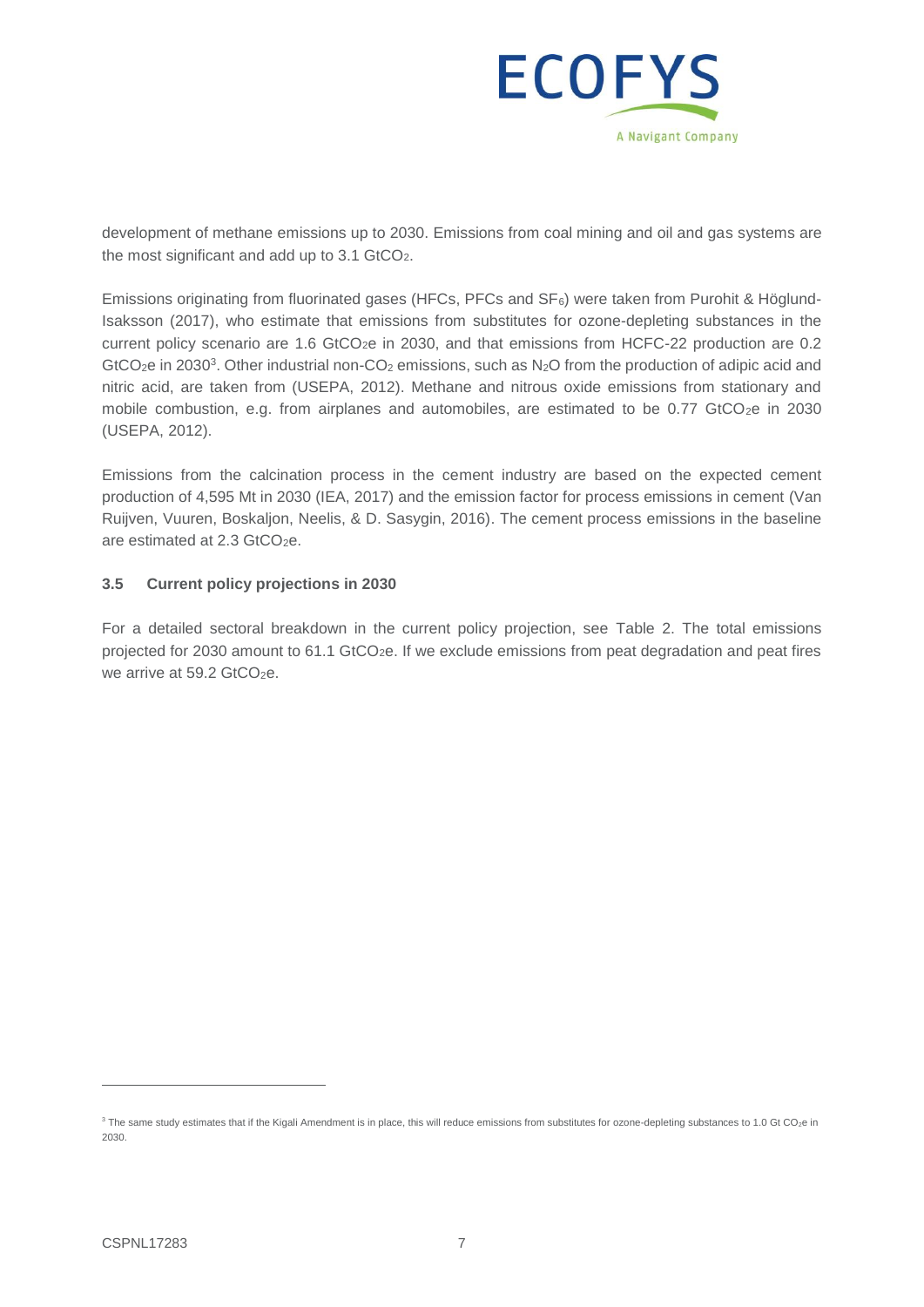development of methane emissions up to 2030. Emissions from coal mining and oil and gas systems are the most significant and add up to 3.1 $GtCO_2$.

Emissions originating from fluorinated gases (HFCs, PFCs and $SF_6$) were taken from Purohit & Höglund-Isaksson (2017), who estimate that emissions from substitutes for ozone-depleting substances in the current policy scenario are 1.6 $GtCO_2e$ in 2030, and that emissions from HCFC-22 production are 0.2 $GtCO_2e$ in 2030[3]. Other industrial non-$CO_2$ emissions, such as $N_2O$ from the production of adipic acid and nitric acid, are taken from (USEPA, 2012). Methane and nitrous oxide emissions from stationary and mobile combustion, e.g. from airplanes and automobiles, are estimated to be 0.77 $GtCO_2e$ in 2030 (USEPA, 2012).

Emissions from the calcination process in the cement industry are based on the expected cement production of 4,595 Mt in 2030 (IEA, 2017) and the emission factor for process emissions in cement (Van Ruijven, Vuuren, Boskaljon, Neelis, & D. Sasygin, 2016). The cement process emissions in the baseline are estimated at 2.3 $GtCO_2e$.

### 3.5 Current policy projections in 2030

For a detailed sectoral breakdown in the current policy projection, see Table 2. The total emissions projected for 2030 amount to 61.1 $GtCO_2e$. If we exclude emissions from peat degradation and peat fires we arrive at 59.2 $GtCO_2e$.

[3] The same study estimates that if the Kigali Amendment is in place, this will reduce emissions from substitutes for ozone-depleting substances to 1.0 Gt $CO_2e$ in 2030.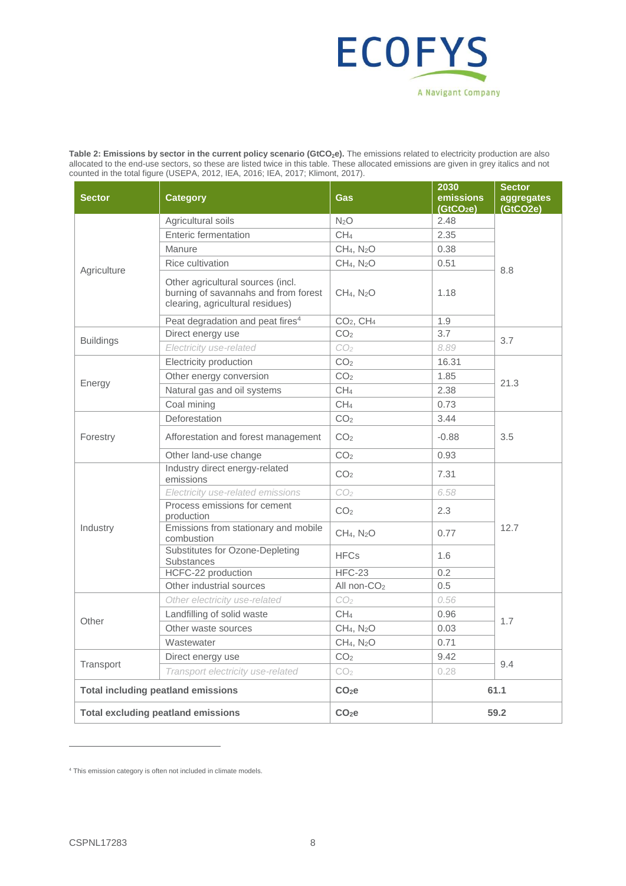**Table 2: Emissions by sector in the current policy scenario ($GtCO_2e$).** The emissions related to electricity production are also allocated to the end-use sectors, so these are listed twice in this table. These allocated emissions are given in grey italics and not counted in the total figure (USEPA, 2012, IEA, 2016; IEA, 2017; Klimont, 2017).

| Sector | Category | Gas | 2030 emissions ($GtCO_2e$) | Sector aggregates (GtCO2e) |
|---|---|---|---|---|
| Agriculture | Agricultural soils | $N_2O$ | 2.48 | 8.8 |
| | Enteric fermentation | $CH_4$ | 2.35 | |
| | Manure | $CH_4$, $N_2O$ | 0.38 | |
| | Rice cultivation | $CH_4$, $N_2O$ | 0.51 | |
| | Other agricultural sources (incl. burning of savannahs and from forest clearing, agricultural residues) | $CH_4$, $N_2O$ | 1.18 | |
| | Peat degradation and peat fires[4] | $CO_2$, $CH_4$ | 1.9 | |
| Buildings | Direct energy use | $CO_2$ | 3.7 | 3.7 |
| | *Electricity use-related* | *$CO_2$* | *8.89* | |
| Energy | Electricity production | $CO_2$ | 16.31 | 21.3 |
| | Other energy conversion | $CO_2$ | 1.85 | |
| | Natural gas and oil systems | $CH_4$ | 2.38 | |
| | Coal mining | $CH_4$ | 0.73 | |
| Forestry | Deforestation | $CO_2$ | 3.44 | 3.5 |
| | Afforestation and forest management | $CO_2$ | -0.88 | |
| | Other land-use change | $CO_2$ | 0.93 | |
| Industry | Industry direct energy-related emissions | $CO_2$ | 7.31 | 12.7 |
| | *Electricity use-related emissions* | *$CO_2$* | *6.58* | |
| | Process emissions for cement production | $CO_2$ | 2.3 | |
| | Emissions from stationary and mobile combustion | $CH_4$, $N_2O$ | 0.77 | |
| | Substitutes for Ozone-Depleting Substances | HFCs | 1.6 | |
| | HCFC-22 production | HFC-23 | 0.2 | |
| | Other industrial sources | All non-$CO_2$ | 0.5 | |
| Other | *Other electricity use-related* | *$CO_2$* | *0.56* | 1.7 |
| | Landfilling of solid waste | $CH_4$ | 0.96 | |
| | Other waste sources | $CH_4$, $N_2O$ | 0.03 | |
| | Wastewater | $CH_4$, $N_2O$ | 0.71 | |
| Transport | Direct energy use | $CO_2$ | 9.42 | 9.4 |
| | *Transport electricity use-related* | *$CO_2$* | *0.28* | |
| **Total including peatland emissions** | | **$CO_2e$** | **61.1** | |
| **Total excluding peatland emissions** | | **$CO_2e$** | **59.2** | |

[4] This emission category is often not included in climate models.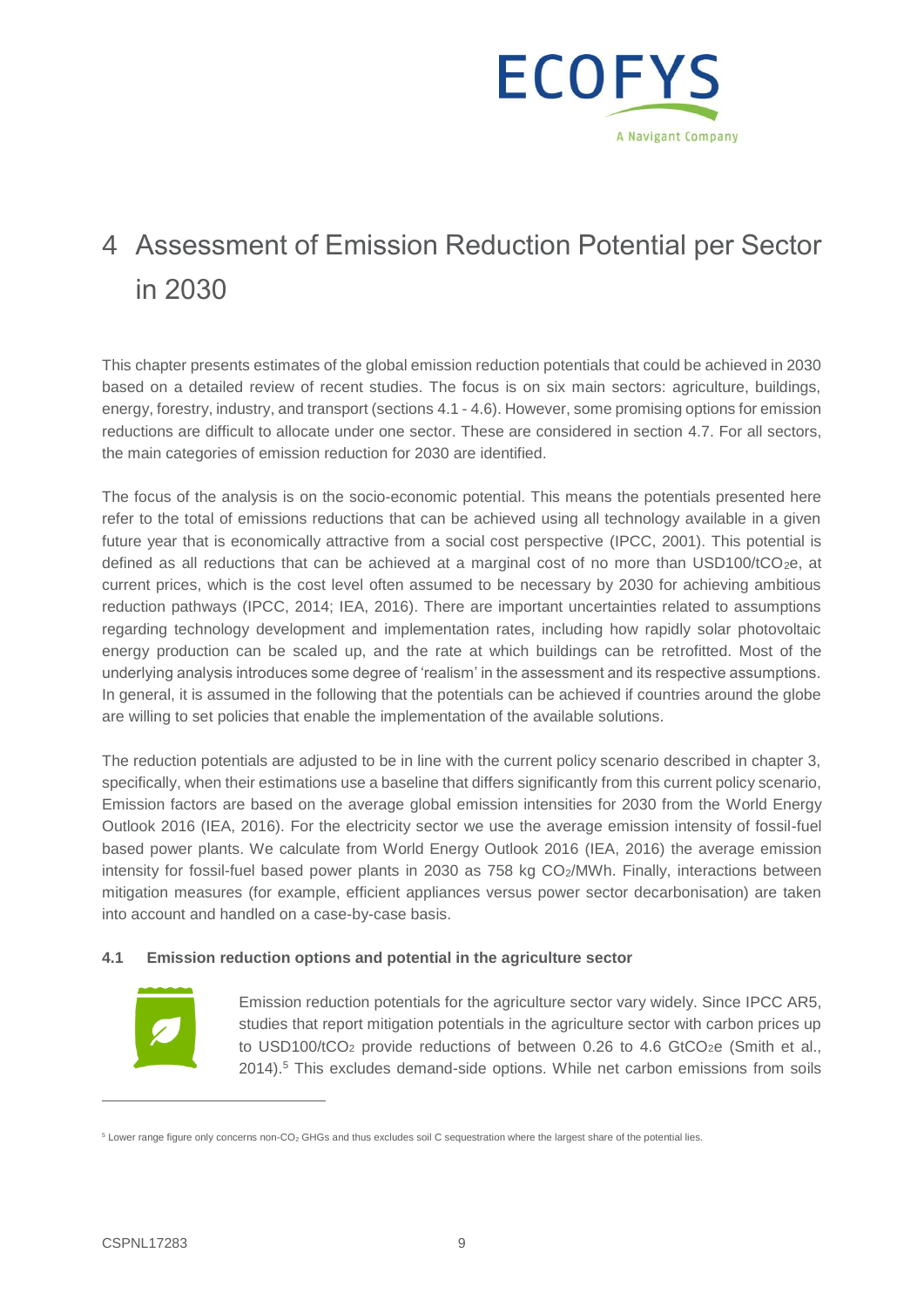# 4 Assessment of Emission Reduction Potential per Sector in 2030

This chapter presents estimates of the global emission reduction potentials that could be achieved in 2030 based on a detailed review of recent studies. The focus is on six main sectors: agriculture, buildings, energy, forestry, industry, and transport (sections 4.1 - 4.6). However, some promising options for emission reductions are difficult to allocate under one sector. These are considered in section 4.7. For all sectors, the main categories of emission reduction for 2030 are identified.

The focus of the analysis is on the socio-economic potential. This means the potentials presented here refer to the total of emissions reductions that can be achieved using all technology available in a given future year that is economically attractive from a social cost perspective (IPCC, 2001). This potential is defined as all reductions that can be achieved at a marginal cost of no more than USD100/t$CO_2$e, at current prices, which is the cost level often assumed to be necessary by 2030 for achieving ambitious reduction pathways (IPCC, 2014; IEA, 2016). There are important uncertainties related to assumptions regarding technology development and implementation rates, including how rapidly solar photovoltaic energy production can be scaled up, and the rate at which buildings can be retrofitted. Most of the underlying analysis introduces some degree of 'realism' in the assessment and its respective assumptions. In general, it is assumed in the following that the potentials can be achieved if countries around the globe are willing to set policies that enable the implementation of the available solutions.

The reduction potentials are adjusted to be in line with the current policy scenario described in chapter 3, specifically, when their estimations use a baseline that differs significantly from this current policy scenario, Emission factors are based on the average global emission intensities for 2030 from the World Energy Outlook 2016 (IEA, 2016). For the electricity sector we use the average emission intensity of fossil-fuel based power plants. We calculate from World Energy Outlook 2016 (IEA, 2016) the average emission intensity for fossil-fuel based power plants in 2030 as 758 kg $CO_2$/MWh. Finally, interactions between mitigation measures (for example, efficient appliances versus power sector decarbonisation) are taken into account and handled on a case-by-case basis.

### 4.1 Emission reduction options and potential in the agriculture sector

Emission reduction potentials for the agriculture sector vary widely. Since IPCC AR5, studies that report mitigation potentials in the agriculture sector with carbon prices up to USD100/t$CO_2$ provide reductions of between 0.26 to 4.6 Gt$CO_2$e (Smith et al., 2014).[5] This excludes demand-side options. While net carbon emissions from soils

[5] Lower range figure only concerns non-$CO_2$ GHGs and thus excludes soil C sequestration where the largest share of the potential lies.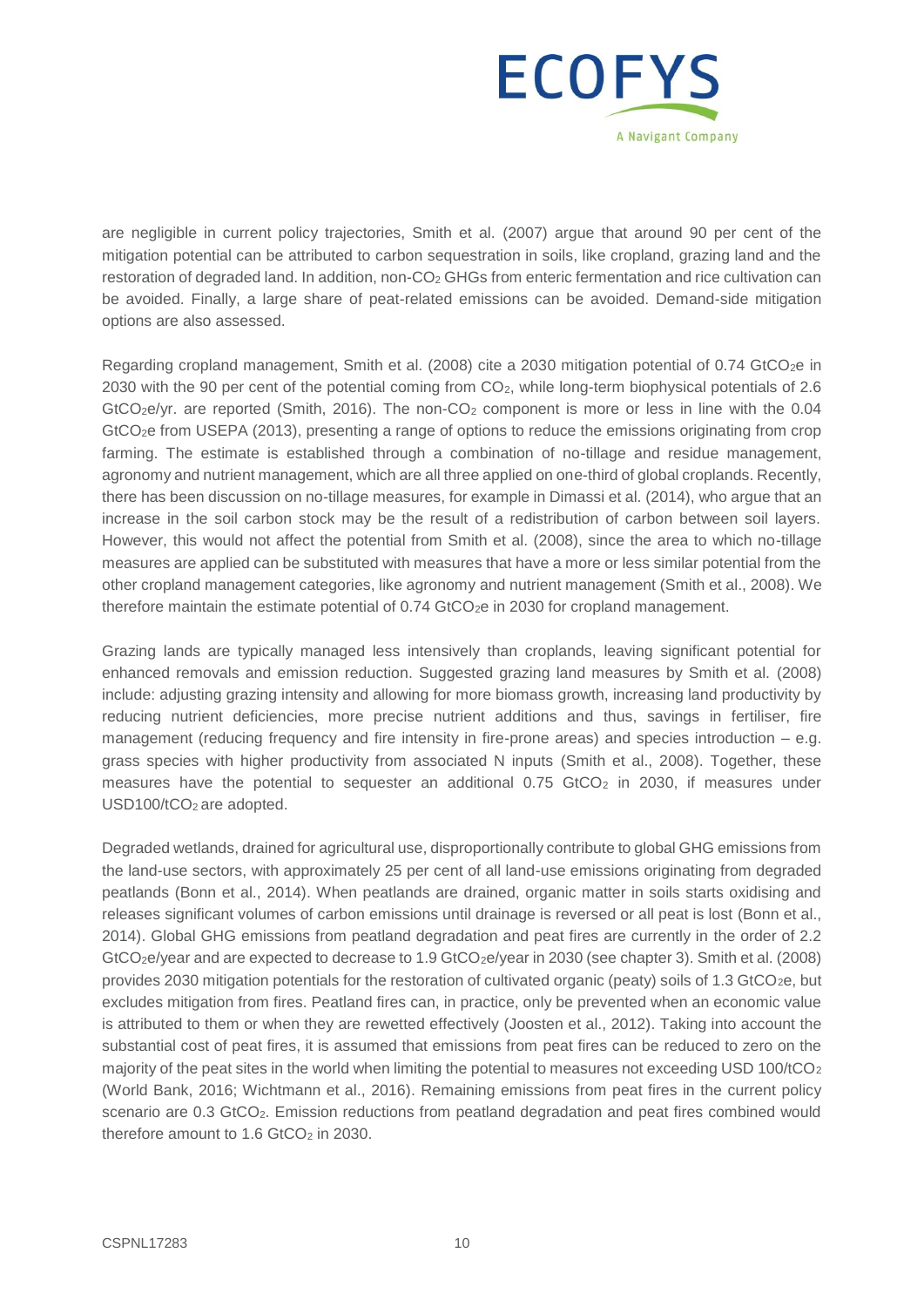are negligible in current policy trajectories, Smith et al. (2007) argue that around 90 per cent of the mitigation potential can be attributed to carbon sequestration in soils, like cropland, grazing land and the restoration of degraded land. In addition, non-$CO_2$ GHGs from enteric fermentation and rice cultivation can be avoided. Finally, a large share of peat-related emissions can be avoided. Demand-side mitigation options are also assessed.

Regarding cropland management, Smith et al. (2008) cite a 2030 mitigation potential of 0.74 $GtCO_2e$ in 2030 with the 90 per cent of the potential coming from $CO_2$, while long-term biophysical potentials of 2.6 $GtCO_2e$/yr. are reported (Smith, 2016). The non-$CO_2$ component is more or less in line with the 0.04 $GtCO_2e$ from USEPA (2013), presenting a range of options to reduce the emissions originating from crop farming. The estimate is established through a combination of no-tillage and residue management, agronomy and nutrient management, which are all three applied on one-third of global croplands. Recently, there has been discussion on no-tillage measures, for example in Dimassi et al. (2014), who argue that an increase in the soil carbon stock may be the result of a redistribution of carbon between soil layers. However, this would not affect the potential from Smith et al. (2008), since the area to which no-tillage measures are applied can be substituted with measures that have a more or less similar potential from the other cropland management categories, like agronomy and nutrient management (Smith et al., 2008). We therefore maintain the estimate potential of 0.74 $GtCO_2e$ in 2030 for cropland management.

Grazing lands are typically managed less intensively than croplands, leaving significant potential for enhanced removals and emission reduction. Suggested grazing land measures by Smith et al. (2008) include: adjusting grazing intensity and allowing for more biomass growth, increasing land productivity by reducing nutrient deficiencies, more precise nutrient additions and thus, savings in fertiliser, fire management (reducing frequency and fire intensity in fire-prone areas) and species introduction – e.g. grass species with higher productivity from associated N inputs (Smith et al., 2008). Together, these measures have the potential to sequester an additional 0.75 $GtCO_2$ in 2030, if measures under USD100/$tCO_2$ are adopted.

Degraded wetlands, drained for agricultural use, disproportionally contribute to global GHG emissions from the land-use sectors, with approximately 25 per cent of all land-use emissions originating from degraded peatlands (Bonn et al., 2014). When peatlands are drained, organic matter in soils starts oxidising and releases significant volumes of carbon emissions until drainage is reversed or all peat is lost (Bonn et al., 2014). Global GHG emissions from peatland degradation and peat fires are currently in the order of 2.2 $GtCO_2e$/year and are expected to decrease to 1.9 $GtCO_2e$/year in 2030 (see chapter 3). Smith et al. (2008) provides 2030 mitigation potentials for the restoration of cultivated organic (peaty) soils of 1.3 $GtCO_2e$, but excludes mitigation from fires. Peatland fires can, in practice, only be prevented when an economic value is attributed to them or when they are rewetted effectively (Joosten et al., 2012). Taking into account the substantial cost of peat fires, it is assumed that emissions from peat fires can be reduced to zero on the majority of the peat sites in the world when limiting the potential to measures not exceeding USD 100/$tCO_2$ (World Bank, 2016; Wichtmann et al., 2016). Remaining emissions from peat fires in the current policy scenario are 0.3 $GtCO_2$. Emission reductions from peatland degradation and peat fires combined would therefore amount to 1.6 $GtCO_2$ in 2030.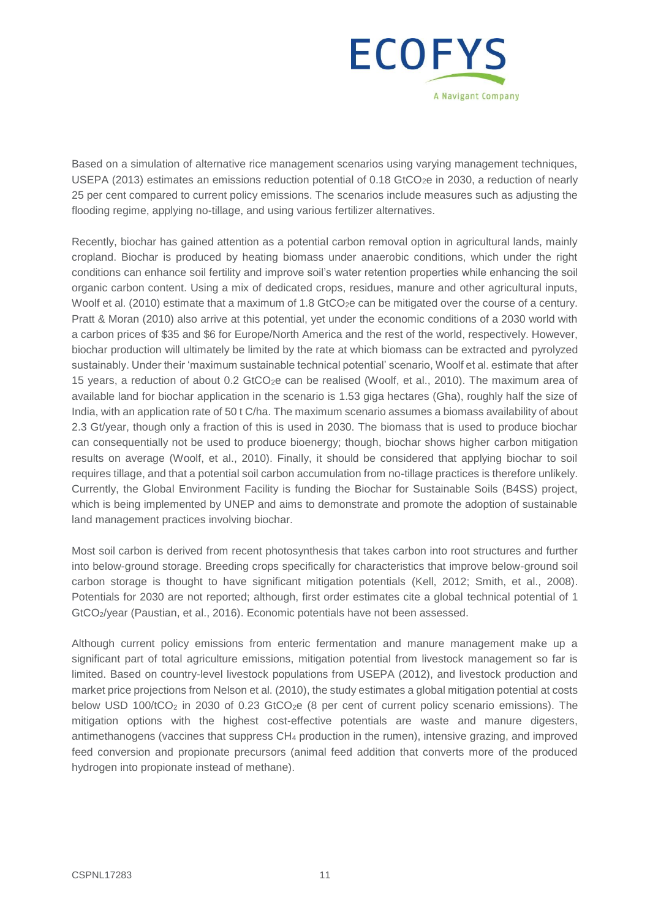Based on a simulation of alternative rice management scenarios using varying management techniques, USEPA (2013) estimates an emissions reduction potential of 0.18 $GtCO_2e$ in 2030, a reduction of nearly 25 per cent compared to current policy emissions. The scenarios include measures such as adjusting the flooding regime, applying no-tillage, and using various fertilizer alternatives.

Recently, biochar has gained attention as a potential carbon removal option in agricultural lands, mainly cropland. Biochar is produced by heating biomass under anaerobic conditions, which under the right conditions can enhance soil fertility and improve soil's water retention properties while enhancing the soil organic carbon content. Using a mix of dedicated crops, residues, manure and other agricultural inputs, Woolf et al. (2010) estimate that a maximum of 1.8 $GtCO_2e$ can be mitigated over the course of a century. Pratt & Moran (2010) also arrive at this potential, yet under the economic conditions of a 2030 world with a carbon prices of \$35 and \$6 for Europe/North America and the rest of the world, respectively. However, biochar production will ultimately be limited by the rate at which biomass can be extracted and pyrolyzed sustainably. Under their 'maximum sustainable technical potential' scenario, Woolf et al. estimate that after 15 years, a reduction of about 0.2 $GtCO_2e$ can be realised (Woolf, et al., 2010). The maximum area of available land for biochar application in the scenario is 1.53 giga hectares (Gha), roughly half the size of India, with an application rate of 50 t C/ha. The maximum scenario assumes a biomass availability of about 2.3 Gt/year, though only a fraction of this is used in 2030. The biomass that is used to produce biochar can consequentially not be used to produce bioenergy; though, biochar shows higher carbon mitigation results on average (Woolf, et al., 2010). Finally, it should be considered that applying biochar to soil requires tillage, and that a potential soil carbon accumulation from no-tillage practices is therefore unlikely. Currently, the Global Environment Facility is funding the Biochar for Sustainable Soils (B4SS) project, which is being implemented by UNEP and aims to demonstrate and promote the adoption of sustainable land management practices involving biochar.

Most soil carbon is derived from recent photosynthesis that takes carbon into root structures and further into below-ground storage. Breeding crops specifically for characteristics that improve below-ground soil carbon storage is thought to have significant mitigation potentials (Kell, 2012; Smith, et al., 2008). Potentials for 2030 are not reported; although, first order estimates cite a global technical potential of 1 $GtCO_2$/year (Paustian, et al., 2016). Economic potentials have not been assessed.

Although current policy emissions from enteric fermentation and manure management make up a significant part of total agriculture emissions, mitigation potential from livestock management so far is limited. Based on country-level livestock populations from USEPA (2012), and livestock production and market price projections from Nelson et al. (2010), the study estimates a global mitigation potential at costs below USD 100/$tCO_2$ in 2030 of 0.23 $GtCO_2e$ (8 per cent of current policy scenario emissions). The mitigation options with the highest cost-effective potentials are waste and manure digesters, antimethanogens (vaccines that suppress $CH_4$ production in the rumen), intensive grazing, and improved feed conversion and propionate precursors (animal feed addition that converts more of the produced hydrogen into propionate instead of methane).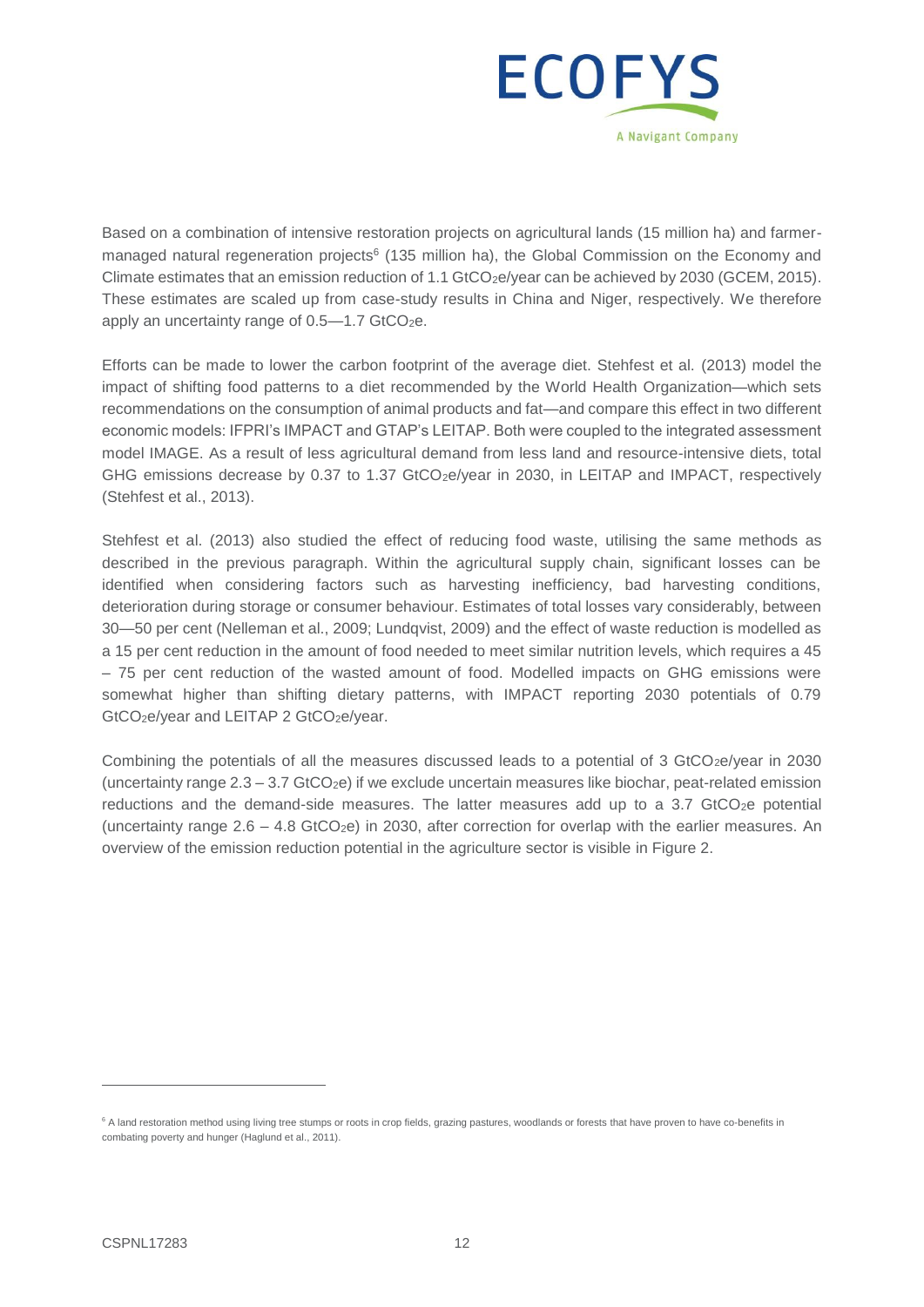Based on a combination of intensive restoration projects on agricultural lands (15 million ha) and farmer-managed natural regeneration projects[6] (135 million ha), the Global Commission on the Economy and Climate estimates that an emission reduction of 1.1 $GtCO_2e$/year can be achieved by 2030 (GCEM, 2015). These estimates are scaled up from case-study results in China and Niger, respectively. We therefore apply an uncertainty range of 0.5—1.7 $GtCO_2e$.

Efforts can be made to lower the carbon footprint of the average diet. Stehfest et al. (2013) model the impact of shifting food patterns to a diet recommended by the World Health Organization—which sets recommendations on the consumption of animal products and fat—and compare this effect in two different economic models: IFPRI's IMPACT and GTAP's LEITAP. Both were coupled to the integrated assessment model IMAGE. As a result of less agricultural demand from less land and resource-intensive diets, total GHG emissions decrease by 0.37 to 1.37 $GtCO_2e$/year in 2030, in LEITAP and IMPACT, respectively (Stehfest et al., 2013).

Stehfest et al. (2013) also studied the effect of reducing food waste, utilising the same methods as described in the previous paragraph. Within the agricultural supply chain, significant losses can be identified when considering factors such as harvesting inefficiency, bad harvesting conditions, deterioration during storage or consumer behaviour. Estimates of total losses vary considerably, between 30—50 per cent (Nelleman et al., 2009; Lundqvist, 2009) and the effect of waste reduction is modelled as a 15 per cent reduction in the amount of food needed to meet similar nutrition levels, which requires a 45 – 75 per cent reduction of the wasted amount of food. Modelled impacts on GHG emissions were somewhat higher than shifting dietary patterns, with IMPACT reporting 2030 potentials of 0.79 $GtCO_2e$/year and LEITAP 2 $GtCO_2e$/year.

Combining the potentials of all the measures discussed leads to a potential of 3 $GtCO_2e$/year in 2030 (uncertainty range 2.3 – 3.7 $GtCO_2e$) if we exclude uncertain measures like biochar, peat-related emission reductions and the demand-side measures. The latter measures add up to a 3.7 $GtCO_2e$ potential (uncertainty range 2.6 – 4.8 $GtCO_2e$) in 2030, after correction for overlap with the earlier measures. An overview of the emission reduction potential in the agriculture sector is visible in Figure 2.

[6] A land restoration method using living tree stumps or roots in crop fields, grazing pastures, woodlands or forests that have proven to have co-benefits in combating poverty and hunger (Haglund et al., 2011).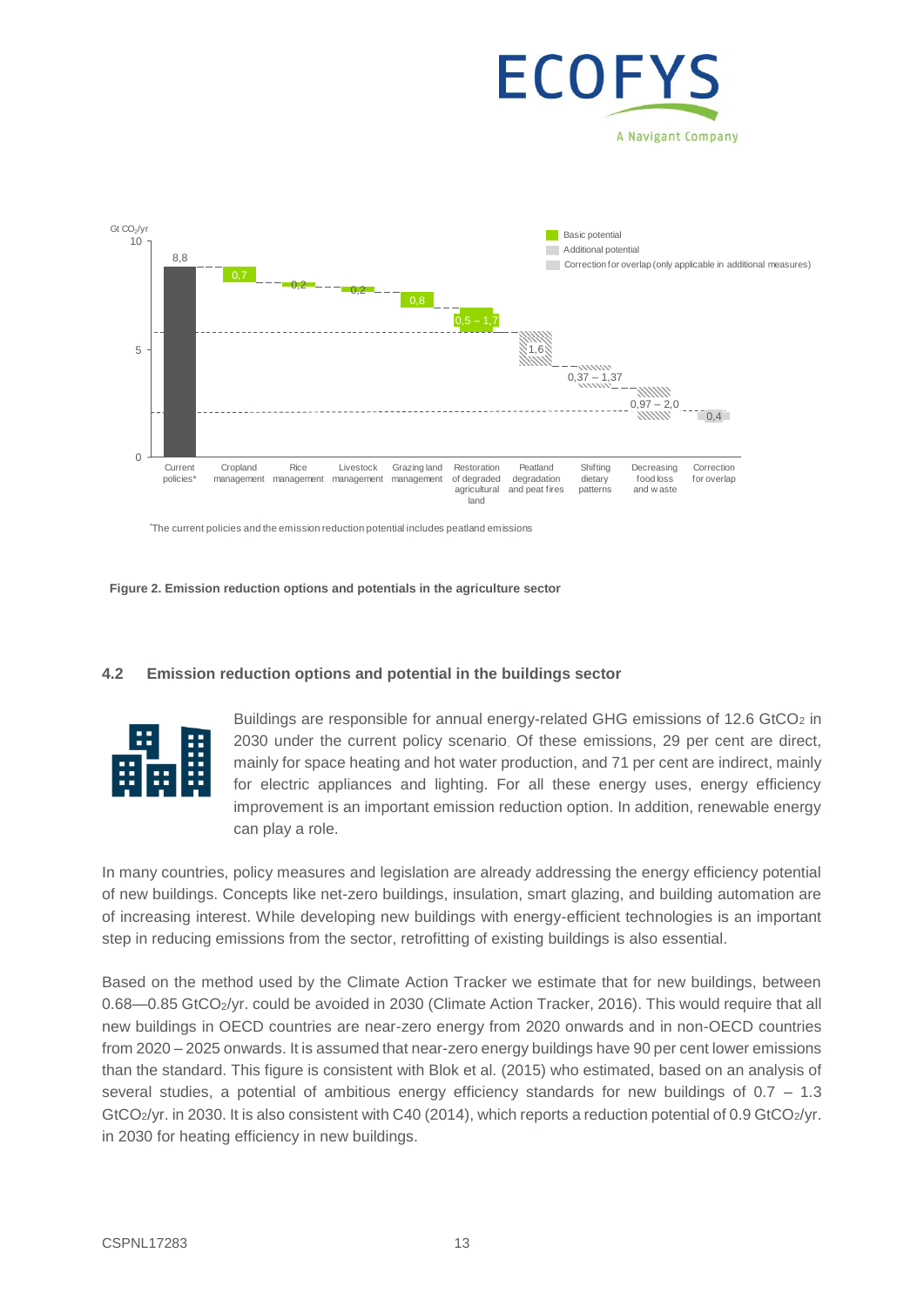*The current policies and the emission reduction potential includes peatland emissions

**Figure 2. Emission reduction options and potentials in the agriculture sector**

### 4.2 Emission reduction options and potential in the buildings sector

Buildings are responsible for annual energy-related GHG emissions of 12.6 $GtCO_2$ in 2030 under the current policy scenario. Of these emissions, 29 per cent are direct, mainly for space heating and hot water production, and 71 per cent are indirect, mainly for electric appliances and lighting. For all these energy uses, energy efficiency improvement is an important emission reduction option. In addition, renewable energy can play a role.

In many countries, policy measures and legislation are already addressing the energy efficiency potential of new buildings. Concepts like net-zero buildings, insulation, smart glazing, and building automation are of increasing interest. While developing new buildings with energy-efficient technologies is an important step in reducing emissions from the sector, retrofitting of existing buildings is also essential.

Based on the method used by the Climate Action Tracker we estimate that for new buildings, between 0.68—0.85 $GtCO_2$/yr. could be avoided in 2030 (Climate Action Tracker, 2016). This would require that all new buildings in OECD countries are near-zero energy from 2020 onwards and in non-OECD countries from 2020 – 2025 onwards. It is assumed that near-zero energy buildings have 90 per cent lower emissions than the standard. This figure is consistent with Blok et al. (2015) who estimated, based on an analysis of several studies, a potential of ambitious energy efficiency standards for new buildings of 0.7 – 1.3 $GtCO_2$/yr. in 2030. It is also consistent with C40 (2014), which reports a reduction potential of 0.9 $GtCO_2$/yr. in 2030 for heating efficiency in new buildings.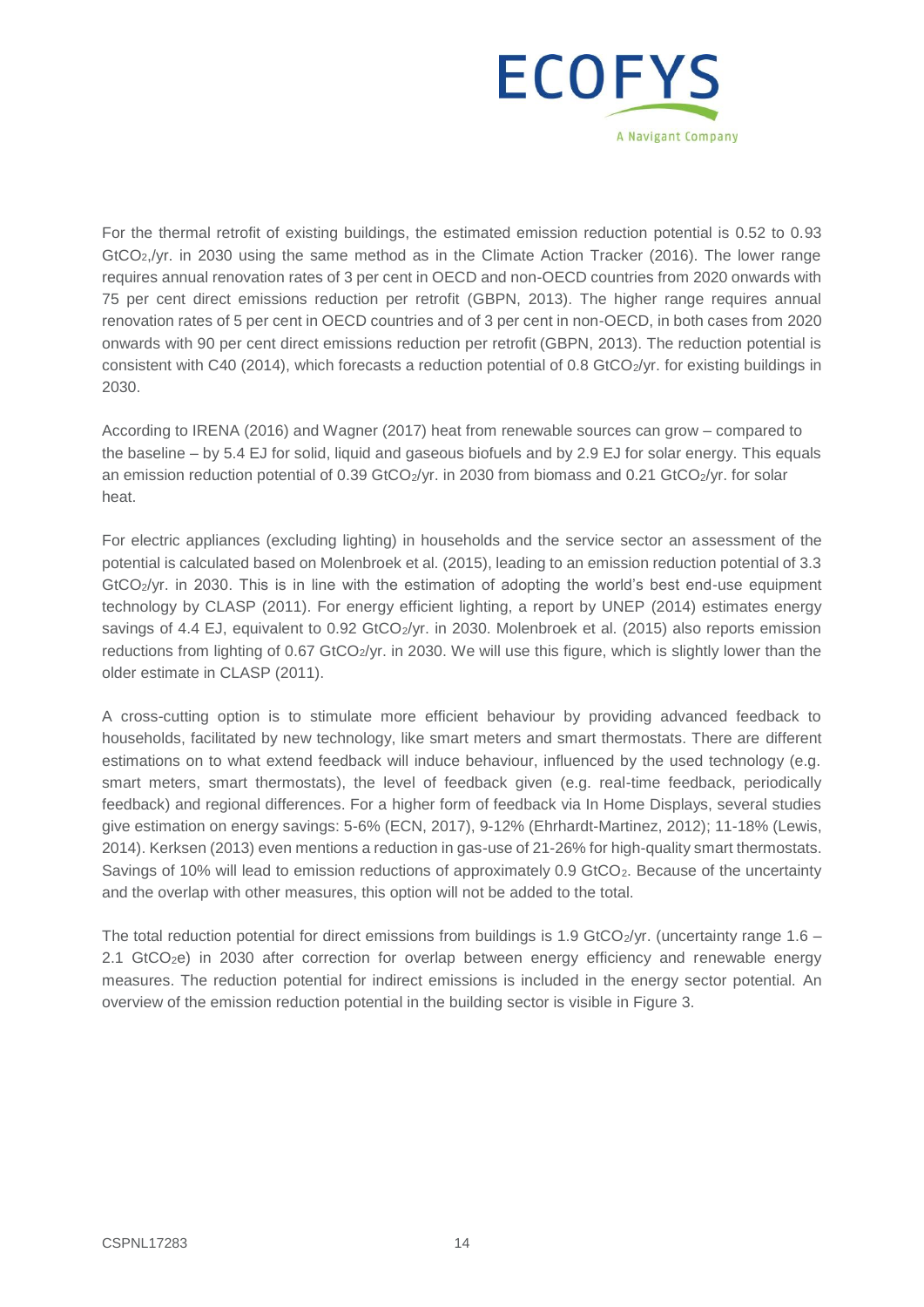For the thermal retrofit of existing buildings, the estimated emission reduction potential is 0.52 to 0.93 $GtCO_2$,/yr. in 2030 using the same method as in the Climate Action Tracker (2016). The lower range requires annual renovation rates of 3 per cent in OECD and non-OECD countries from 2020 onwards with 75 per cent direct emissions reduction per retrofit (GBPN, 2013). The higher range requires annual renovation rates of 5 per cent in OECD countries and of 3 per cent in non-OECD, in both cases from 2020 onwards with 90 per cent direct emissions reduction per retrofit (GBPN, 2013). The reduction potential is consistent with C40 (2014), which forecasts a reduction potential of 0.8 $GtCO_2$/yr. for existing buildings in 2030.

According to IRENA (2016) and Wagner (2017) heat from renewable sources can grow – compared to the baseline – by 5.4 EJ for solid, liquid and gaseous biofuels and by 2.9 EJ for solar energy. This equals an emission reduction potential of 0.39 $GtCO_2$/yr. in 2030 from biomass and 0.21 $GtCO_2$/yr. for solar heat.

For electric appliances (excluding lighting) in households and the service sector an assessment of the potential is calculated based on Molenbroek et al. (2015), leading to an emission reduction potential of 3.3 $GtCO_2$/yr. in 2030. This is in line with the estimation of adopting the world's best end-use equipment technology by CLASP (2011). For energy efficient lighting, a report by UNEP (2014) estimates energy savings of 4.4 EJ, equivalent to 0.92 $GtCO_2$/yr. in 2030. Molenbroek et al. (2015) also reports emission reductions from lighting of 0.67 $GtCO_2$/yr. in 2030. We will use this figure, which is slightly lower than the older estimate in CLASP (2011).

A cross-cutting option is to stimulate more efficient behaviour by providing advanced feedback to households, facilitated by new technology, like smart meters and smart thermostats. There are different estimations on to what extend feedback will induce behaviour, influenced by the used technology (e.g. smart meters, smart thermostats), the level of feedback given (e.g. real-time feedback, periodically feedback) and regional differences. For a higher form of feedback via In Home Displays, several studies give estimation on energy savings: 5-6% (ECN, 2017), 9-12% (Ehrhardt-Martinez, 2012); 11-18% (Lewis, 2014). Kerksen (2013) even mentions a reduction in gas-use of 21-26% for high-quality smart thermostats. Savings of 10% will lead to emission reductions of approximately 0.9 $GtCO_2$. Because of the uncertainty and the overlap with other measures, this option will not be added to the total.

The total reduction potential for direct emissions from buildings is 1.9 $GtCO_2$/yr. (uncertainty range 1.6 – 2.1 $GtCO_2e$) in 2030 after correction for overlap between energy efficiency and renewable energy measures. The reduction potential for indirect emissions is included in the energy sector potential. An overview of the emission reduction potential in the building sector is visible in Figure 3.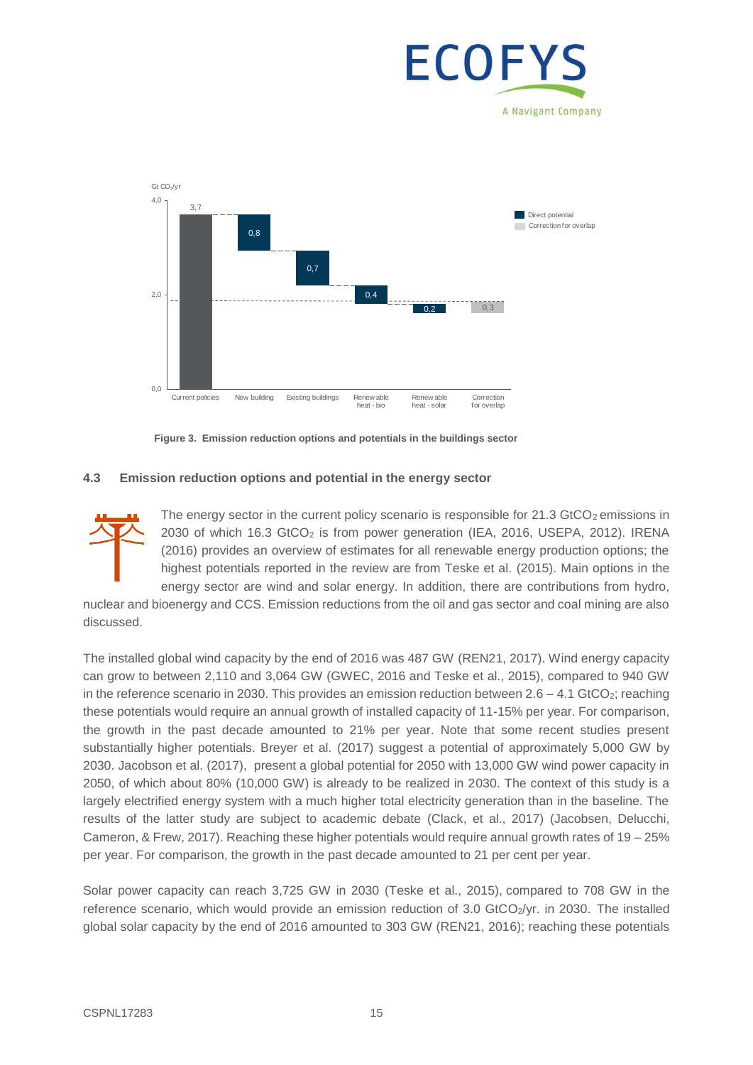Figure 3. Emission reduction options and potentials in the buildings sector

### 4.3 Emission reduction options and potential in the energy sector

The energy sector in the current policy scenario is responsible for 21.3 $GtCO_2$ emissions in 2030 of which 16.3 $GtCO_2$ is from power generation (IEA, 2016, USEPA, 2012). IRENA (2016) provides an overview of estimates for all renewable energy production options; the highest potentials reported in the review are from Teske et al. (2015). Main options in the energy sector are wind and solar energy. In addition, there are contributions from hydro, nuclear and bioenergy and CCS. Emission reductions from the oil and gas sector and coal mining are also discussed.

The installed global wind capacity by the end of 2016 was 487 GW (REN21, 2017). Wind energy capacity can grow to between 2,110 and 3,064 GW (GWEC, 2016 and Teske et al., 2015), compared to 940 GW in the reference scenario in 2030. This provides an emission reduction between 2.6 – 4.1 $GtCO_2$; reaching these potentials would require an annual growth of installed capacity of 11-15% per year. For comparison, the growth in the past decade amounted to 21% per year. Note that some recent studies present substantially higher potentials. Breyer et al. (2017) suggest a potential of approximately 5,000 GW by 2030. Jacobson et al. (2017), present a global potential for 2050 with 13,000 GW wind power capacity in 2050, of which about 80% (10,000 GW) is already to be realized in 2030. The context of this study is a largely electrified energy system with a much higher total electricity generation than in the baseline. The results of the latter study are subject to academic debate (Clack, et al., 2017) (Jacobsen, Delucchi, Cameron, & Frew, 2017). Reaching these higher potentials would require annual growth rates of 19 – 25% per year. For comparison, the growth in the past decade amounted to 21 per cent per year.

Solar power capacity can reach 3,725 GW in 2030 (Teske et al., 2015), compared to 708 GW in the reference scenario, which would provide an emission reduction of 3.0 $GtCO_2$/yr. in 2030. The installed global solar capacity by the end of 2016 amounted to 303 GW (REN21, 2016); reaching these potentials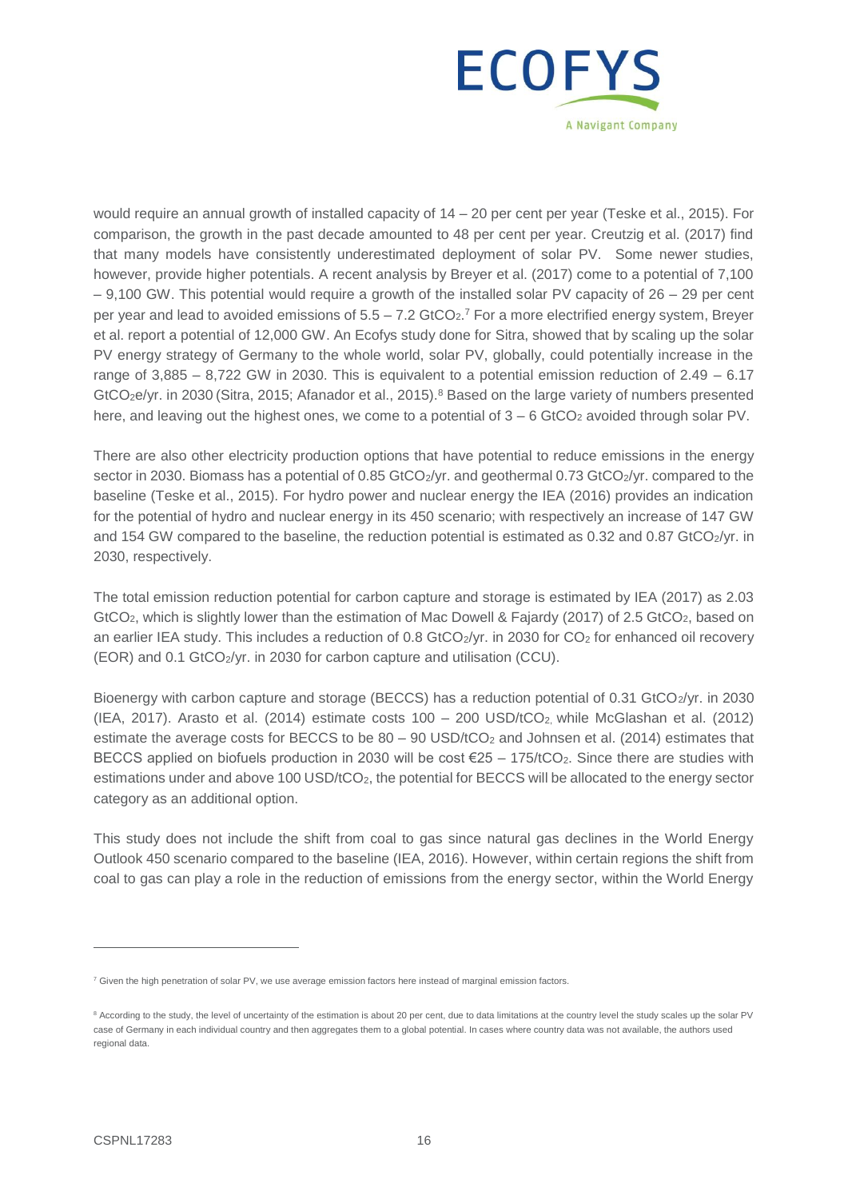would require an annual growth of installed capacity of 14 – 20 per cent per year (Teske et al., 2015). For comparison, the growth in the past decade amounted to 48 per cent per year. Creutzig et al. (2017) find that many models have consistently underestimated deployment of solar PV. Some newer studies, however, provide higher potentials. A recent analysis by Breyer et al. (2017) come to a potential of 7,100 – 9,100 GW. This potential would require a growth of the installed solar PV capacity of 26 – 29 per cent per year and lead to avoided emissions of 5.5 – 7.2 $GtCO_2$.[7] For a more electrified energy system, Breyer et al. report a potential of 12,000 GW. An Ecofys study done for Sitra, showed that by scaling up the solar PV energy strategy of Germany to the whole world, solar PV, globally, could potentially increase in the range of 3,885 – 8,722 GW in 2030. This is equivalent to a potential emission reduction of 2.49 – 6.17 $GtCO_2e$/yr. in 2030 (Sitra, 2015; Afanador et al., 2015).[8] Based on the large variety of numbers presented here, and leaving out the highest ones, we come to a potential of 3 – 6 $GtCO_2$ avoided through solar PV.

There are also other electricity production options that have potential to reduce emissions in the energy sector in 2030. Biomass has a potential of 0.85 $GtCO_2$/yr. and geothermal 0.73 $GtCO_2$/yr. compared to the baseline (Teske et al., 2015). For hydro power and nuclear energy the IEA (2016) provides an indication for the potential of hydro and nuclear energy in its 450 scenario; with respectively an increase of 147 GW and 154 GW compared to the baseline, the reduction potential is estimated as 0.32 and 0.87 $GtCO_2$/yr. in 2030, respectively.

The total emission reduction potential for carbon capture and storage is estimated by IEA (2017) as 2.03 $GtCO_2$, which is slightly lower than the estimation of Mac Dowell & Fajardy (2017) of 2.5 $GtCO_2$, based on an earlier IEA study. This includes a reduction of 0.8 $GtCO_2$/yr. in 2030 for $CO_2$ for enhanced oil recovery (EOR) and 0.1 $GtCO_2$/yr. in 2030 for carbon capture and utilisation (CCU).

Bioenergy with carbon capture and storage (BECCS) has a reduction potential of 0.31 $GtCO_2$/yr. in 2030 (IEA, 2017). Arasto et al. (2014) estimate costs 100 – 200 $USD/tCO_2$, while McGlashan et al. (2012) estimate the average costs for BECCS to be 80 – 90 $USD/tCO_2$ and Johnsen et al. (2014) estimates that BECCS applied on biofuels production in 2030 will be cost €25 – 175/$tCO_2$. Since there are studies with estimations under and above 100 $USD/tCO_2$, the potential for BECCS will be allocated to the energy sector category as an additional option.

This study does not include the shift from coal to gas since natural gas declines in the World Energy Outlook 450 scenario compared to the baseline (IEA, 2016). However, within certain regions the shift from coal to gas can play a role in the reduction of emissions from the energy sector, within the World Energy

---

[7] Given the high penetration of solar PV, we use average emission factors here instead of marginal emission factors.

[8] According to the study, the level of uncertainty of the estimation is about 20 per cent, due to data limitations at the country level the study scales up the solar PV case of Germany in each individual country and then aggregates them to a global potential. In cases where country data was not available, the authors used regional data.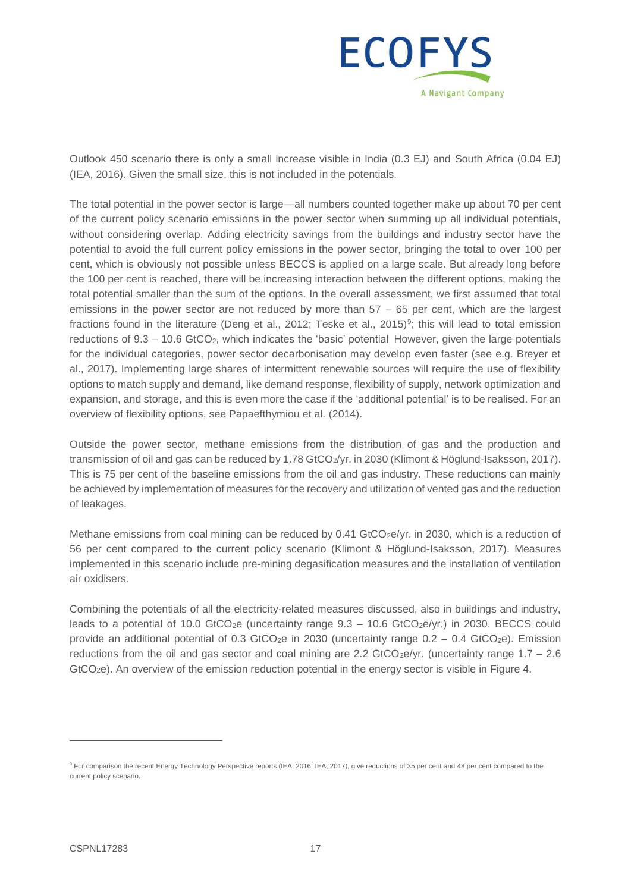Outlook 450 scenario there is only a small increase visible in India (0.3 EJ) and South Africa (0.04 EJ) (IEA, 2016). Given the small size, this is not included in the potentials.

The total potential in the power sector is large—all numbers counted together make up about 70 per cent of the current policy scenario emissions in the power sector when summing up all individual potentials, without considering overlap. Adding electricity savings from the buildings and industry sector have the potential to avoid the full current policy emissions in the power sector, bringing the total to over 100 per cent, which is obviously not possible unless BECCS is applied on a large scale. But already long before the 100 per cent is reached, there will be increasing interaction between the different options, making the total potential smaller than the sum of the options. In the overall assessment, we first assumed that total emissions in the power sector are not reduced by more than 57 – 65 per cent, which are the largest fractions found in the literature (Deng et al., 2012; Teske et al., 2015)[9]; this will lead to total emission reductions of 9.3 – 10.6 $GtCO_2$, which indicates the 'basic' potential. However, given the large potentials for the individual categories, power sector decarbonisation may develop even faster (see e.g. Breyer et al., 2017). Implementing large shares of intermittent renewable sources will require the use of flexibility options to match supply and demand, like demand response, flexibility of supply, network optimization and expansion, and storage, and this is even more the case if the 'additional potential' is to be realised. For an overview of flexibility options, see Papaefthymiou et al. (2014).

Outside the power sector, methane emissions from the distribution of gas and the production and transmission of oil and gas can be reduced by 1.78 $GtCO_2$/yr. in 2030 (Klimont & Höglund-Isaksson, 2017). This is 75 per cent of the baseline emissions from the oil and gas industry. These reductions can mainly be achieved by implementation of measures for the recovery and utilization of vented gas and the reduction of leakages.

Methane emissions from coal mining can be reduced by 0.41 $GtCO_2e$/yr. in 2030, which is a reduction of 56 per cent compared to the current policy scenario (Klimont & Höglund-Isaksson, 2017). Measures implemented in this scenario include pre-mining degasification measures and the installation of ventilation air oxidisers.

Combining the potentials of all the electricity-related measures discussed, also in buildings and industry, leads to a potential of 10.0 $GtCO_2e$ (uncertainty range 9.3 – 10.6 $GtCO_2e$/yr.) in 2030. BECCS could provide an additional potential of 0.3 $GtCO_2e$ in 2030 (uncertainty range 0.2 – 0.4 $GtCO_2e$). Emission reductions from the oil and gas sector and coal mining are 2.2 $GtCO_2e$/yr. (uncertainty range 1.7 – 2.6 $GtCO_2e$). An overview of the emission reduction potential in the energy sector is visible in Figure 4.

---

[9] For comparison the recent Energy Technology Perspective reports (IEA, 2016; IEA, 2017), give reductions of 35 per cent and 48 per cent compared to the current policy scenario.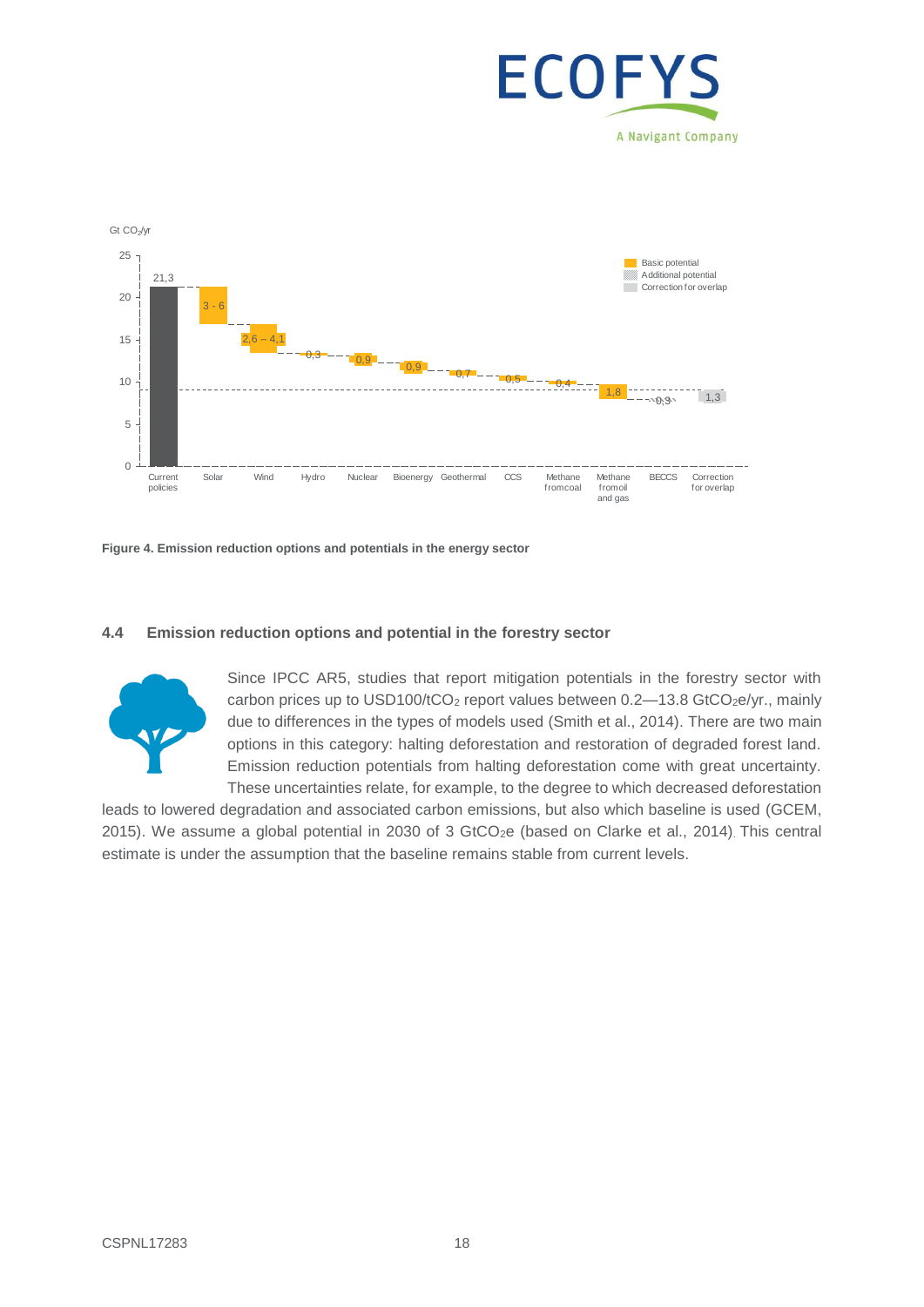Figure 4. Emission reduction options and potentials in the energy sector

### 4.4 Emission reduction options and potential in the forestry sector

Since IPCC AR5, studies that report mitigation potentials in the forestry sector with carbon prices up to USD100/t$CO_2$ report values between 0.2—13.8 Gt$CO_2$e/yr., mainly due to differences in the types of models used (Smith et al., 2014). There are two main options in this category: halting deforestation and restoration of degraded forest land. Emission reduction potentials from halting deforestation come with great uncertainty. These uncertainties relate, for example, to the degree to which decreased deforestation leads to lowered degradation and associated carbon emissions, but also which baseline is used (GCEM, 2015). We assume a global potential in 2030 of 3 Gt$CO_2$e (based on Clarke et al., 2014). This central estimate is under the assumption that the baseline remains stable from current levels.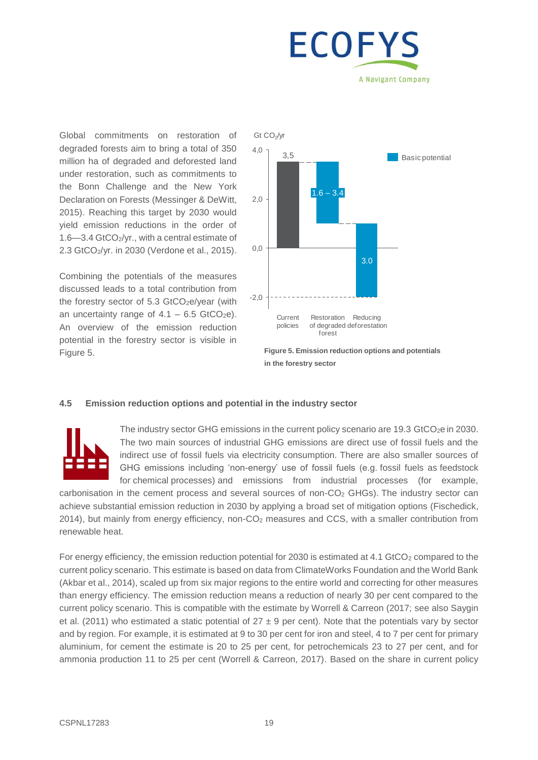Global commitments on restoration of degraded forests aim to bring a total of 350 million ha of degraded and deforested land under restoration, such as commitments to the Bonn Challenge and the New York Declaration on Forests (Messinger & DeWitt, 2015). Reaching this target by 2030 would yield emission reductions in the order of 1.6—3.4 $GtCO_2$/yr., with a central estimate of 2.3 $GtCO_2$/yr. in 2030 (Verdone et al., 2015).

Combining the potentials of the measures discussed leads to a total contribution from the forestry sector of 5.3 $GtCO_2e$/year (with an uncertainty range of 4.1 – 6.5 $GtCO_2e$). An overview of the emission reduction potential in the forestry sector is visible in Figure 5.

**Figure 5. Emission reduction options and potentials in the forestry sector**

### 4.5 Emission reduction options and potential in the industry sector

The industry sector GHG emissions in the current policy scenario are 19.3 $GtCO_2e$ in 2030. The two main sources of industrial GHG emissions are direct use of fossil fuels and the indirect use of fossil fuels via electricity consumption. There are also smaller sources of GHG emissions including 'non-energy' use of fossil fuels (e.g. fossil fuels as feedstock for chemical processes) and emissions from industrial processes (for example, carbonisation in the cement process and several sources of non-$CO_2$ GHGs). The industry sector can achieve substantial emission reduction in 2030 by applying a broad set of mitigation options (Fischedick, 2014), but mainly from energy efficiency, non-$CO_2$ measures and CCS, with a smaller contribution from renewable heat.

For energy efficiency, the emission reduction potential for 2030 is estimated at 4.1 $GtCO_2$ compared to the current policy scenario. This estimate is based on data from ClimateWorks Foundation and the World Bank (Akbar et al., 2014), scaled up from six major regions to the entire world and correcting for other measures than energy efficiency. The emission reduction means a reduction of nearly 30 per cent compared to the current policy scenario. This is compatible with the estimate by Worrell & Carreon (2017; see also Saygin et al. (2011) who estimated a static potential of 27 ± 9 per cent). Note that the potentials vary by sector and by region. For example, it is estimated at 9 to 30 per cent for iron and steel, 4 to 7 per cent for primary aluminium, for cement the estimate is 20 to 25 per cent, for petrochemicals 23 to 27 per cent, and for ammonia production 11 to 25 per cent (Worrell & Carreon, 2017). Based on the share in current policy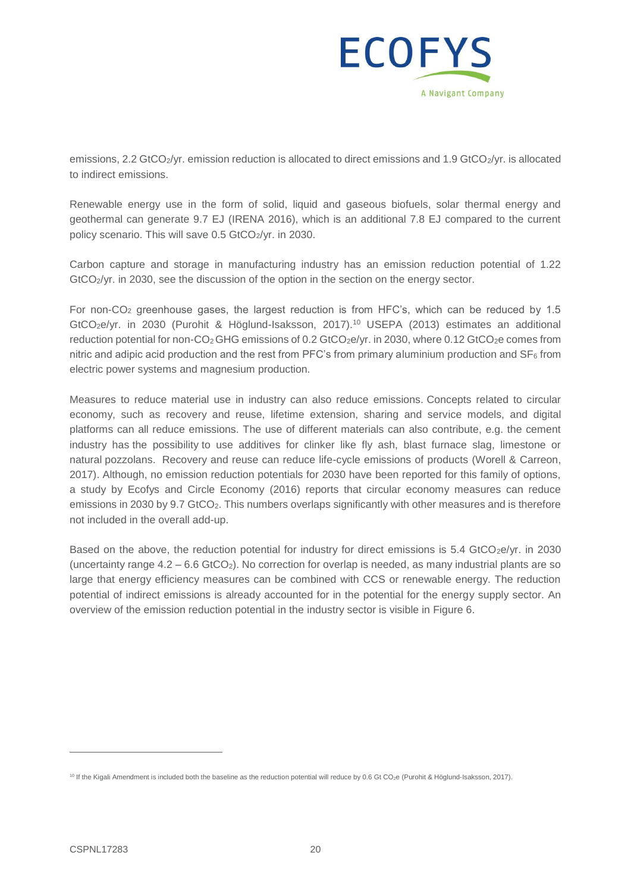emissions, 2.2 $GtCO_2$/yr. emission reduction is allocated to direct emissions and 1.9 $GtCO_2$/yr. is allocated to indirect emissions.

Renewable energy use in the form of solid, liquid and gaseous biofuels, solar thermal energy and geothermal can generate 9.7 EJ (IRENA 2016), which is an additional 7.8 EJ compared to the current policy scenario. This will save 0.5 $GtCO_2$/yr. in 2030.

Carbon capture and storage in manufacturing industry has an emission reduction potential of 1.22 $GtCO_2$/yr. in 2030, see the discussion of the option in the section on the energy sector.

For non-$CO_2$ greenhouse gases, the largest reduction is from HFC's, which can be reduced by 1.5 $GtCO_2e$/yr. in 2030 (Purohit & Höglund-Isaksson, 2017).[10] USEPA (2013) estimates an additional reduction potential for non-$CO_2$ GHG emissions of 0.2 $GtCO_2e$/yr. in 2030, where 0.12 $GtCO_2e$ comes from nitric and adipic acid production and the rest from PFC's from primary aluminium production and $SF_6$ from electric power systems and magnesium production.

Measures to reduce material use in industry can also reduce emissions. Concepts related to circular economy, such as recovery and reuse, lifetime extension, sharing and service models, and digital platforms can all reduce emissions. The use of different materials can also contribute, e.g. the cement industry has the possibility to use additives for clinker like fly ash, blast furnace slag, limestone or natural pozzolans. Recovery and reuse can reduce life-cycle emissions of products (Worell & Carreon, 2017). Although, no emission reduction potentials for 2030 have been reported for this family of options, a study by Ecofys and Circle Economy (2016) reports that circular economy measures can reduce emissions in 2030 by 9.7 $GtCO_2$. This numbers overlaps significantly with other measures and is therefore not included in the overall add-up.

Based on the above, the reduction potential for industry for direct emissions is 5.4 $GtCO_2e$/yr. in 2030 (uncertainty range 4.2 – 6.6 $GtCO_2$). No correction for overlap is needed, as many industrial plants are so large that energy efficiency measures can be combined with CCS or renewable energy. The reduction potential of indirect emissions is already accounted for in the potential for the energy supply sector. An overview of the emission reduction potential in the industry sector is visible in Figure 6.

---

[10] If the Kigali Amendment is included both the baseline as the reduction potential will reduce by 0.6 Gt $CO_2e$ (Purohit & Höglund-Isaksson, 2017).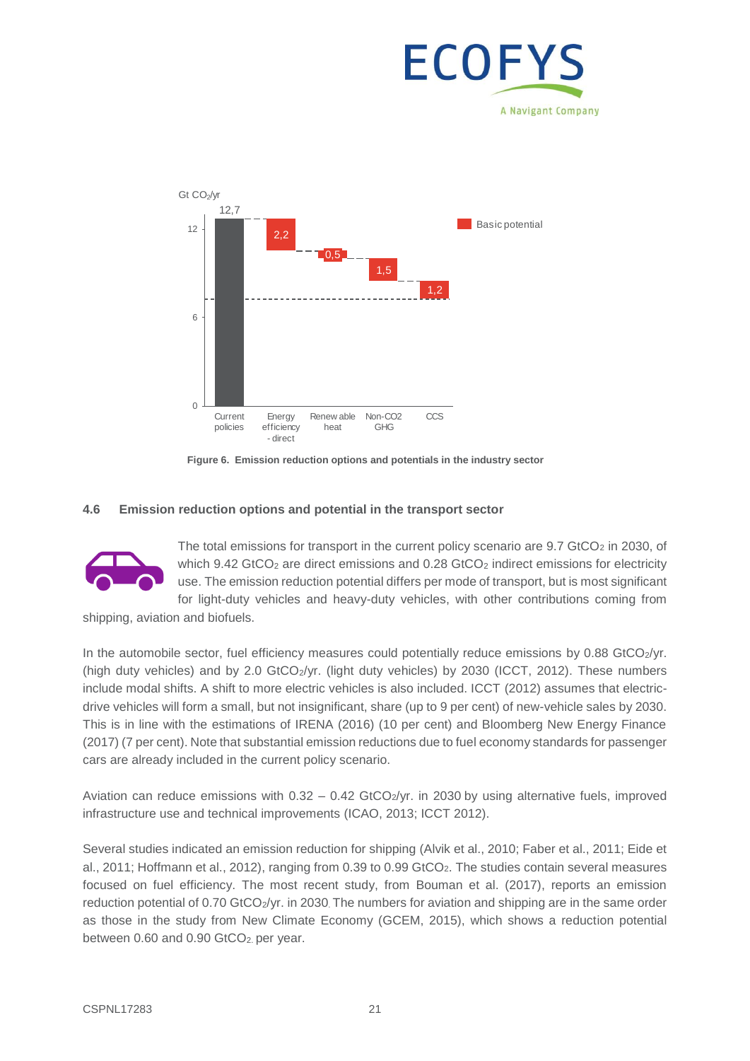Figure 6. Emission reduction options and potentials in the industry sector

### 4.6 Emission reduction options and potential in the transport sector

The total emissions for transport in the current policy scenario are 9.7 $GtCO_2$ in 2030, of which 9.42 $GtCO_2$ are direct emissions and 0.28 $GtCO_2$ indirect emissions for electricity use. The emission reduction potential differs per mode of transport, but is most significant for light-duty vehicles and heavy-duty vehicles, with other contributions coming from shipping, aviation and biofuels.

In the automobile sector, fuel efficiency measures could potentially reduce emissions by 0.88 $GtCO_2$/yr. (high duty vehicles) and by 2.0 $GtCO_2$/yr. (light duty vehicles) by 2030 (ICCT, 2012). These numbers include modal shifts. A shift to more electric vehicles is also included. ICCT (2012) assumes that electric-drive vehicles will form a small, but not insignificant, share (up to 9 per cent) of new-vehicle sales by 2030. This is in line with the estimations of IRENA (2016) (10 per cent) and Bloomberg New Energy Finance (2017) (7 per cent). Note that substantial emission reductions due to fuel economy standards for passenger cars are already included in the current policy scenario.

Aviation can reduce emissions with 0.32 – 0.42 $GtCO_2$/yr. in 2030 by using alternative fuels, improved infrastructure use and technical improvements (ICAO, 2013; ICCT 2012).

Several studies indicated an emission reduction for shipping (Alvik et al., 2010; Faber et al., 2011; Eide et al., 2011; Hoffmann et al., 2012), ranging from 0.39 to 0.99 $GtCO_2$. The studies contain several measures focused on fuel efficiency. The most recent study, from Bouman et al. (2017), reports an emission reduction potential of 0.70 $GtCO_2$/yr. in 2030. The numbers for aviation and shipping are in the same order as those in the study from New Climate Economy (GCEM, 2015), which shows a reduction potential between 0.60 and 0.90 $GtCO_2$ per year.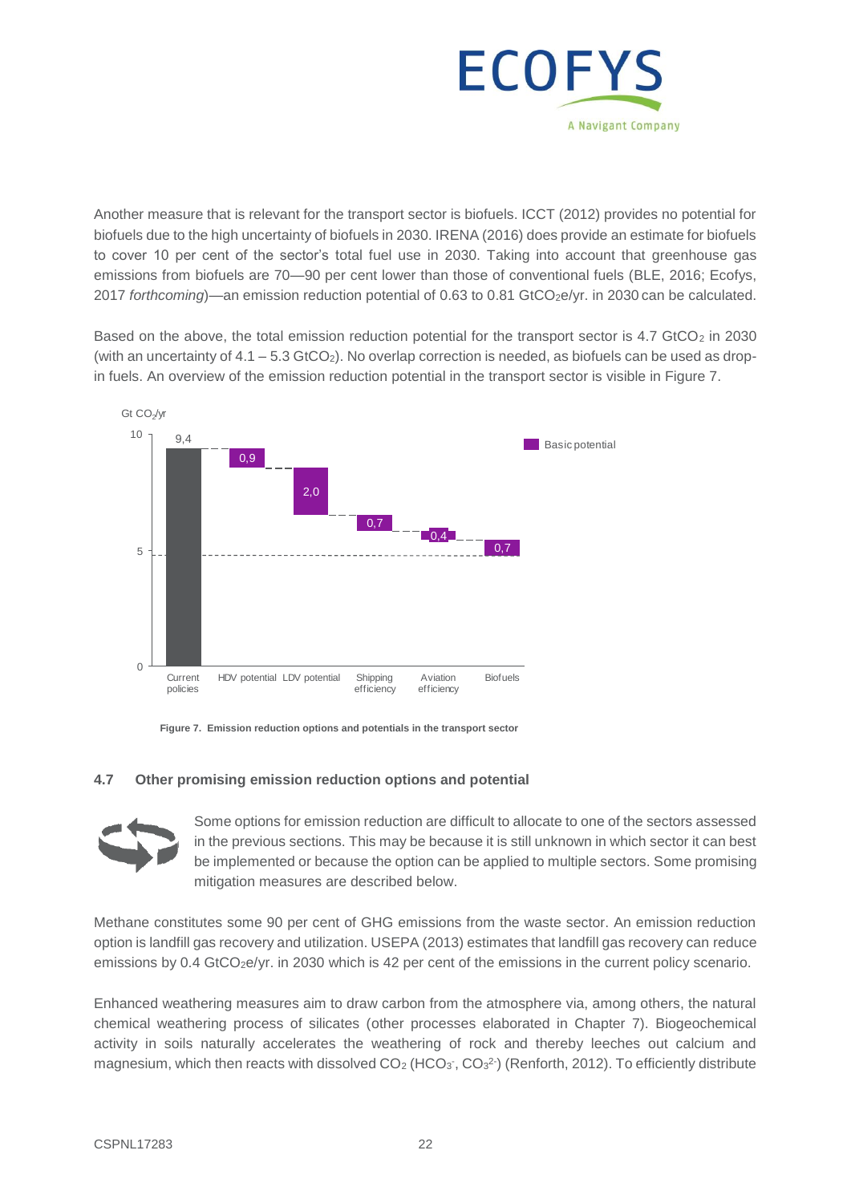Another measure that is relevant for the transport sector is biofuels. ICCT (2012) provides no potential for biofuels due to the high uncertainty of biofuels in 2030. IRENA (2016) does provide an estimate for biofuels to cover 10 per cent of the sector's total fuel use in 2030. Taking into account that greenhouse gas emissions from biofuels are 70—90 per cent lower than those of conventional fuels (BLE, 2016; Ecofys, 2017 *forthcoming*)—an emission reduction potential of 0.63 to 0.81 $GtCO_2e$/yr. in 2030 can be calculated.

Based on the above, the total emission reduction potential for the transport sector is 4.7 $GtCO_2$ in 2030 (with an uncertainty of 4.1 – 5.3 $GtCO_2$). No overlap correction is needed, as biofuels can be used as drop-in fuels. An overview of the emission reduction potential in the transport sector is visible in Figure 7.

**Figure 7. Emission reduction options and potentials in the transport sector**

## 4.7 Other promising emission reduction options and potential

Some options for emission reduction are difficult to allocate to one of the sectors assessed in the previous sections. This may be because it is still unknown in which sector it can best be implemented or because the option can be applied to multiple sectors. Some promising mitigation measures are described below.

Methane constitutes some 90 per cent of GHG emissions from the waste sector. An emission reduction option is landfill gas recovery and utilization. USEPA (2013) estimates that landfill gas recovery can reduce emissions by 0.4 $GtCO_2e$/yr. in 2030 which is 42 per cent of the emissions in the current policy scenario.

Enhanced weathering measures aim to draw carbon from the atmosphere via, among others, the natural chemical weathering process of silicates (other processes elaborated in Chapter 7). Biogeochemical activity in soils naturally accelerates the weathering of rock and thereby leeches out calcium and magnesium, which then reacts with dissolved $CO_2$ ($HCO_3^-$, $CO_3^{2-}$) (Renforth, 2012). To efficiently distribute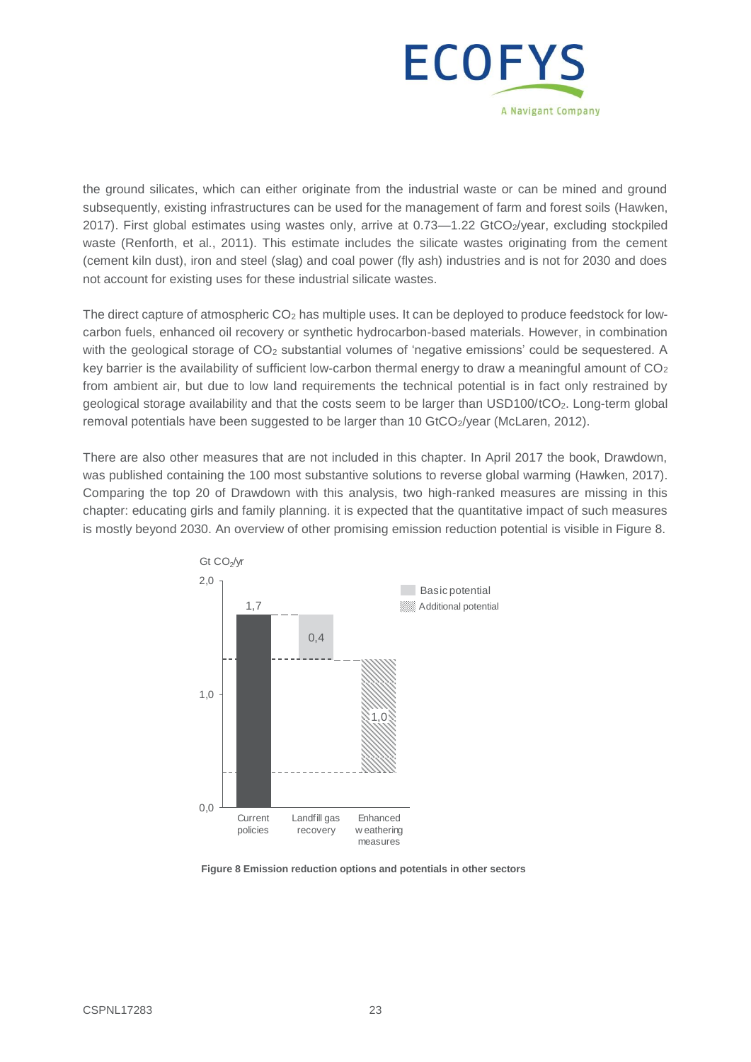the ground silicates, which can either originate from the industrial waste or can be mined and ground subsequently, existing infrastructures can be used for the management of farm and forest soils (Hawken, 2017). First global estimates using wastes only, arrive at 0.73—1.22 $GtCO_2$/year, excluding stockpiled waste (Renforth, et al., 2011). This estimate includes the silicate wastes originating from the cement (cement kiln dust), iron and steel (slag) and coal power (fly ash) industries and is not for 2030 and does not account for existing uses for these industrial silicate wastes.

The direct capture of atmospheric $CO_2$ has multiple uses. It can be deployed to produce feedstock for low-carbon fuels, enhanced oil recovery or synthetic hydrocarbon-based materials. However, in combination with the geological storage of $CO_2$ substantial volumes of 'negative emissions' could be sequestered. A key barrier is the availability of sufficient low-carbon thermal energy to draw a meaningful amount of $CO_2$ from ambient air, but due to low land requirements the technical potential is in fact only restrained by geological storage availability and that the costs seem to be larger than USD100/$tCO_2$. Long-term global removal potentials have been suggested to be larger than 10 $GtCO_2$/year (McLaren, 2012).

There are also other measures that are not included in this chapter. In April 2017 the book, Drawdown, was published containing the 100 most substantive solutions to reverse global warming (Hawken, 2017). Comparing the top 20 of Drawdown with this analysis, two high-ranked measures are missing in this chapter: educating girls and family planning. it is expected that the quantitative impact of such measures is mostly beyond 2030. An overview of other promising emission reduction potential is visible in Figure 8.

Gt $CO_2$/yr

| | Current policies | Landfill gas recovery | Enhanced weathering measures |
|---|---|---|---|
| Value | 1,7 | 0,4 (Basic potential) | 1,0 (Additional potential) |

**Figure 8 Emission reduction options and potentials in other sectors**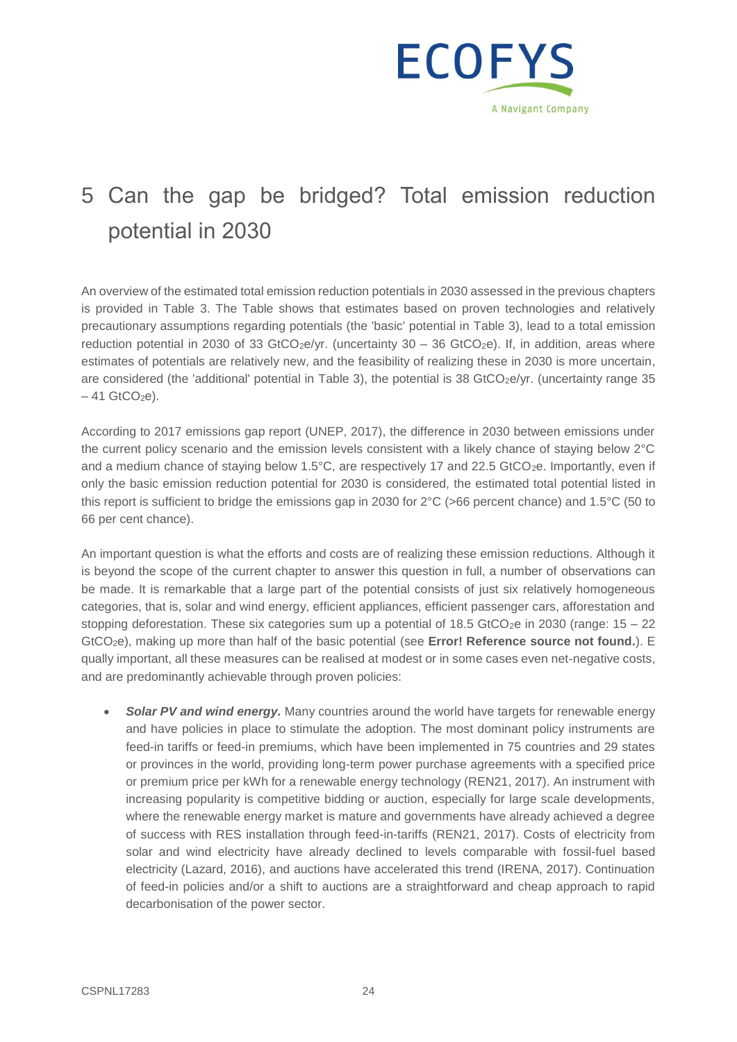# 5 Can the gap be bridged? Total emission reduction potential in 2030

An overview of the estimated total emission reduction potentials in 2030 assessed in the previous chapters is provided in Table 3. The Table shows that estimates based on proven technologies and relatively precautionary assumptions regarding potentials (the 'basic' potential in Table 3), lead to a total emission reduction potential in 2030 of 33 $GtCO_2e$/yr. (uncertainty 30 – 36 $GtCO_2e$). If, in addition, areas where estimates of potentials are relatively new, and the feasibility of realizing these in 2030 is more uncertain, are considered (the 'additional' potential in Table 3), the potential is 38 $GtCO_2e$/yr. (uncertainty range 35 – 41 $GtCO_2e$).

According to 2017 emissions gap report (UNEP, 2017), the difference in 2030 between emissions under the current policy scenario and the emission levels consistent with a likely chance of staying below 2°C and a medium chance of staying below 1.5°C, are respectively 17 and 22.5 $GtCO_2e$. Importantly, even if only the basic emission reduction potential for 2030 is considered, the estimated total potential listed in this report is sufficient to bridge the emissions gap in 2030 for 2°C (>66 percent chance) and 1.5°C (50 to 66 per cent chance).

An important question is what the efforts and costs are of realizing these emission reductions. Although it is beyond the scope of the current chapter to answer this question in full, a number of observations can be made. It is remarkable that a large part of the potential consists of just six relatively homogeneous categories, that is, solar and wind energy, efficient appliances, efficient passenger cars, afforestation and stopping deforestation. These six categories sum up a potential of 18.5 $GtCO_2e$ in 2030 (range: 15 – 22 $GtCO_2e$), making up more than half of the basic potential (see **Error! Reference source not found.**). E qually important, all these measures can be realised at modest or in some cases even net-negative costs, and are predominantly achievable through proven policies:

- ***Solar PV and wind energy.*** Many countries around the world have targets for renewable energy and have policies in place to stimulate the adoption. The most dominant policy instruments are feed-in tariffs or feed-in premiums, which have been implemented in 75 countries and 29 states or provinces in the world, providing long-term power purchase agreements with a specified price or premium price per kWh for a renewable energy technology (REN21, 2017). An instrument with increasing popularity is competitive bidding or auction, especially for large scale developments, where the renewable energy market is mature and governments have already achieved a degree of success with RES installation through feed-in-tariffs (REN21, 2017). Costs of electricity from solar and wind electricity have already declined to levels comparable with fossil-fuel based electricity (Lazard, 2016), and auctions have accelerated this trend (IRENA, 2017). Continuation of feed-in policies and/or a shift to auctions are a straightforward and cheap approach to rapid decarbonisation of the power sector.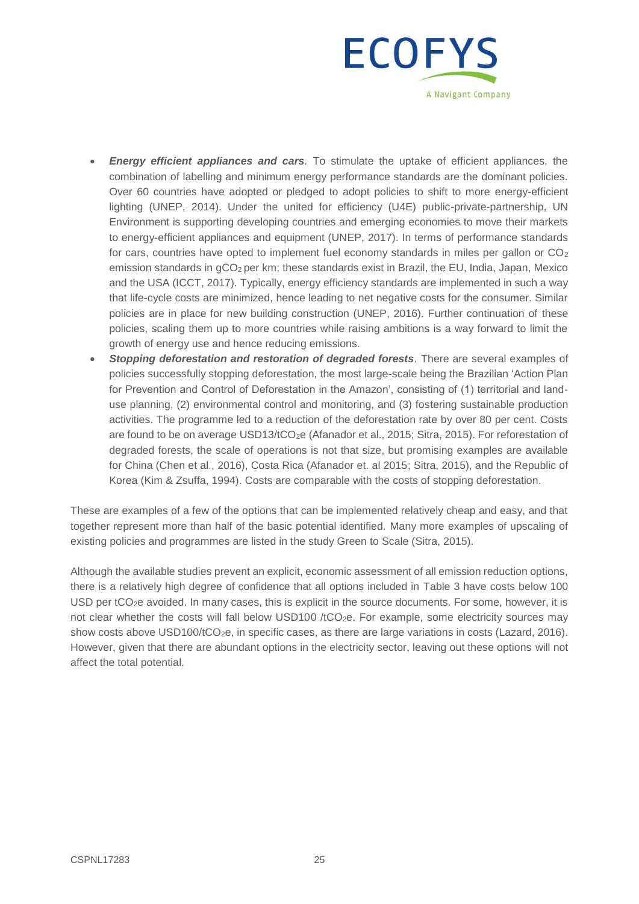- ***Energy efficient appliances and cars***. To stimulate the uptake of efficient appliances, the combination of labelling and minimum energy performance standards are the dominant policies. Over 60 countries have adopted or pledged to adopt policies to shift to more energy-efficient lighting (UNEP, 2014). Under the united for efficiency (U4E) public-private-partnership, UN Environment is supporting developing countries and emerging economies to move their markets to energy-efficient appliances and equipment (UNEP, 2017). In terms of performance standards for cars, countries have opted to implement fuel economy standards in miles per gallon or $CO_2$ emission standards in $gCO_2$ per km; these standards exist in Brazil, the EU, India, Japan, Mexico and the USA (ICCT, 2017). Typically, energy efficiency standards are implemented in such a way that life-cycle costs are minimized, hence leading to net negative costs for the consumer. Similar policies are in place for new building construction (UNEP, 2016). Further continuation of these policies, scaling them up to more countries while raising ambitions is a way forward to limit the growth of energy use and hence reducing emissions.
- ***Stopping deforestation and restoration of degraded forests***. There are several examples of policies successfully stopping deforestation, the most large-scale being the Brazilian 'Action Plan for Prevention and Control of Deforestation in the Amazon', consisting of (1) territorial and land-use planning, (2) environmental control and monitoring, and (3) fostering sustainable production activities. The programme led to a reduction of the deforestation rate by over 80 per cent. Costs are found to be on average USD13/$tCO_2e$ (Afanador et al., 2015; Sitra, 2015). For reforestation of degraded forests, the scale of operations is not that size, but promising examples are available for China (Chen et al., 2016), Costa Rica (Afanador et. al 2015; Sitra, 2015), and the Republic of Korea (Kim & Zsuffa, 1994). Costs are comparable with the costs of stopping deforestation.

These are examples of a few of the options that can be implemented relatively cheap and easy, and that together represent more than half of the basic potential identified. Many more examples of upscaling of existing policies and programmes are listed in the study Green to Scale (Sitra, 2015).

Although the available studies prevent an explicit, economic assessment of all emission reduction options, there is a relatively high degree of confidence that all options included in Table 3 have costs below 100 USD per $tCO_2e$ avoided. In many cases, this is explicit in the source documents. For some, however, it is not clear whether the costs will fall below USD100 /$tCO_2e$. For example, some electricity sources may show costs above USD100/$tCO_2e$, in specific cases, as there are large variations in costs (Lazard, 2016). However, given that there are abundant options in the electricity sector, leaving out these options will not affect the total potential.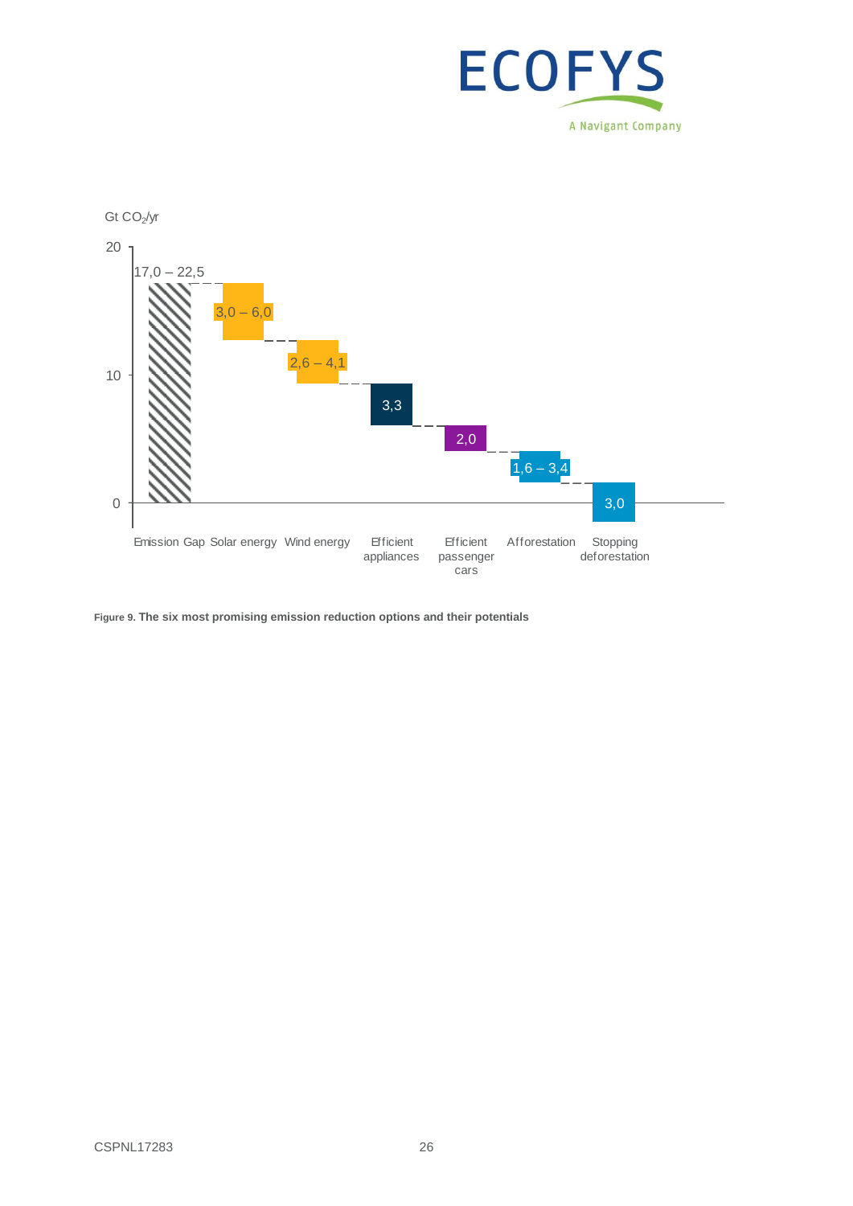Gt $CO_2$/yr

| Option | Gt $CO_2$/yr |
| --- | --- |
| Emission Gap | 17,0 – 22,5 |
| Solar energy | 3,0 – 6,0 |
| Wind energy | 2,6 – 4,1 |
| Efficient appliances | 3,3 |
| Efficient passenger cars | 2,0 |
| Afforestation | 1,6 – 3,4 |
| Stopping deforestation | 3,0 |

**Figure 9. The six most promising emission reduction options and their potentials**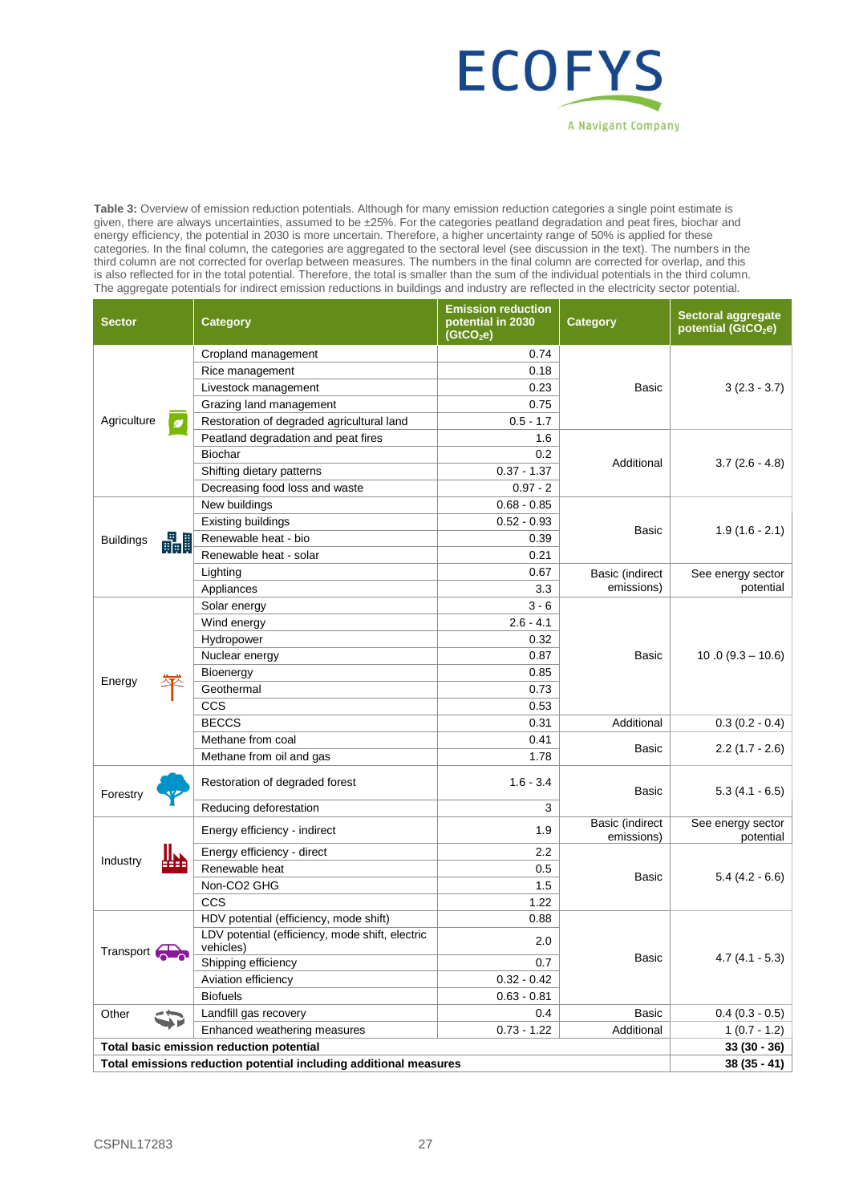**Table 3:** Overview of emission reduction potentials. Although for many emission reduction categories a single point estimate is given, there are always uncertainties, assumed to be ±25%. For the categories peatland degradation and peat fires, biochar and energy efficiency, the potential in 2030 is more uncertain. Therefore, a higher uncertainty range of 50% is applied for these categories. In the final column, the categories are aggregated to the sectoral level (see discussion in the text). The numbers in the third column are not corrected for overlap between measures. The numbers in the final column are corrected for overlap, and this is also reflected for in the total potential. Therefore, the total is smaller than the sum of the individual potentials in the third column. The aggregate potentials for indirect emission reductions in buildings and industry are reflected in the electricity sector potential.

| Sector | Category | Emission reduction potential in 2030 ($GtCO_2e$) | Category | Sectoral aggregate potential ($GtCO_2e$) |
|---|---|---|---|---|
| Agriculture | Cropland management | 0.74 | Basic | 3 (2.3 - 3.7) |
| | Rice management | 0.18 | | |
| | Livestock management | 0.23 | | |
| | Grazing land management | 0.75 | | |
| | Restoration of degraded agricultural land | 0.5 - 1.7 | | |
| | Peatland degradation and peat fires | 1.6 | Additional | 3.7 (2.6 - 4.8) |
| | Biochar | 0.2 | | |
| | Shifting dietary patterns | 0.37 - 1.37 | | |
| | Decreasing food loss and waste | 0.97 - 2 | | |
| Buildings | New buildings | 0.68 - 0.85 | Basic | 1.9 (1.6 - 2.1) |
| | Existing buildings | 0.52 - 0.93 | | |
| | Renewable heat - bio | 0.39 | | |
| | Renewable heat - solar | 0.21 | | |
| | Lighting | 0.67 | Basic (indirect emissions) | See energy sector potential |
| | Appliances | 3.3 | | |
| Energy | Solar energy | 3 - 6 | Basic | 10 .0 (9.3 – 10.6) |
| | Wind energy | 2.6 - 4.1 | | |
| | Hydropower | 0.32 | | |
| | Nuclear energy | 0.87 | | |
| | Bioenergy | 0.85 | | |
| | Geothermal | 0.73 | | |
| | CCS | 0.53 | | |
| | BECCS | 0.31 | Additional | 0.3 (0.2 - 0.4) |
| | Methane from coal | 0.41 | Basic | 2.2 (1.7 - 2.6) |
| | Methane from oil and gas | 1.78 | | |
| Forestry | Restoration of degraded forest | 1.6 - 3.4 | Basic | 5.3 (4.1 - 6.5) |
| | Reducing deforestation | 3 | | |
| Industry | Energy efficiency - indirect | 1.9 | Basic (indirect emissions) | See energy sector potential |
| | Energy efficiency - direct | 2.2 | Basic | 5.4 (4.2 - 6.6) |
| | Renewable heat | 0.5 | | |
| | Non-CO2 GHG | 1.5 | | |
| | CCS | 1.22 | | |
| Transport | HDV potential (efficiency, mode shift) | 0.88 | Basic | 4.7 (4.1 - 5.3) |
| | LDV potential (efficiency, mode shift, electric vehicles) | 2.0 | | |
| | Shipping efficiency | 0.7 | | |
| | Aviation efficiency | 0.32 - 0.42 | | |
| | Biofuels | 0.63 - 0.81 | | |
| Other | Landfill gas recovery | 0.4 | Basic | 0.4 (0.3 - 0.5) |
| | Enhanced weathering measures | 0.73 - 1.22 | Additional | 1 (0.7 - 1.2) |
| **Total basic emission reduction potential** | | | | **33 (30 - 36)** |
| **Total emissions reduction potential including additional measures** | | | | **38 (35 - 41)** |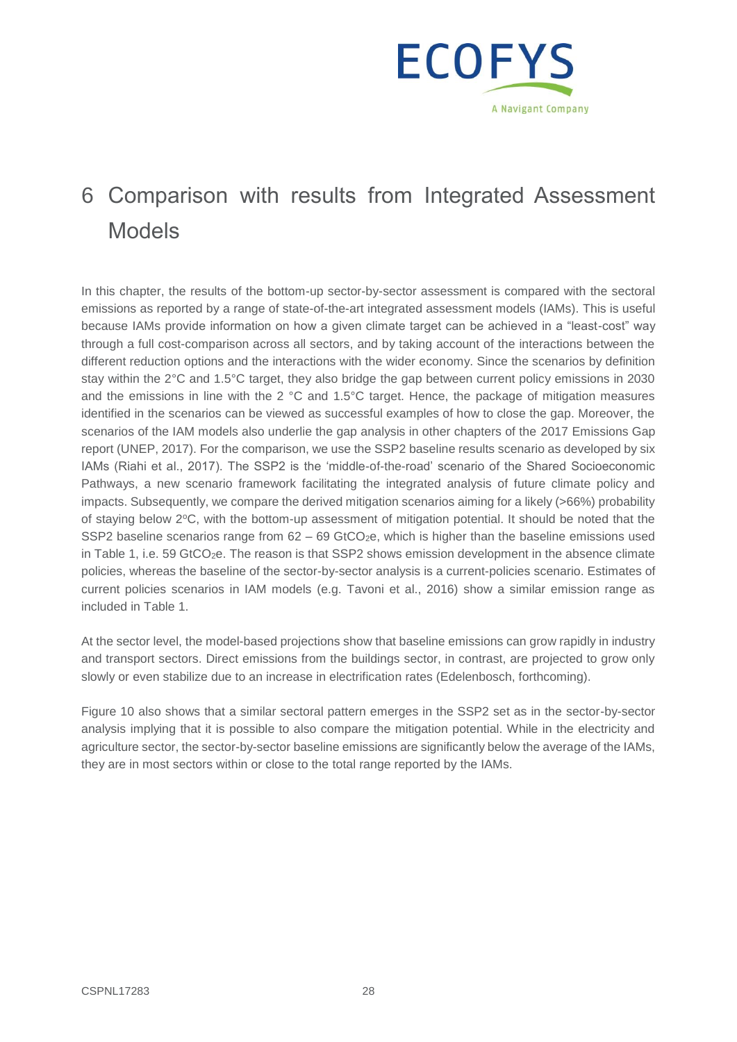# 6 Comparison with results from Integrated Assessment Models

In this chapter, the results of the bottom-up sector-by-sector assessment is compared with the sectoral emissions as reported by a range of state-of-the-art integrated assessment models (IAMs). This is useful because IAMs provide information on how a given climate target can be achieved in a "least-cost" way through a full cost-comparison across all sectors, and by taking account of the interactions between the different reduction options and the interactions with the wider economy. Since the scenarios by definition stay within the 2°C and 1.5°C target, they also bridge the gap between current policy emissions in 2030 and the emissions in line with the 2 °C and 1.5°C target. Hence, the package of mitigation measures identified in the scenarios can be viewed as successful examples of how to close the gap. Moreover, the scenarios of the IAM models also underlie the gap analysis in other chapters of the 2017 Emissions Gap report (UNEP, 2017). For the comparison, we use the SSP2 baseline results scenario as developed by six IAMs (Riahi et al., 2017). The SSP2 is the 'middle-of-the-road' scenario of the Shared Socioeconomic Pathways, a new scenario framework facilitating the integrated analysis of future climate policy and impacts. Subsequently, we compare the derived mitigation scenarios aiming for a likely (>66%) probability of staying below 2°C, with the bottom-up assessment of mitigation potential. It should be noted that the SSP2 baseline scenarios range from 62 – 69 $GtCO_2e$, which is higher than the baseline emissions used in Table 1, i.e. 59 $GtCO_2e$. The reason is that SSP2 shows emission development in the absence climate policies, whereas the baseline of the sector-by-sector analysis is a current-policies scenario. Estimates of current policies scenarios in IAM models (e.g. Tavoni et al., 2016) show a similar emission range as included in Table 1.

At the sector level, the model-based projections show that baseline emissions can grow rapidly in industry and transport sectors. Direct emissions from the buildings sector, in contrast, are projected to grow only slowly or even stabilize due to an increase in electrification rates (Edelenbosch, forthcoming).

Figure 10 also shows that a similar sectoral pattern emerges in the SSP2 set as in the sector-by-sector analysis implying that it is possible to also compare the mitigation potential. While in the electricity and agriculture sector, the sector-by-sector baseline emissions are significantly below the average of the IAMs, they are in most sectors within or close to the total range reported by the IAMs.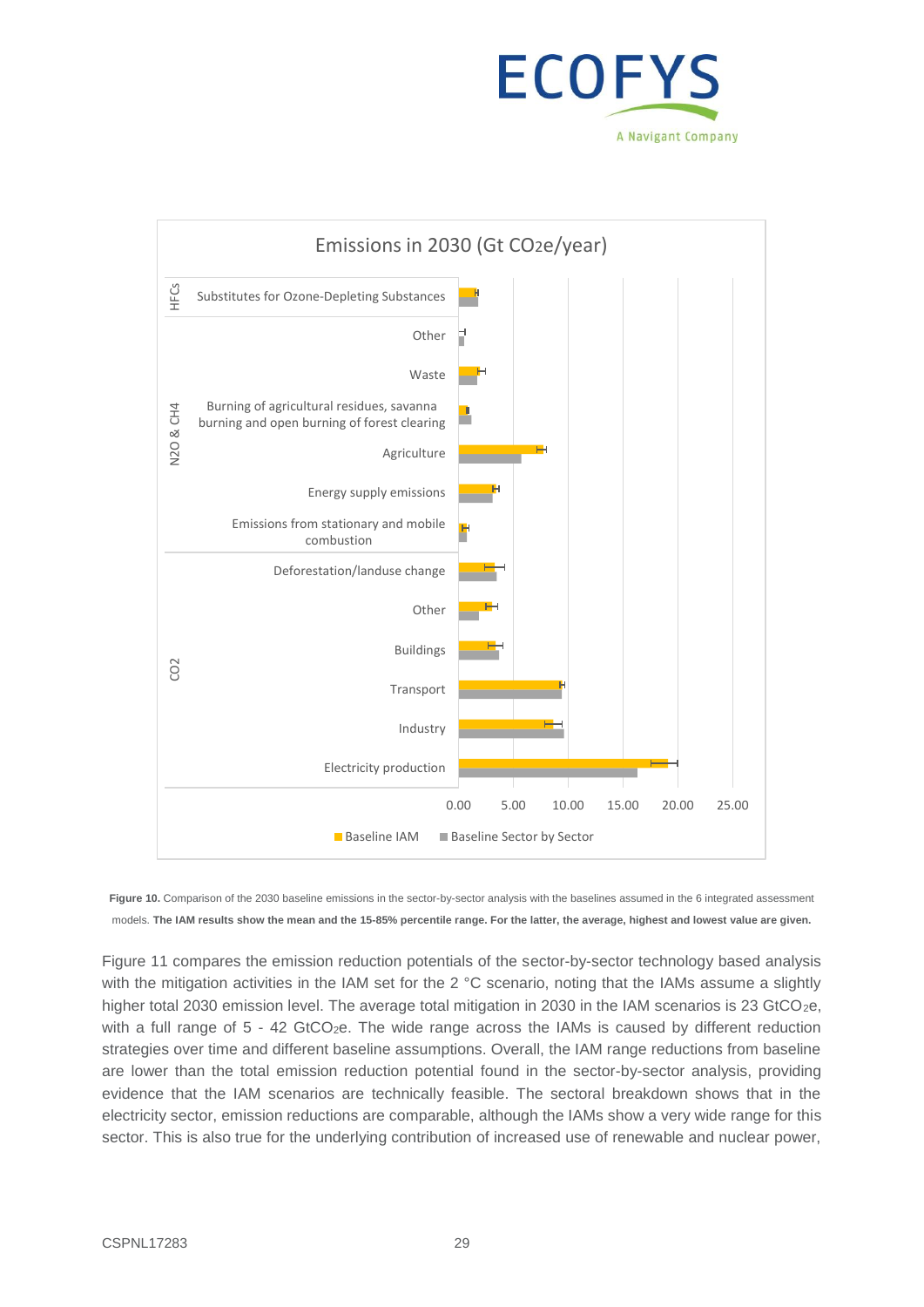**Figure 10.** Comparison of the 2030 baseline emissions in the sector-by-sector analysis with the baselines assumed in the 6 integrated assessment models. **The IAM results show the mean and the 15-85% percentile range. For the latter, the average, highest and lowest value are given.**

Figure 11 compares the emission reduction potentials of the sector-by-sector technology based analysis with the mitigation activities in the IAM set for the 2 °C scenario, noting that the IAMs assume a slightly higher total 2030 emission level. The average total mitigation in 2030 in the IAM scenarios is 23 $GtCO_2e$, with a full range of 5 - 42 $GtCO_2e$. The wide range across the IAMs is caused by different reduction strategies over time and different baseline assumptions. Overall, the IAM range reductions from baseline are lower than the total emission reduction potential found in the sector-by-sector analysis, providing evidence that the IAM scenarios are technically feasible. The sectoral breakdown shows that in the electricity sector, emission reductions are comparable, although the IAMs show a very wide range for this sector. This is also true for the underlying contribution of increased use of renewable and nuclear power,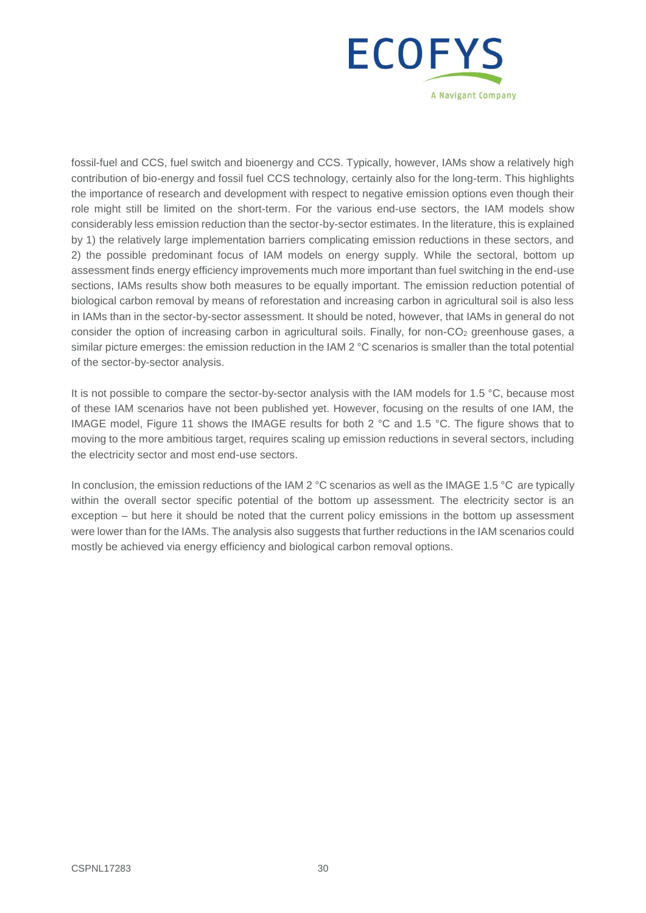fossil-fuel and CCS, fuel switch and bioenergy and CCS. Typically, however, IAMs show a relatively high contribution of bio-energy and fossil fuel CCS technology, certainly also for the long-term. This highlights the importance of research and development with respect to negative emission options even though their role might still be limited on the short-term. For the various end-use sectors, the IAM models show considerably less emission reduction than the sector-by-sector estimates. In the literature, this is explained by 1) the relatively large implementation barriers complicating emission reductions in these sectors, and 2) the possible predominant focus of IAM models on energy supply. While the sectoral, bottom up assessment finds energy efficiency improvements much more important than fuel switching in the end-use sections, IAMs results show both measures to be equally important. The emission reduction potential of biological carbon removal by means of reforestation and increasing carbon in agricultural soil is also less in IAMs than in the sector-by-sector assessment. It should be noted, however, that IAMs in general do not consider the option of increasing carbon in agricultural soils. Finally, for non-$CO_2$ greenhouse gases, a similar picture emerges: the emission reduction in the IAM 2 °C scenarios is smaller than the total potential of the sector-by-sector analysis.

It is not possible to compare the sector-by-sector analysis with the IAM models for 1.5 °C, because most of these IAM scenarios have not been published yet. However, focusing on the results of one IAM, the IMAGE model, Figure 11 shows the IMAGE results for both 2 °C and 1.5 °C. The figure shows that to moving to the more ambitious target, requires scaling up emission reductions in several sectors, including the electricity sector and most end-use sectors.

In conclusion, the emission reductions of the IAM 2 °C scenarios as well as the IMAGE 1.5 °C are typically within the overall sector specific potential of the bottom up assessment. The electricity sector is an exception – but here it should be noted that the current policy emissions in the bottom up assessment were lower than for the IAMs. The analysis also suggests that further reductions in the IAM scenarios could mostly be achieved via energy efficiency and biological carbon removal options.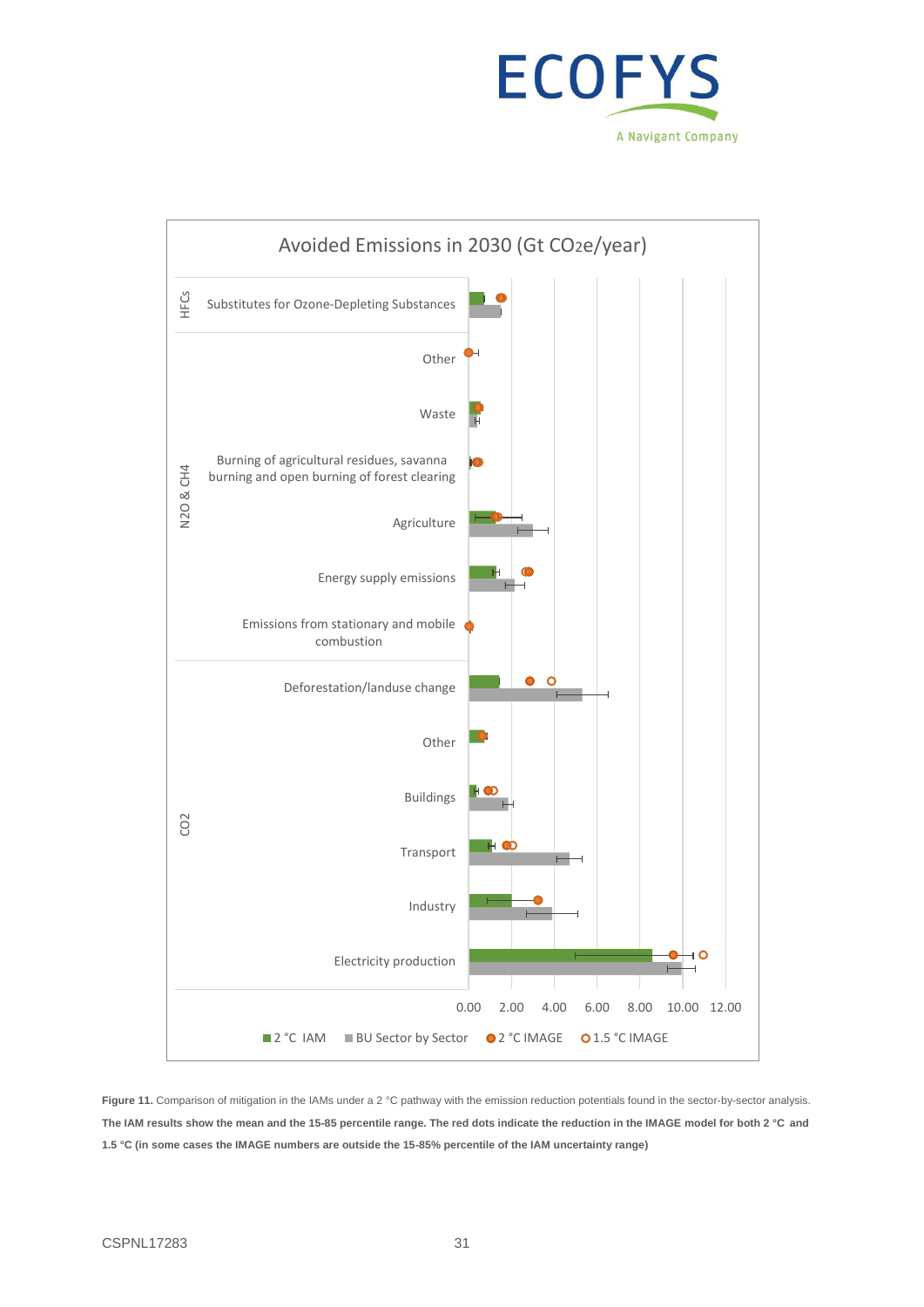Avoided Emissions in 2030 (Gt CO2e/year)

| Category | Sector |
|---|---|
| HFCs | Substitutes for Ozone-Depleting Substances |
| N2O & CH4 | Other |
| | Waste |
| | Burning of agricultural residues, savanna burning and open burning of forest clearing |
| | Agriculture |
| | Energy supply emissions |
| | Emissions from stationary and mobile combustion |
| CO2 | Deforestation/landuse change |
| | Other |
| | Buildings |
| | Transport |
| | Industry |
| | Electricity production |

0.00 2.00 4.00 6.00 8.00 10.00 12.00

2 °C IAM | BU Sector by Sector | 2 °C IMAGE | 1.5 °C IMAGE

**Figure 11.** Comparison of mitigation in the IAMs under a 2 °C pathway with the emission reduction potentials found in the sector-by-sector analysis. **The IAM results show the mean and the 15-85 percentile range. The red dots indicate the reduction in the IMAGE model for both 2 °C and 1.5 °C (in some cases the IMAGE numbers are outside the 15-85% percentile of the IAM uncertainty range)**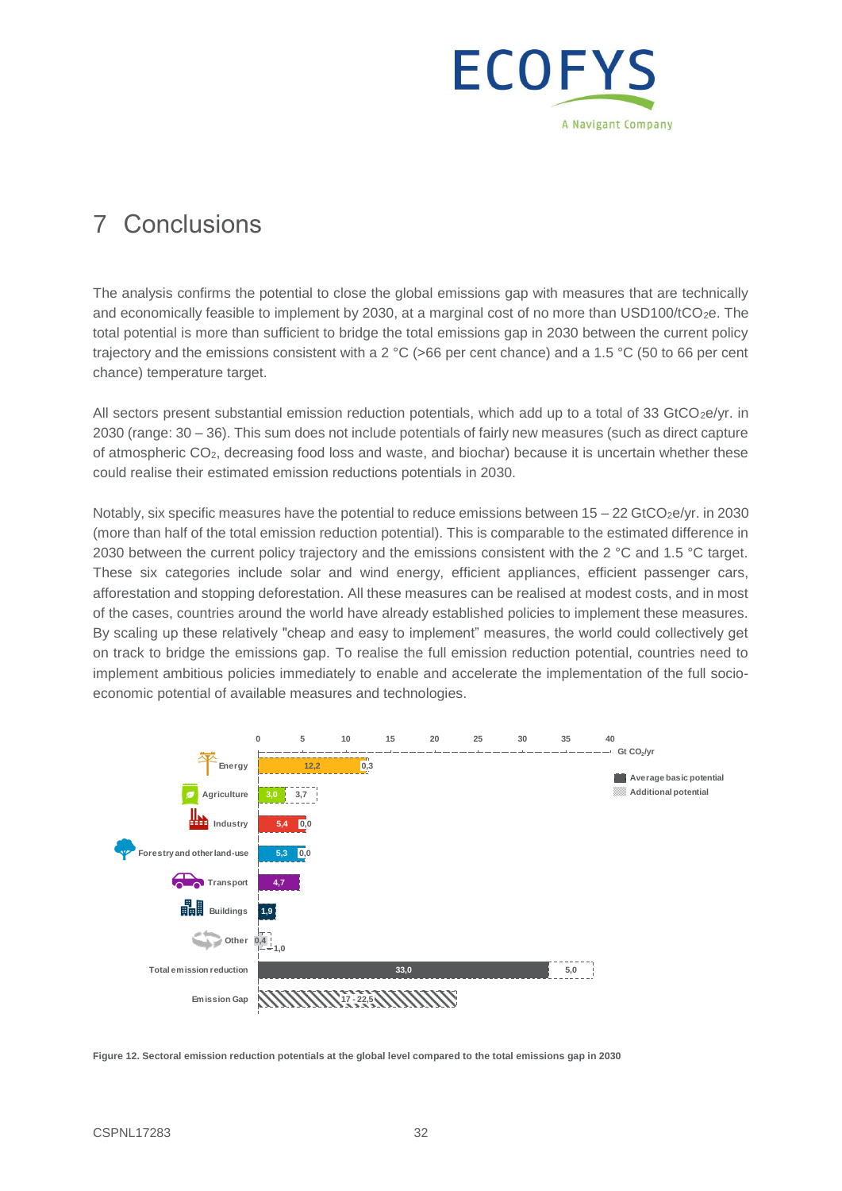# 7 Conclusions

The analysis confirms the potential to close the global emissions gap with measures that are technically and economically feasible to implement by 2030, at a marginal cost of no more than USD100/t$CO_2$e. The total potential is more than sufficient to bridge the total emissions gap in 2030 between the current policy trajectory and the emissions consistent with a 2 °C (>66 per cent chance) and a 1.5 °C (50 to 66 per cent chance) temperature target.

All sectors present substantial emission reduction potentials, which add up to a total of 33 Gt$CO_2$e/yr. in 2030 (range: 30 – 36). This sum does not include potentials of fairly new measures (such as direct capture of atmospheric $CO_2$, decreasing food loss and waste, and biochar) because it is uncertain whether these could realise their estimated emission reductions potentials in 2030.

Notably, six specific measures have the potential to reduce emissions between 15 – 22 Gt$CO_2$e/yr. in 2030 (more than half of the total emission reduction potential). This is comparable to the estimated difference in 2030 between the current policy trajectory and the emissions consistent with the 2 °C and 1.5 °C target. These six categories include solar and wind energy, efficient appliances, efficient passenger cars, afforestation and stopping deforestation. All these measures can be realised at modest costs, and in most of the cases, countries around the world have already established policies to implement these measures. By scaling up these relatively "cheap and easy to implement" measures, the world could collectively get on track to bridge the emissions gap. To realise the full emission reduction potential, countries need to implement ambitious policies immediately to enable and accelerate the implementation of the full socio-economic potential of available measures and technologies.

| Sector | Average basic potential (Gt $CO_2$/yr) | Additional potential (Gt $CO_2$/yr) |
|---|---|---|
| Energy | 12,2 | 0,3 |
| Agriculture | 3,0 | 3,7 |
| Industry | 5,4 | 0,0 |
| Forestry and other land-use | 5,3 | 0,0 |
| Transport | 4,7 | |
| Buildings | 1,9 | |
| Other | 0,4 | 1,0 |
| Total emission reduction | 33,0 | 5,0 |
| Emission Gap | 17 - 22,5 | |

**Figure 12. Sectoral emission reduction potentials at the global level compared to the total emissions gap in 2030**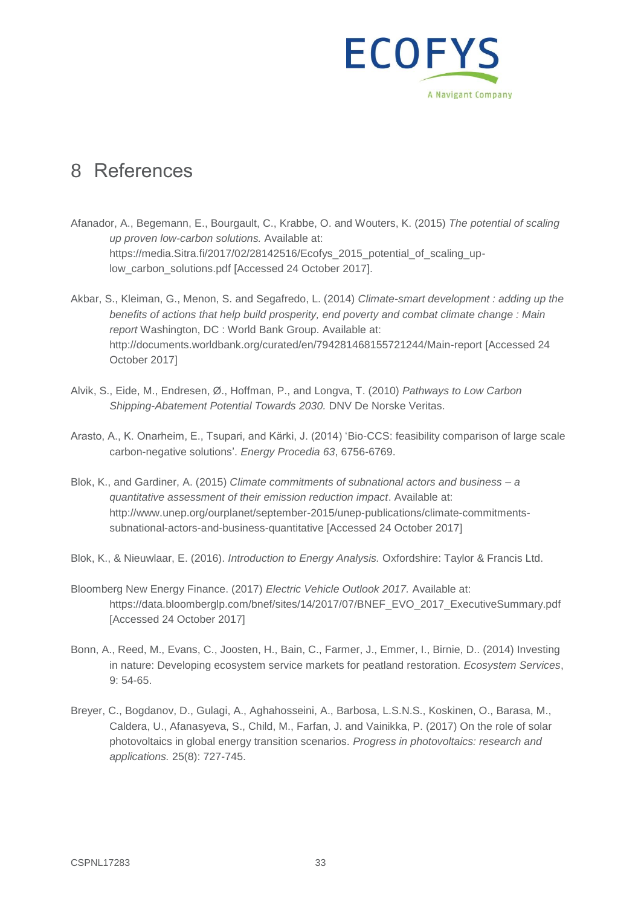# 8 References

Afanador, A., Begemann, E., Bourgault, C., Krabbe, O. and Wouters, K. (2015) *The potential of scaling up proven low-carbon solutions.* Available at: https://media.Sitra.fi/2017/02/28142516/Ecofys_2015_potential_of_scaling_up-low_carbon_solutions.pdf [Accessed 24 October 2017].

Akbar, S., Kleiman, G., Menon, S. and Segafredo, L. (2014) *Climate-smart development : adding up the benefits of actions that help build prosperity, end poverty and combat climate change : Main report* Washington, DC : World Bank Group. Available at: http://documents.worldbank.org/curated/en/794281468155721244/Main-report [Accessed 24 October 2017]

Alvik, S., Eide, M., Endresen, Ø., Hoffman, P., and Longva, T. (2010) *Pathways to Low Carbon Shipping-Abatement Potential Towards 2030.* DNV De Norske Veritas.

Arasto, A., K. Onarheim, E., Tsupari, and Kärki, J. (2014) 'Bio-CCS: feasibility comparison of large scale carbon-negative solutions'. *Energy Procedia 63*, 6756-6769.

Blok, K., and Gardiner, A. (2015) *Climate commitments of subnational actors and business – a quantitative assessment of their emission reduction impact*. Available at: http://www.unep.org/ourplanet/september-2015/unep-publications/climate-commitments-subnational-actors-and-business-quantitative [Accessed 24 October 2017]

Blok, K., & Nieuwlaar, E. (2016). *Introduction to Energy Analysis.* Oxfordshire: Taylor & Francis Ltd.

Bloomberg New Energy Finance. (2017) *Electric Vehicle Outlook 2017.* Available at: https://data.bloomberglp.com/bnef/sites/14/2017/07/BNEF_EVO_2017_ExecutiveSummary.pdf [Accessed 24 October 2017]

Bonn, A., Reed, M., Evans, C., Joosten, H., Bain, C., Farmer, J., Emmer, I., Birnie, D.. (2014) Investing in nature: Developing ecosystem service markets for peatland restoration. *Ecosystem Services*, 9: 54-65.

Breyer, C., Bogdanov, D., Gulagi, A., Aghahosseini, A., Barbosa, L.S.N.S., Koskinen, O., Barasa, M., Caldera, U., Afanasyeva, S., Child, M., Farfan, J. and Vainikka, P. (2017) On the role of solar photovoltaics in global energy transition scenarios. *Progress in photovoltaics: research and applications.* 25(8): 727-745.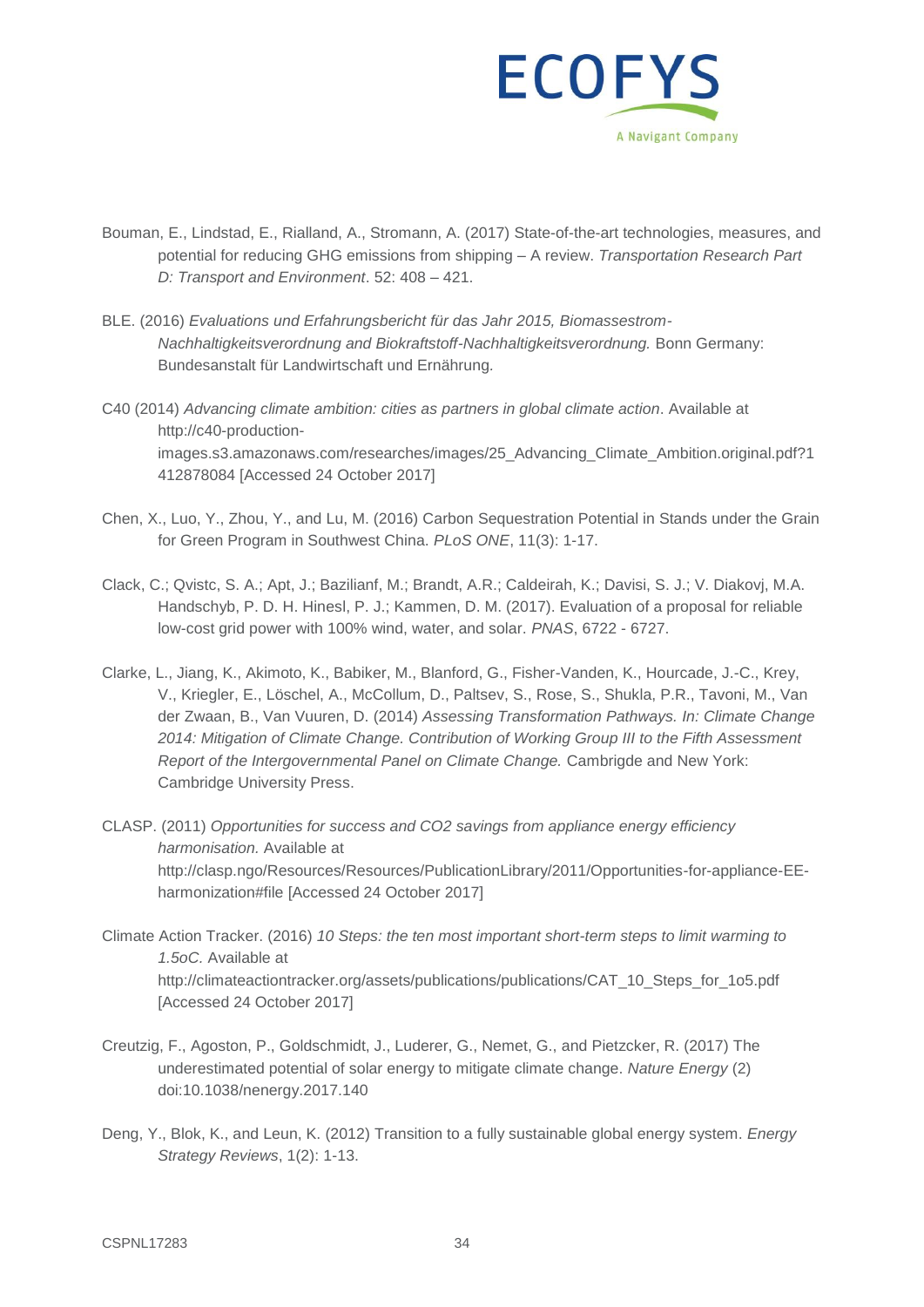Bouman, E., Lindstad, E., Rialland, A., Stromann, A. (2017) State-of-the-art technologies, measures, and potential for reducing GHG emissions from shipping – A review. *Transportation Research Part D: Transport and Environment*. 52: 408 – 421.

BLE. (2016) *Evaluations und Erfahrungsbericht für das Jahr 2015, Biomassestrom-Nachhaltigkeitsverordnung and Biokraftstoff-Nachhaltigkeitsverordnung.* Bonn Germany: Bundesanstalt für Landwirtschaft und Ernährung.

C40 (2014) *Advancing climate ambition: cities as partners in global climate action*. Available at http://c40-production-images.s3.amazonaws.com/researches/images/25_Advancing_Climate_Ambition.original.pdf?1412878084 [Accessed 24 October 2017]

Chen, X., Luo, Y., Zhou, Y., and Lu, M. (2016) Carbon Sequestration Potential in Stands under the Grain for Green Program in Southwest China. *PLoS ONE*, 11(3): 1-17.

Clack, C.; Qvistc, S. A.; Apt, J.; Bazilianf, M.; Brandt, A.R.; Caldeirah, K.; Davisi, S. J.; V. Diakovj, M.A. Handschyb, P. D. H. Hinesl, P. J.; Kammen, D. M. (2017). Evaluation of a proposal for reliable low-cost grid power with 100% wind, water, and solar. *PNAS*, 6722 - 6727.

Clarke, L., Jiang, K., Akimoto, K., Babiker, M., Blanford, G., Fisher-Vanden, K., Hourcade, J.-C., Krey, V., Kriegler, E., Löschel, A., McCollum, D., Paltsev, S., Rose, S., Shukla, P.R., Tavoni, M., Van der Zwaan, B., Van Vuuren, D. (2014) *Assessing Transformation Pathways. In: Climate Change 2014: Mitigation of Climate Change. Contribution of Working Group III to the Fifth Assessment Report of the Intergovernmental Panel on Climate Change.* Cambrigde and New York: Cambridge University Press.

CLASP. (2011) *Opportunities for success and CO2 savings from appliance energy efficiency harmonisation.* Available at http://clasp.ngo/Resources/Resources/PublicationLibrary/2011/Opportunities-for-appliance-EE-harmonization#file [Accessed 24 October 2017]

Climate Action Tracker. (2016) *10 Steps: the ten most important short-term steps to limit warming to 1.5oC.* Available at http://climateactiontracker.org/assets/publications/publications/CAT_10_Steps_for_1o5.pdf [Accessed 24 October 2017]

Creutzig, F., Agoston, P., Goldschmidt, J., Luderer, G., Nemet, G., and Pietzcker, R. (2017) The underestimated potential of solar energy to mitigate climate change. *Nature Energy* (2) doi:10.1038/nenergy.2017.140

Deng, Y., Blok, K., and Leun, K. (2012) Transition to a fully sustainable global energy system. *Energy Strategy Reviews*, 1(2): 1-13.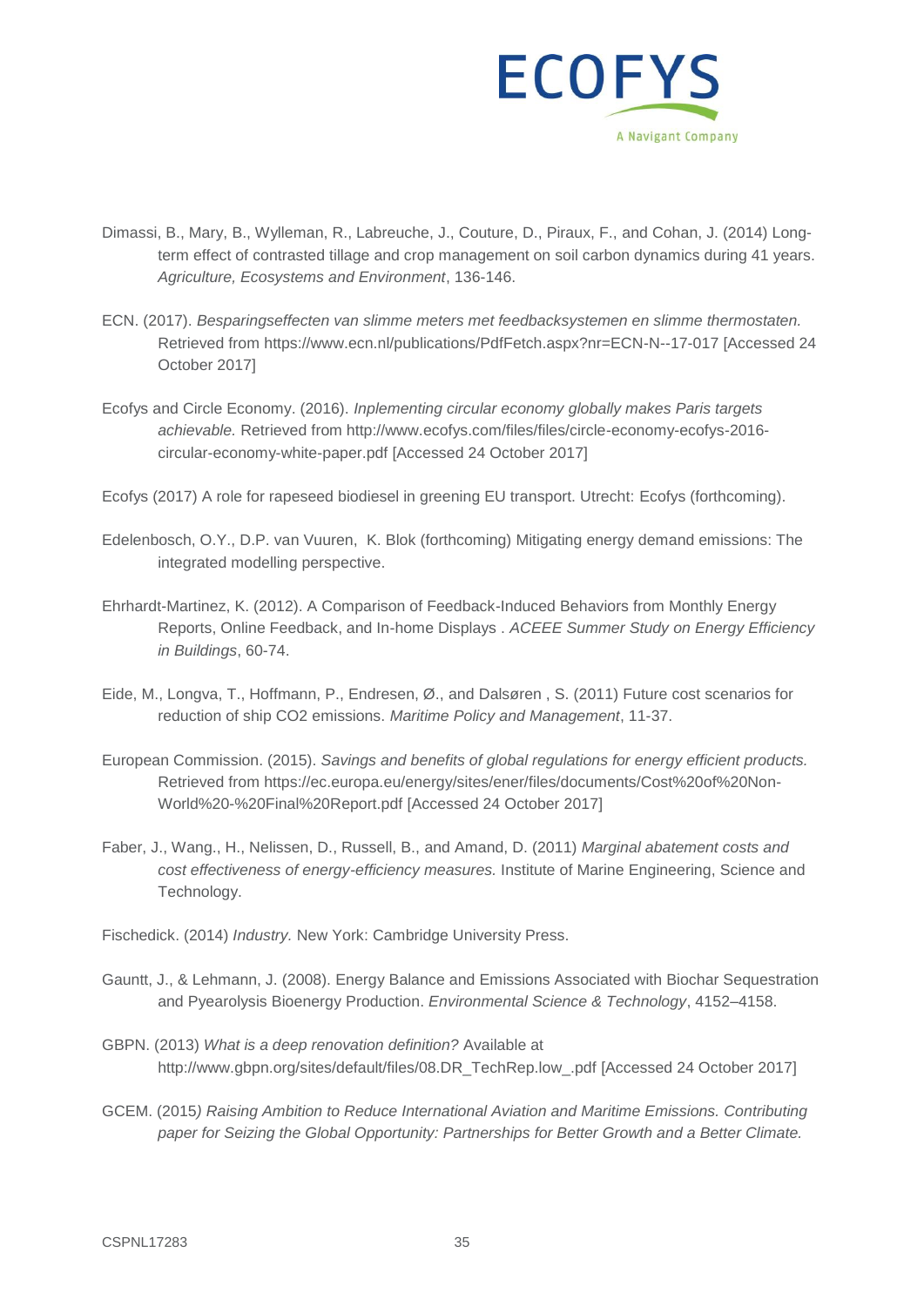Dimassi, B., Mary, B., Wylleman, R., Labreuche, J., Couture, D., Piraux, F., and Cohan, J. (2014) Long-term effect of contrasted tillage and crop management on soil carbon dynamics during 41 years. *Agriculture, Ecosystems and Environment*, 136-146.

ECN. (2017). *Besparingseffecten van slimme meters met feedbacksystemen en slimme thermostaten.* Retrieved from https://www.ecn.nl/publications/PdfFetch.aspx?nr=ECN-N--17-017 [Accessed 24 October 2017]

Ecofys and Circle Economy. (2016). *Inplementing circular economy globally makes Paris targets achievable.* Retrieved from http://www.ecofys.com/files/files/circle-economy-ecofys-2016-circular-economy-white-paper.pdf [Accessed 24 October 2017]

Ecofys (2017) A role for rapeseed biodiesel in greening EU transport. Utrecht: Ecofys (forthcoming).

Edelenbosch, O.Y., D.P. van Vuuren, K. Blok (forthcoming) Mitigating energy demand emissions: The integrated modelling perspective.

Ehrhardt-Martinez, K. (2012). A Comparison of Feedback-Induced Behaviors from Monthly Energy Reports, Online Feedback, and In-home Displays . *ACEEE Summer Study on Energy Efficiency in Buildings*, 60-74.

Eide, M., Longva, T., Hoffmann, P., Endresen, Ø., and Dalsøren , S. (2011) Future cost scenarios for reduction of ship CO2 emissions. *Maritime Policy and Management*, 11-37.

European Commission. (2015). *Savings and benefits of global regulations for energy efficient products.* Retrieved from https://ec.europa.eu/energy/sites/ener/files/documents/Cost%20of%20Non-World%20-%20Final%20Report.pdf [Accessed 24 October 2017]

Faber, J., Wang., H., Nelissen, D., Russell, B., and Amand, D. (2011) *Marginal abatement costs and cost effectiveness of energy-efficiency measures.* Institute of Marine Engineering, Science and Technology.

Fischedick. (2014) *Industry.* New York: Cambridge University Press.

Gauntt, J., & Lehmann, J. (2008). Energy Balance and Emissions Associated with Biochar Sequestration and Pyearolysis Bioenergy Production. *Environmental Science & Technology*, 4152–4158.

GBPN. (2013) *What is a deep renovation definition?* Available at http://www.gbpn.org/sites/default/files/08.DR_TechRep.low_.pdf [Accessed 24 October 2017]

GCEM. (2015*) Raising Ambition to Reduce International Aviation and Maritime Emissions. Contributing paper for Seizing the Global Opportunity: Partnerships for Better Growth and a Better Climate.*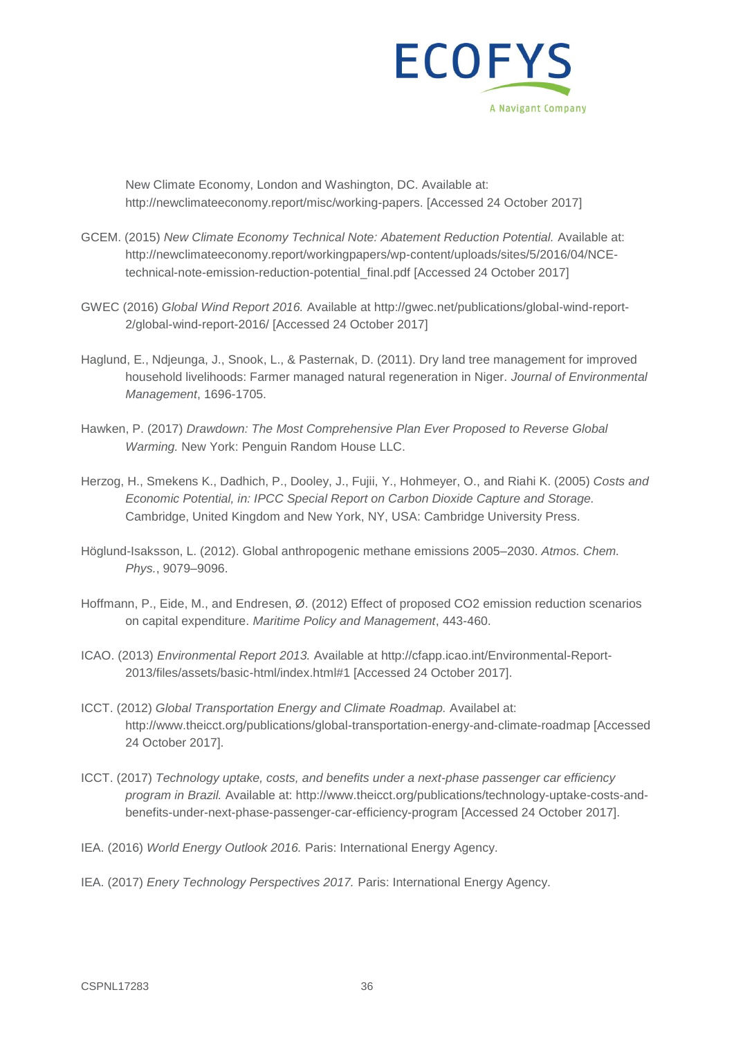New Climate Economy, London and Washington, DC. Available at: http://newclimateeconomy.report/misc/working-papers. [Accessed 24 October 2017]

GCEM. (2015) *New Climate Economy Technical Note: Abatement Reduction Potential.* Available at: http://newclimateeconomy.report/workingpapers/wp-content/uploads/sites/5/2016/04/NCE-technical-note-emission-reduction-potential_final.pdf [Accessed 24 October 2017]

GWEC (2016) *Global Wind Report 2016.* Available at http://gwec.net/publications/global-wind-report-2/global-wind-report-2016/ [Accessed 24 October 2017]

Haglund, E., Ndjeunga, J., Snook, L., & Pasternak, D. (2011). Dry land tree management for improved household livelihoods: Farmer managed natural regeneration in Niger. *Journal of Environmental Management*, 1696-1705.

Hawken, P. (2017) *Drawdown: The Most Comprehensive Plan Ever Proposed to Reverse Global Warming.* New York: Penguin Random House LLC.

Herzog, H., Smekens K., Dadhich, P., Dooley, J., Fujii, Y., Hohmeyer, O., and Riahi K. (2005) *Costs and Economic Potential, in: IPCC Special Report on Carbon Dioxide Capture and Storage.* Cambridge, United Kingdom and New York, NY, USA: Cambridge University Press.

Höglund-Isaksson, L. (2012). Global anthropogenic methane emissions 2005–2030. *Atmos. Chem. Phys.*, 9079–9096.

Hoffmann, P., Eide, M., and Endresen, Ø. (2012) Effect of proposed CO2 emission reduction scenarios on capital expenditure. *Maritime Policy and Management*, 443-460.

ICAO. (2013) *Environmental Report 2013.* Available at http://cfapp.icao.int/Environmental-Report-2013/files/assets/basic-html/index.html#1 [Accessed 24 October 2017].

ICCT. (2012) *Global Transportation Energy and Climate Roadmap.* Availabel at: http://www.theicct.org/publications/global-transportation-energy-and-climate-roadmap [Accessed 24 October 2017].

ICCT. (2017) *Technology uptake, costs, and benefits under a next-phase passenger car efficiency program in Brazil.* Available at: http://www.theicct.org/publications/technology-uptake-costs-and-benefits-under-next-phase-passenger-car-efficiency-program [Accessed 24 October 2017].

IEA. (2016) *World Energy Outlook 2016.* Paris: International Energy Agency.

IEA. (2017) *Enery Technology Perspectives 2017.* Paris: International Energy Agency.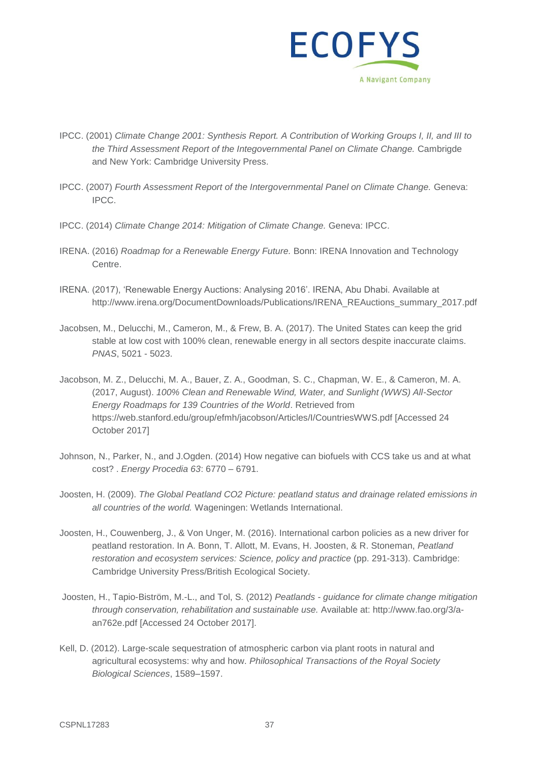IPCC. (2001) *Climate Change 2001: Synthesis Report. A Contribution of Working Groups I, II, and III to the Third Assessment Report of the Integovernmental Panel on Climate Change.* Cambrigde and New York: Cambridge University Press.

IPCC. (2007) *Fourth Assessment Report of the Intergovernmental Panel on Climate Change.* Geneva: IPCC.

IPCC. (2014) *Climate Change 2014: Mitigation of Climate Change.* Geneva: IPCC.

IRENA. (2016) *Roadmap for a Renewable Energy Future.* Bonn: IRENA Innovation and Technology Centre.

IRENA. (2017), 'Renewable Energy Auctions: Analysing 2016'. IRENA, Abu Dhabi. Available at http://www.irena.org/DocumentDownloads/Publications/IRENA_REAuctions_summary_2017.pdf

Jacobsen, M., Delucchi, M., Cameron, M., & Frew, B. A. (2017). The United States can keep the grid stable at low cost with 100% clean, renewable energy in all sectors despite inaccurate claims. *PNAS*, 5021 - 5023.

Jacobson, M. Z., Delucchi, M. A., Bauer, Z. A., Goodman, S. C., Chapman, W. E., & Cameron, M. A. (2017, August). *100% Clean and Renewable Wind, Water, and Sunlight (WWS) All-Sector Energy Roadmaps for 139 Countries of the World*. Retrieved from https://web.stanford.edu/group/efmh/jacobson/Articles/I/CountriesWWS.pdf [Accessed 24 October 2017]

Johnson, N., Parker, N., and J.Ogden. (2014) How negative can biofuels with CCS take us and at what cost? . *Energy Procedia 63*: 6770 – 6791.

Joosten, H. (2009). *The Global Peatland CO2 Picture: peatland status and drainage related emissions in all countries of the world.* Wageningen: Wetlands International.

Joosten, H., Couwenberg, J., & Von Unger, M. (2016). International carbon policies as a new driver for peatland restoration. In A. Bonn, T. Allott, M. Evans, H. Joosten, & R. Stoneman, *Peatland restoration and ecosystem services: Science, policy and practice* (pp. 291-313). Cambridge: Cambridge University Press/British Ecological Society.

Joosten, H., Tapio-Biström, M.-L., and Tol, S. (2012) *Peatlands - guidance for climate change mitigation through conservation, rehabilitation and sustainable use.* Available at: http://www.fao.org/3/a-an762e.pdf [Accessed 24 October 2017].

Kell, D. (2012). Large-scale sequestration of atmospheric carbon via plant roots in natural and agricultural ecosystems: why and how. *Philosophical Transactions of the Royal Society Biological Sciences*, 1589–1597.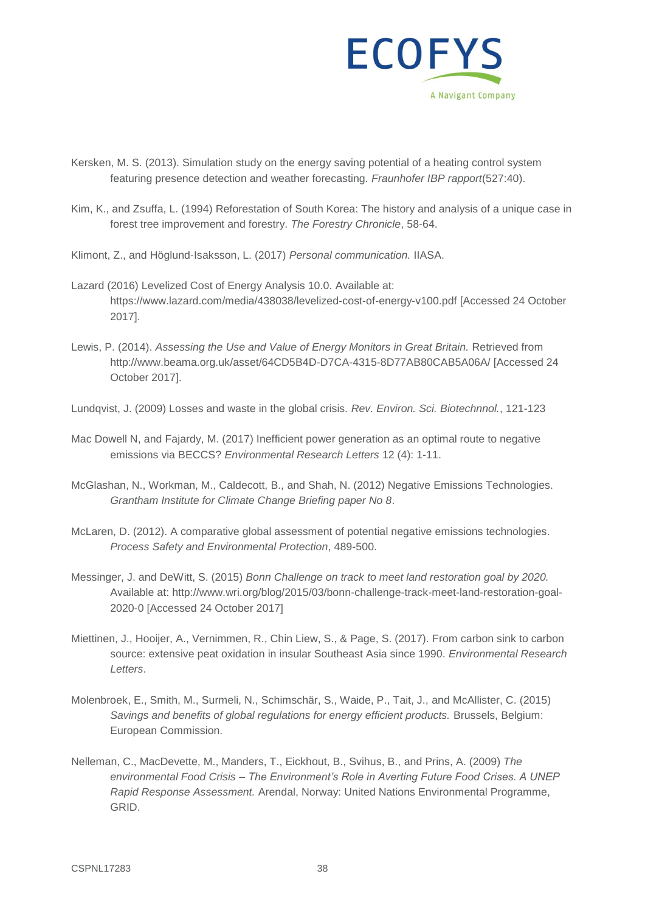Kersken, M. S. (2013). Simulation study on the energy saving potential of a heating control system featuring presence detection and weather forecasting. *Fraunhofer IBP rapport*(527:40).

Kim, K., and Zsuffa, L. (1994) Reforestation of South Korea: The history and analysis of a unique case in forest tree improvement and forestry. *The Forestry Chronicle*, 58-64.

Klimont, Z., and Höglund-Isaksson, L. (2017) *Personal communication.* IIASA.

Lazard (2016) Levelized Cost of Energy Analysis 10.0. Available at: https://www.lazard.com/media/438038/levelized-cost-of-energy-v100.pdf [Accessed 24 October 2017].

Lewis, P. (2014). *Assessing the Use and Value of Energy Monitors in Great Britain.* Retrieved from http://www.beama.org.uk/asset/64CD5B4D-D7CA-4315-8D77AB80CAB5A06A/ [Accessed 24 October 2017].

Lundqvist, J. (2009) Losses and waste in the global crisis. *Rev. Environ. Sci. Biotechnnol.*, 121-123

Mac Dowell N, and Fajardy, M. (2017) Inefficient power generation as an optimal route to negative emissions via BECCS? *Environmental Research Letters* 12 (4): 1-11.

McGlashan, N., Workman, M., Caldecott, B., and Shah, N. (2012) Negative Emissions Technologies. *Grantham Institute for Climate Change Briefing paper No 8*.

McLaren, D. (2012). A comparative global assessment of potential negative emissions technologies. *Process Safety and Environmental Protection*, 489-500.

Messinger, J. and DeWitt, S. (2015) *Bonn Challenge on track to meet land restoration goal by 2020.* Available at: http://www.wri.org/blog/2015/03/bonn-challenge-track-meet-land-restoration-goal-2020-0 [Accessed 24 October 2017]

Miettinen, J., Hooijer, A., Vernimmen, R., Chin Liew, S., & Page, S. (2017). From carbon sink to carbon source: extensive peat oxidation in insular Southeast Asia since 1990. *Environmental Research Letters*.

Molenbroek, E., Smith, M., Surmeli, N., Schimschär, S., Waide, P., Tait, J., and McAllister, C. (2015) *Savings and benefits of global regulations for energy efficient products.* Brussels, Belgium: European Commission.

Nelleman, C., MacDevette, M., Manders, T., Eickhout, B., Svihus, B., and Prins, A. (2009) *The environmental Food Crisis – The Environment's Role in Averting Future Food Crises. A UNEP Rapid Response Assessment.* Arendal, Norway: United Nations Environmental Programme, GRID.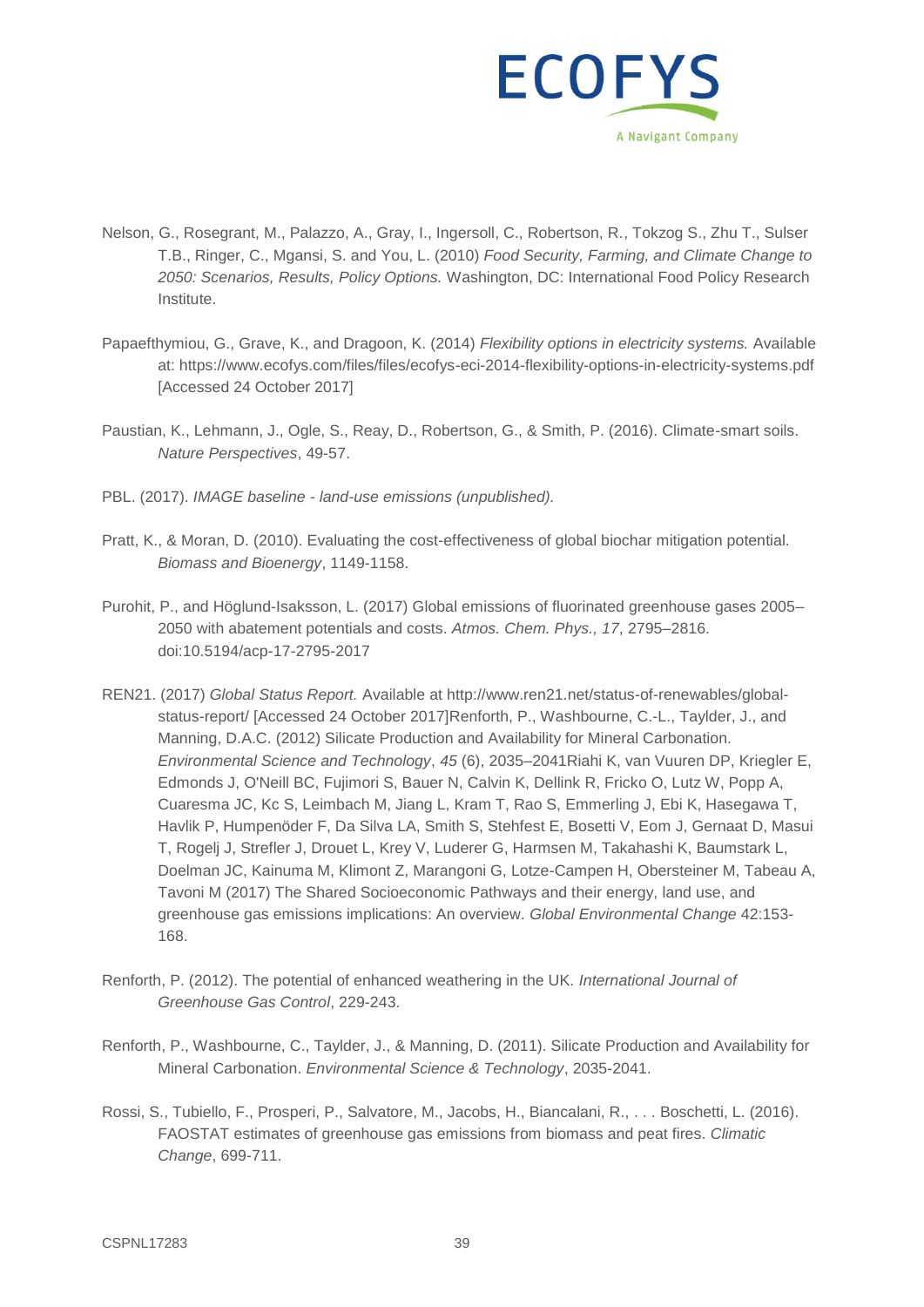Nelson, G., Rosegrant, M., Palazzo, A., Gray, I., Ingersoll, C., Robertson, R., Tokzog S., Zhu T., Sulser T.B., Ringer, C., Mgansi, S. and You, L. (2010) *Food Security, Farming, and Climate Change to 2050: Scenarios, Results, Policy Options.* Washington, DC: International Food Policy Research Institute.

Papaefthymiou, G., Grave, K., and Dragoon, K. (2014) *Flexibility options in electricity systems.* Available at: https://www.ecofys.com/files/files/ecofys-eci-2014-flexibility-options-in-electricity-systems.pdf [Accessed 24 October 2017]

Paustian, K., Lehmann, J., Ogle, S., Reay, D., Robertson, G., & Smith, P. (2016). Climate-smart soils. *Nature Perspectives*, 49-57.

PBL. (2017). *IMAGE baseline - land-use emissions (unpublished).*

Pratt, K., & Moran, D. (2010). Evaluating the cost-effectiveness of global biochar mitigation potential. *Biomass and Bioenergy*, 1149-1158.

Purohit, P., and Höglund-Isaksson, L. (2017) Global emissions of fluorinated greenhouse gases 2005–2050 with abatement potentials and costs. *Atmos. Chem. Phys., 17*, 2795–2816. doi:10.5194/acp-17-2795-2017

REN21. (2017) *Global Status Report.* Available at http://www.ren21.net/status-of-renewables/global-status-report/ [Accessed 24 October 2017]Renforth, P., Washbourne, C.-L., Taylder, J., and Manning, D.A.C. (2012) Silicate Production and Availability for Mineral Carbonation. *Environmental Science and Technology*, *45* (6), 2035–2041Riahi K, van Vuuren DP, Kriegler E, Edmonds J, O'Neill BC, Fujimori S, Bauer N, Calvin K, Dellink R, Fricko O, Lutz W, Popp A, Cuaresma JC, Kc S, Leimbach M, Jiang L, Kram T, Rao S, Emmerling J, Ebi K, Hasegawa T, Havlik P, Humpenöder F, Da Silva LA, Smith S, Stehfest E, Bosetti V, Eom J, Gernaat D, Masui T, Rogelj J, Strefler J, Drouet L, Krey V, Luderer G, Harmsen M, Takahashi K, Baumstark L, Doelman JC, Kainuma M, Klimont Z, Marangoni G, Lotze-Campen H, Obersteiner M, Tabeau A, Tavoni M (2017) The Shared Socioeconomic Pathways and their energy, land use, and greenhouse gas emissions implications: An overview. *Global Environmental Change* 42:153-168.

Renforth, P. (2012). The potential of enhanced weathering in the UK. *International Journal of Greenhouse Gas Control*, 229-243.

Renforth, P., Washbourne, C., Taylder, J., & Manning, D. (2011). Silicate Production and Availability for Mineral Carbonation. *Environmental Science & Technology*, 2035-2041.

Rossi, S., Tubiello, F., Prosperi, P., Salvatore, M., Jacobs, H., Biancalani, R., . . . Boschetti, L. (2016). FAOSTAT estimates of greenhouse gas emissions from biomass and peat fires. *Climatic Change*, 699-711.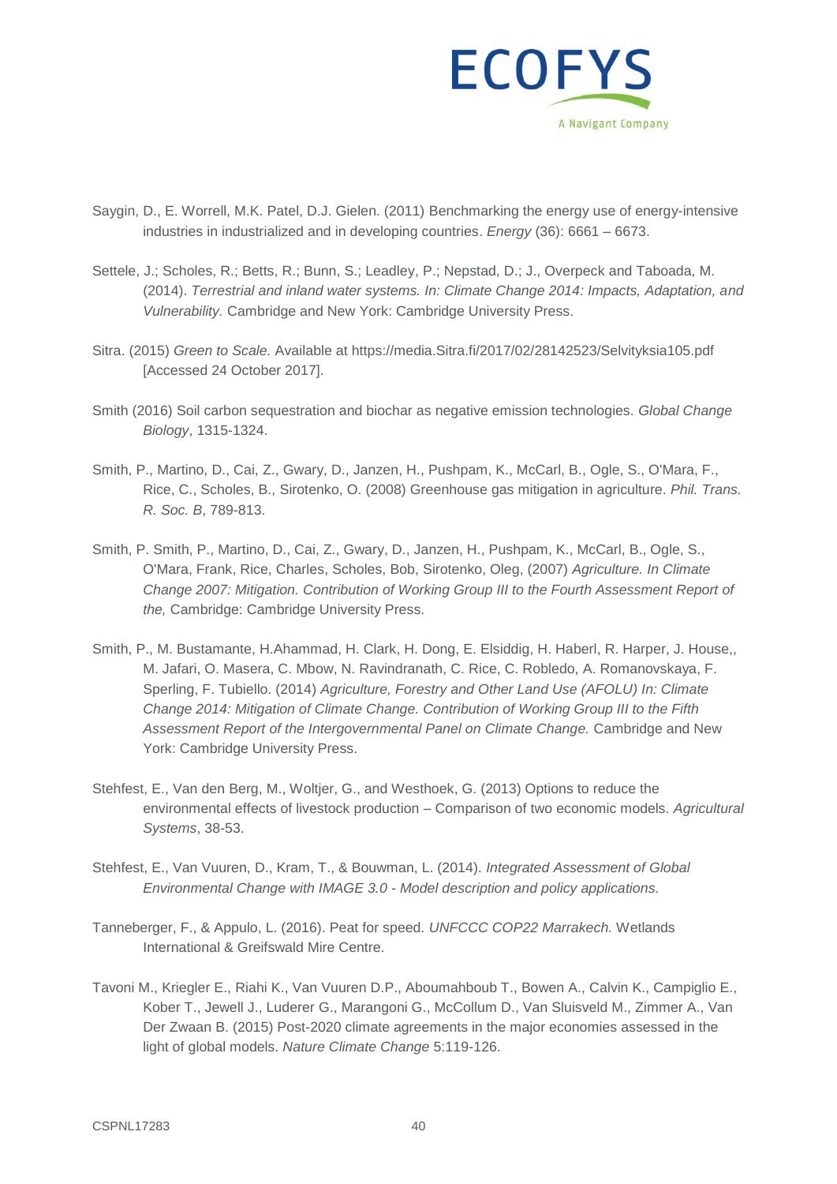Saygin, D., E. Worrell, M.K. Patel, D.J. Gielen. (2011) Benchmarking the energy use of energy-intensive industries in industrialized and in developing countries. *Energy* (36): 6661 – 6673.

Settele, J.; Scholes, R.; Betts, R.; Bunn, S.; Leadley, P.; Nepstad, D.; J., Overpeck and Taboada, M. (2014). *Terrestrial and inland water systems. In: Climate Change 2014: Impacts, Adaptation, and Vulnerability.* Cambridge and New York: Cambridge University Press.

Sitra. (2015) *Green to Scale.* Available at https://media.Sitra.fi/2017/02/28142523/Selvityksia105.pdf [Accessed 24 October 2017].

Smith (2016) Soil carbon sequestration and biochar as negative emission technologies. *Global Change Biology*, 1315-1324.

Smith, P., Martino, D., Cai, Z., Gwary, D., Janzen, H., Pushpam, K., McCarl, B., Ogle, S., O'Mara, F., Rice, C., Scholes, B., Sirotenko, O. (2008) Greenhouse gas mitigation in agriculture. *Phil. Trans. R. Soc. B*, 789-813.

Smith, P. Smith, P., Martino, D., Cai, Z., Gwary, D., Janzen, H., Pushpam, K., McCarl, B., Ogle, S., O'Mara, Frank, Rice, Charles, Scholes, Bob, Sirotenko, Oleg, (2007) *Agriculture. In Climate Change 2007: Mitigation. Contribution of Working Group III to the Fourth Assessment Report of the,* Cambridge: Cambridge University Press.

Smith, P., M. Bustamante, H.Ahammad, H. Clark, H. Dong, E. Elsiddig, H. Haberl, R. Harper, J. House,, M. Jafari, O. Masera, C. Mbow, N. Ravindranath, C. Rice, C. Robledo, A. Romanovskaya, F. Sperling, F. Tubiello. (2014) *Agriculture, Forestry and Other Land Use (AFOLU) In: Climate Change 2014: Mitigation of Climate Change. Contribution of Working Group III to the Fifth Assessment Report of the Intergovernmental Panel on Climate Change.* Cambridge and New York: Cambridge University Press.

Stehfest, E., Van den Berg, M., Woltjer, G., and Westhoek, G. (2013) Options to reduce the environmental effects of livestock production – Comparison of two economic models. *Agricultural Systems*, 38-53.

Stehfest, E., Van Vuuren, D., Kram, T., & Bouwman, L. (2014). *Integrated Assessment of Global Environmental Change with IMAGE 3.0 - Model description and policy applications.*

Tanneberger, F., & Appulo, L. (2016). Peat for speed. *UNFCCC COP22 Marrakech.* Wetlands International & Greifswald Mire Centre.

Tavoni M., Kriegler E., Riahi K., Van Vuuren D.P., Aboumahboub T., Bowen A., Calvin K., Campiglio E., Kober T., Jewell J., Luderer G., Marangoni G., McCollum D., Van Sluisveld M., Zimmer A., Van Der Zwaan B. (2015) Post-2020 climate agreements in the major economies assessed in the light of global models. *Nature Climate Change* 5:119-126.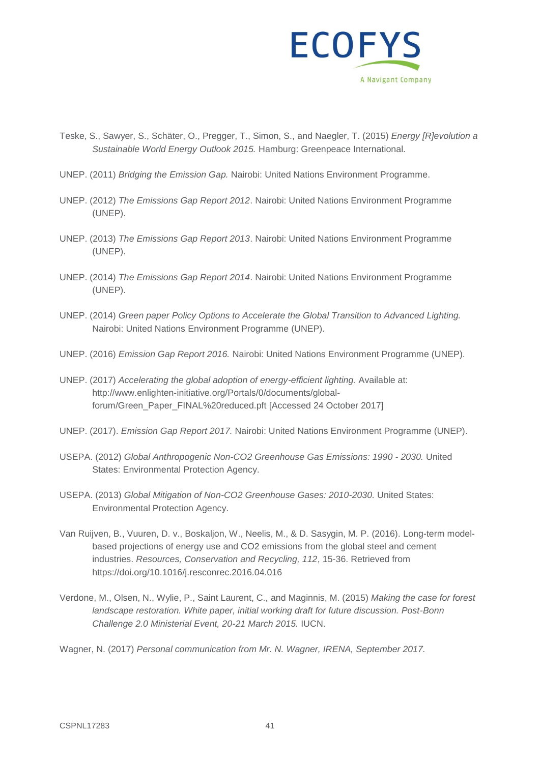Teske, S., Sawyer, S., Schäter, O., Pregger, T., Simon, S., and Naegler, T. (2015) *Energy [R]evolution a Sustainable World Energy Outlook 2015.* Hamburg: Greenpeace International.

UNEP. (2011) *Bridging the Emission Gap.* Nairobi: United Nations Environment Programme.

UNEP. (2012) *The Emissions Gap Report 2012*. Nairobi: United Nations Environment Programme (UNEP).

UNEP. (2013) *The Emissions Gap Report 2013*. Nairobi: United Nations Environment Programme (UNEP).

UNEP. (2014) *The Emissions Gap Report 2014*. Nairobi: United Nations Environment Programme (UNEP).

UNEP. (2014) *Green paper Policy Options to Accelerate the Global Transition to Advanced Lighting.* Nairobi: United Nations Environment Programme (UNEP).

UNEP. (2016) *Emission Gap Report 2016.* Nairobi: United Nations Environment Programme (UNEP).

UNEP. (2017) *Accelerating the global adoption of energy-efficient lighting.* Available at: http://www.enlighten-initiative.org/Portals/0/documents/global-forum/Green_Paper_FINAL%20reduced.pft [Accessed 24 October 2017]

UNEP. (2017). *Emission Gap Report 2017.* Nairobi: United Nations Environment Programme (UNEP).

USEPA. (2012) *Global Anthropogenic Non-CO2 Greenhouse Gas Emissions: 1990 - 2030.* United States: Environmental Protection Agency.

USEPA. (2013) *Global Mitigation of Non-CO2 Greenhouse Gases: 2010-2030.* United States: Environmental Protection Agency.

Van Ruijven, B., Vuuren, D. v., Boskaljon, W., Neelis, M., & D. Sasygin, M. P. (2016). Long-term model-based projections of energy use and CO2 emissions from the global steel and cement industries. *Resources, Conservation and Recycling, 112*, 15-36. Retrieved from https://doi.org/10.1016/j.resconrec.2016.04.016

Verdone, M., Olsen, N., Wylie, P., Saint Laurent, C., and Maginnis, M. (2015) *Making the case for forest landscape restoration. White paper, initial working draft for future discussion. Post-Bonn Challenge 2.0 Ministerial Event, 20-21 March 2015.* IUCN.

Wagner, N. (2017) *Personal communication from Mr. N. Wagner, IRENA, September 2017.*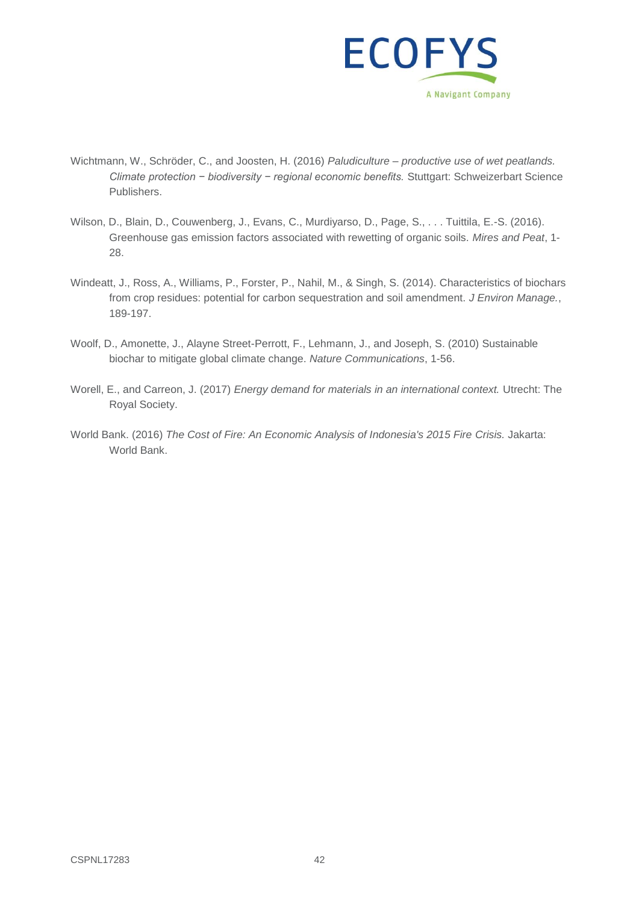Wichtmann, W., Schröder, C., and Joosten, H. (2016) *Paludiculture – productive use of wet peatlands. Climate protection − biodiversity − regional economic benefits.* Stuttgart: Schweizerbart Science Publishers.

Wilson, D., Blain, D., Couwenberg, J., Evans, C., Murdiyarso, D., Page, S., . . . Tuittila, E.-S. (2016). Greenhouse gas emission factors associated with rewetting of organic soils. *Mires and Peat*, 1-28.

Windeatt, J., Ross, A., Williams, P., Forster, P., Nahil, M., & Singh, S. (2014). Characteristics of biochars from crop residues: potential for carbon sequestration and soil amendment. *J Environ Manage.*, 189-197.

Woolf, D., Amonette, J., Alayne Street-Perrott, F., Lehmann, J., and Joseph, S. (2010) Sustainable biochar to mitigate global climate change. *Nature Communications*, 1-56.

Worell, E., and Carreon, J. (2017) *Energy demand for materials in an international context.* Utrecht: The Royal Society.

World Bank. (2016) *The Cost of Fire: An Economic Analysis of Indonesia's 2015 Fire Crisis.* Jakarta: World Bank.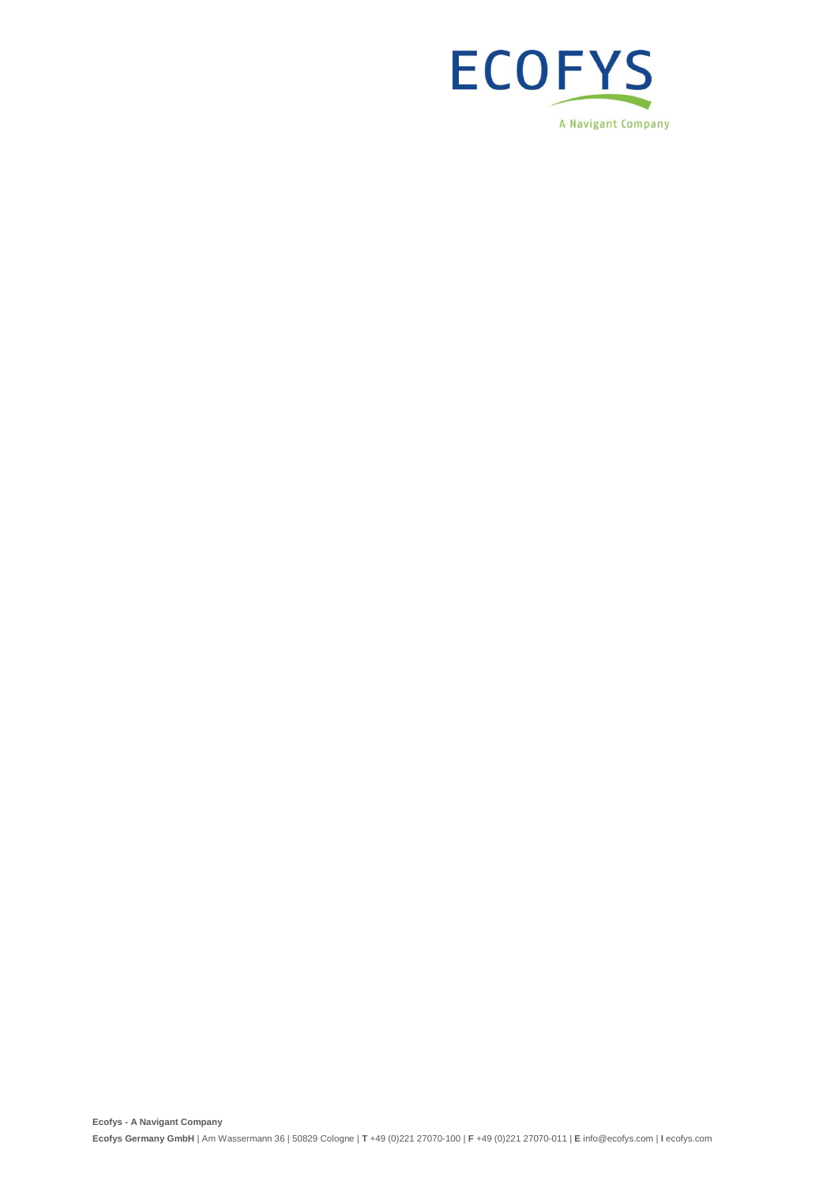ECOFYS

A Navigant Company

**Ecofys - A Navigant Company**

**Ecofys Germany GmbH** | Am Wassermann 36 | 50829 Cologne | **T** +49 (0)221 27070-100 | **F** +49 (0)221 27070-011 | **E** info@ecofys.com | **I** ecofys.com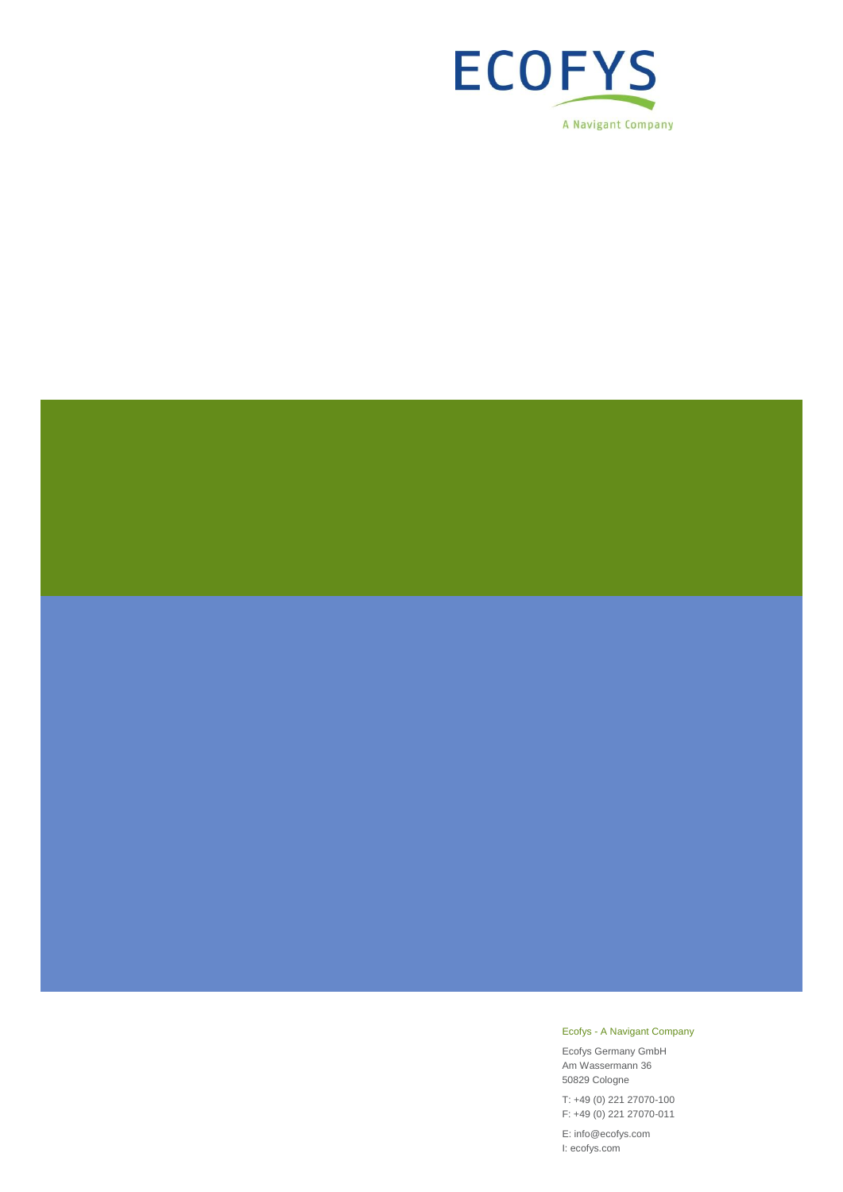ECOFYS

A Navigant Company

Ecofys - A Navigant Company

Ecofys Germany GmbH
Am Wassermann 36
50829 Cologne

T: +49 (0) 221 27070-100
F: +49 (0) 221 27070-011

E: info@ecofys.com
I: ecofys.com